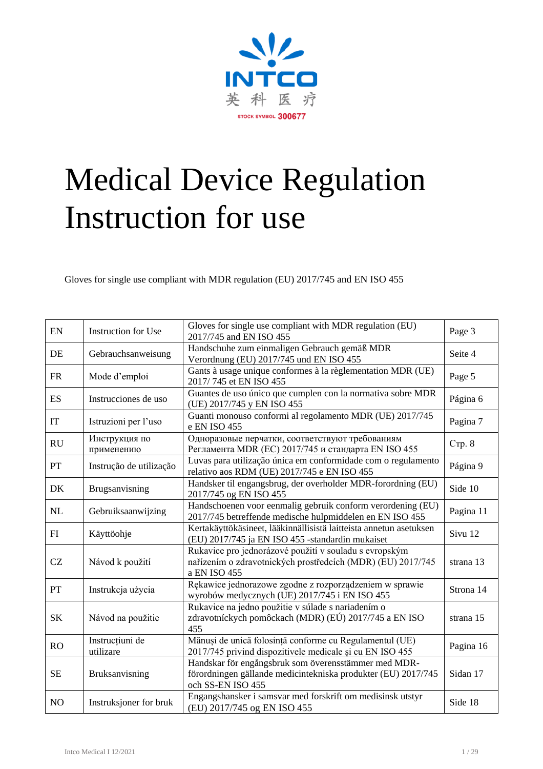INTCO
英科医疗
STOCK SYMBOL 300677

# Medical Device Regulation Instruction for use

Gloves for single use compliant with MDR regulation (EU) 2017/745 and EN ISO 455

| EN | Instruction for Use | Gloves for single use compliant with MDR regulation (EU) 2017/745 and EN ISO 455 | Page 3 |
|---|---|---|---|
| DE | Gebrauchsanweisung | Handschuhe zum einmaligen Gebrauch gemäß MDR Verordnung (EU) 2017/745 und EN ISO 455 | Seite 4 |
| FR | Mode d'emploi | Gants à usage unique conformes à la règlementation MDR (UE) 2017/ 745 et EN ISO 455 | Page 5 |
| ES | Instrucciones de uso | Guantes de uso único que cumplen con la normativa sobre MDR (UE) 2017/745 y EN ISO 455 | Página 6 |
| IT | Istruzioni per l'uso | Guanti monouso conformi al regolamento MDR (UE) 2017/745 e EN ISO 455 | Pagina 7 |
| RU | Инструкция по применению | Одноразовые перчатки, соответствуют требованиям Регламента MDR (ЕС) 2017/745 и стандарта EN ISO 455 | Стр. 8 |
| PT | Instrução de utilização | Luvas para utilização única em conformidade com o regulamento relativo aos RDM (UE) 2017/745 e EN ISO 455 | Página 9 |
| DK | Brugsanvisning | Handsker til engangsbrug, der overholder MDR-forordning (EU) 2017/745 og EN ISO 455 | Side 10 |
| NL | Gebruiksaanwijzing | Handschoenen voor eenmalig gebruik conform verordening (EU) 2017/745 betreffende medische hulpmiddelen en EN ISO 455 | Pagina 11 |
| FI | Käyttöohje | Kertakäyttökäsineet, lääkinnällisistä laitteista annetun asetuksen (EU) 2017/745 ja EN ISO 455 -standardin mukaiset | Sivu 12 |
| CZ | Návod k použití | Rukavice pro jednorázové použití v souladu s evropským nařízením o zdravotnických prostředcích (MDR) (EU) 2017/745 a EN ISO 455 | strana 13 |
| PT | Instrukcja użycia | Rękawice jednorazowe zgodne z rozporządzeniem w sprawie wyrobów medycznych (UE) 2017/745 i EN ISO 455 | Strona 14 |
| SK | Návod na použitie | Rukavice na jedno použitie v súlade s nariadením o zdravotníckych pomôckach (MDR) (EÚ) 2017/745 a EN ISO 455 | strana 15 |
| RO | Instrucțiuni de utilizare | Mănuși de unică folosință conforme cu Regulamentul (UE) 2017/745 privind dispozitivele medicale și cu EN ISO 455 | Pagina 16 |
| SE | Bruksanvisning | Handskar för engångsbruk som överensstämmer med MDR-förordningen gällande medicintekniska produkter (EU) 2017/745 och SS-EN ISO 455 | Sidan 17 |
| NO | Instruksjoner for bruk | Engangshansker i samsvar med forskrift om medisinsk utstyr (EU) 2017/745 og EN ISO 455 | Side 18 |

Intco Medical I 12/2021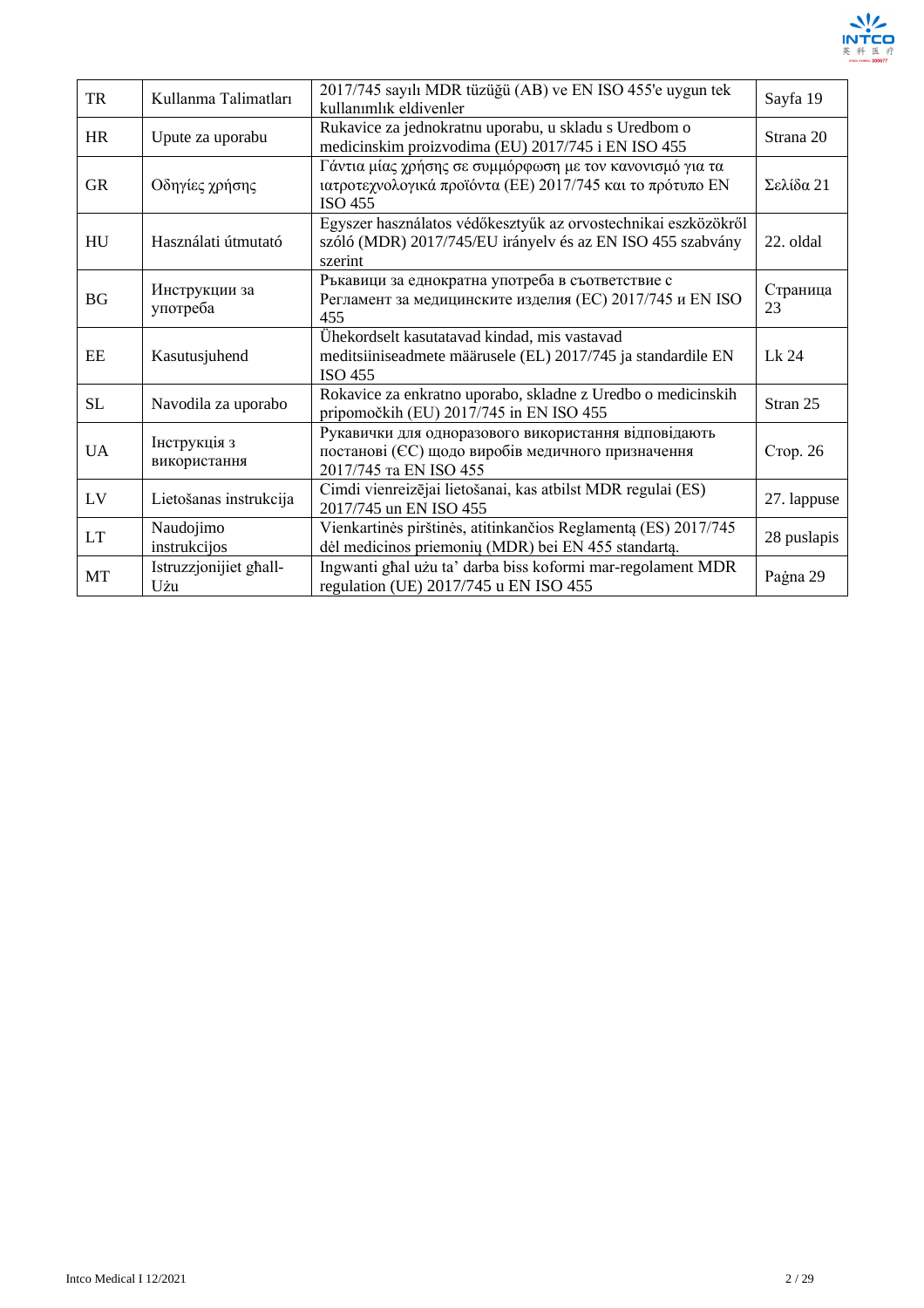| TR | Kullanma Talimatları | 2017/745 sayılı MDR tüzüğü (AB) ve EN ISO 455'e uygun tek kullanımlık eldivenler | Sayfa 19 |
|---|---|---|---|
| HR | Upute za uporabu | Rukavice za jednokratnu uporabu, u skladu s Uredbom o medicinskim proizvodima (EU) 2017/745 i EN ISO 455 | Strana 20 |
| GR | Οδηγίες χρήσης | Γάντια μίας χρήσης σε συμμόρφωση με τον κανονισμό για τα ιατροτεχνολογικά προϊόντα (ΕΕ) 2017/745 και το πρότυπο EN ISO 455 | Σελίδα 21 |
| HU | Használati útmutató | Egyszer használatos védőkesztyűk az orvostechnikai eszközökről szóló (MDR) 2017/745/EU irányelv és az EN ISO 455 szabvány szerint | 22. oldal |
| BG | Инструкции за употреба | Ръкавици за еднократна употреба в съответствие с Регламент за медицинските изделия (ЕС) 2017/745 и EN ISO 455 | Страница 23 |
| EE | Kasutusjuhend | Ühekordselt kasutatavad kindad, mis vastavad meditsiiniseadmete määrusele (EL) 2017/745 ja standardile EN ISO 455 | Lk 24 |
| SL | Navodila za uporabo | Rokavice za enkratno uporabo, skladne z Uredbo o medicinskih pripomočkih (EU) 2017/745 in EN ISO 455 | Stran 25 |
| UA | Інструкція з використання | Рукавички для одноразового використання відповідають постанові (ЄС) щодо виробів медичного призначення 2017/745 та EN ISO 455 | Стор. 26 |
| LV | Lietošanas instrukcija | Cimdi vienreizējai lietošanai, kas atbilst MDR regulai (ES) 2017/745 un EN ISO 455 | 27. lappuse |
| LT | Naudojimo instrukcijos | Vienkartinės pirštinės, atitinkančios Reglamentą (ES) 2017/745 dėl medicinos priemonių (MDR) bei EN 455 standartą. | 28 puslapis |
| MT | Istruzzjonijiet għall-Użu | Ingwanti għal użu ta' darba biss koformi mar-regolament MDR regulation (UE) 2017/745 u EN ISO 455 | Paġna 29 |

Intco Medical I 12/2021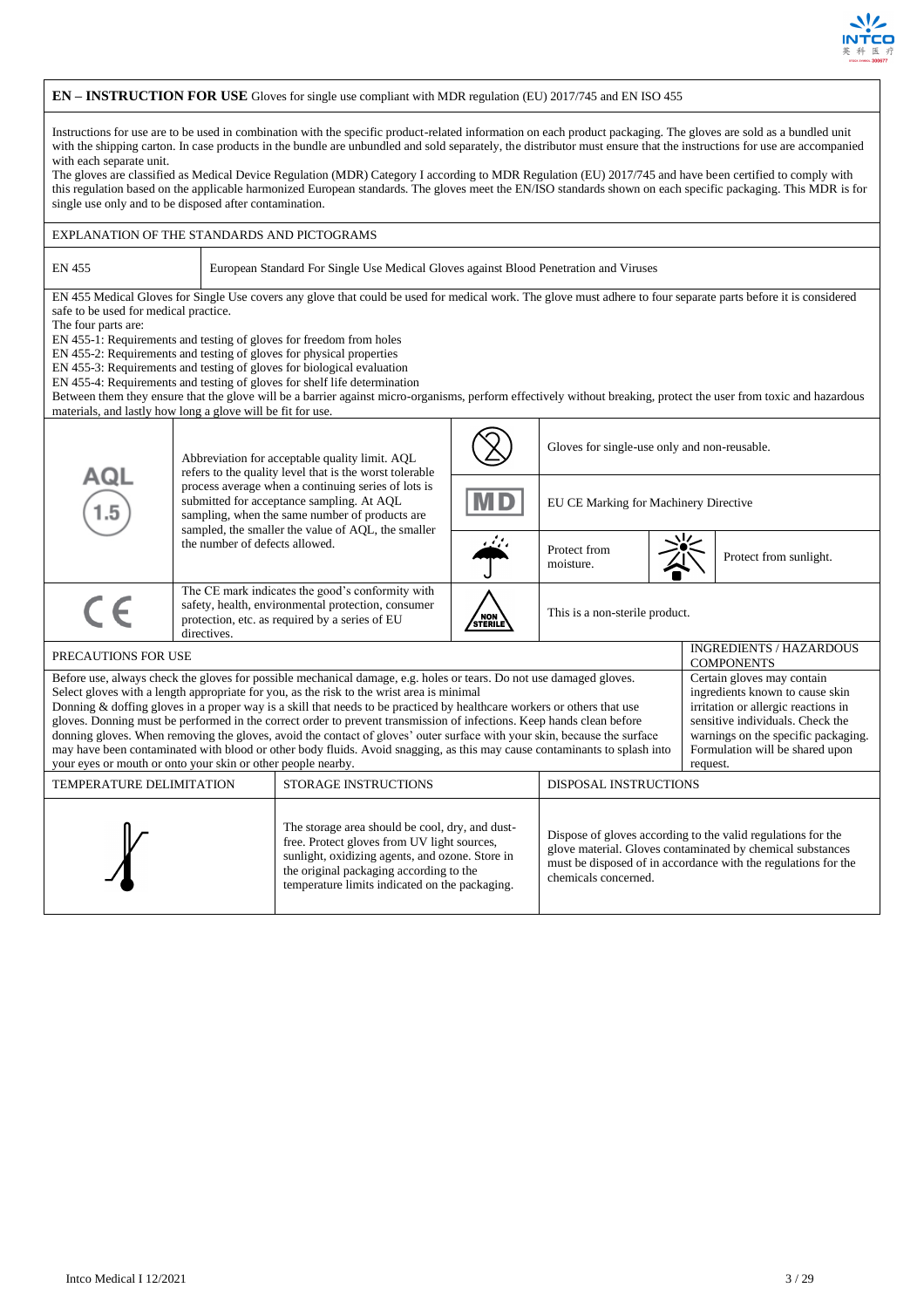**EN – INSTRUCTION FOR USE** Gloves for single use compliant with MDR regulation (EU) 2017/745 and EN ISO 455

Instructions for use are to be used in combination with the specific product-related information on each product packaging. The gloves are sold as a bundled unit with the shipping carton. In case products in the bundle are unbundled and sold separately, the distributor must ensure that the instructions for use are accompanied with each separate unit.
The gloves are classified as Medical Device Regulation (MDR) Category I according to MDR Regulation (EU) 2017/745 and have been certified to comply with this regulation based on the applicable harmonized European standards. The gloves meet the EN/ISO standards shown on each specific packaging. This MDR is for single use only and to be disposed after contamination.

## EXPLANATION OF THE STANDARDS AND PICTOGRAMS

| EN 455 | European Standard For Single Use Medical Gloves against Blood Penetration and Viruses |
|---|---|

EN 455 Medical Gloves for Single Use covers any glove that could be used for medical work. The glove must adhere to four separate parts before it is considered safe to be used for medical practice.
The four parts are:
EN 455-1: Requirements and testing of gloves for freedom from holes
EN 455-2: Requirements and testing of gloves for physical properties
EN 455-3: Requirements and testing of gloves for biological evaluation
EN 455-4: Requirements and testing of gloves for shelf life determination
Between them they ensure that the glove will be a barrier against micro-organisms, perform effectively without breaking, protect the user from toxic and hazardous materials, and lastly how long a glove will be fit for use.

| Symbol | Explanation | Symbol | Explanation |
|---|---|---|---|
| AQL 1.5 | Abbreviation for acceptable quality limit. AQL refers to the quality level that is the worst tolerable process average when a continuing series of lots is submitted for acceptance sampling. At AQL sampling, when the same number of products are sampled, the smaller the value of AQL, the smaller the number of defects allowed. | (2 crossed) | Gloves for single-use only and non-reusable. |
| | | MD | EU CE Marking for Machinery Directive |
| | | (umbrella) | Protect from moisture. |
| | | (sun) | Protect from sunlight. |
| CE | The CE mark indicates the good's conformity with safety, health, environmental protection, consumer protection, etc. as required by a series of EU directives. | NON STERILE | This is a non-sterile product. |

## PRECAUTIONS FOR USE

Before use, always check the gloves for possible mechanical damage, e.g. holes or tears. Do not use damaged gloves.
Select gloves with a length appropriate for you, as the risk to the wrist area is minimal
Donning & doffing gloves in a proper way is a skill that needs to be practiced by healthcare workers or others that use gloves. Donning must be performed in the correct order to prevent transmission of infections. Keep hands clean before donning gloves. When removing the gloves, avoid the contact of gloves' outer surface with your skin, because the surface may have been contaminated with blood or other body fluids. Avoid snagging, as this may cause contaminants to splash into your eyes or mouth or onto your skin or other people nearby.

## INGREDIENTS / HAZARDOUS COMPONENTS

Certain gloves may contain ingredients known to cause skin irritation or allergic reactions in sensitive individuals. Check the warnings on the specific packaging. Formulation will be shared upon request.

## TEMPERATURE DELIMITATION

## STORAGE INSTRUCTIONS

The storage area should be cool, dry, and dust-free. Protect gloves from UV light sources, sunlight, oxidizing agents, and ozone. Store in the original packaging according to the temperature limits indicated on the packaging.

## DISPOSAL INSTRUCTIONS

Dispose of gloves according to the valid regulations for the glove material. Gloves contaminated by chemical substances must be disposed of in accordance with the regulations for the chemicals concerned.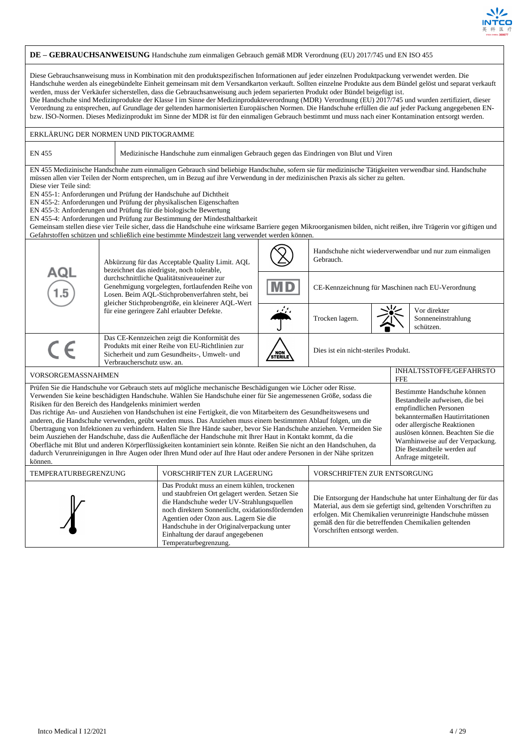**DE – GEBRAUCHSANWEISUNG** Handschuhe zum einmaligen Gebrauch gemäß MDR Verordnung (EU) 2017/745 und EN ISO 455

Diese Gebrauchsanweisung muss in Kombination mit den produktspezifischen Informationen auf jeder einzelnen Produktpackung verwendet werden. Die Handschuhe werden als einegebündelte Einheit gemeinsam mit dem Versandkarton verkauft. Sollten einzelne Produkte aus dem Bündel gelöst und separat verkauft werden, muss der Verkäufer sicherstellen, dass die Gebrauchsanweisung auch jedem separierten Produkt oder Bündel beigefügt ist.
Die Handschuhe sind Medizinprodukte der Klasse I im Sinne der Medizinprodukteverordnung (MDR) Verordnung (EU) 2017/745 und wurden zertifiziert, dieser Verordnung zu entsprechen, auf Grundlage der geltenden harmonisierten Europäischen Normen. Die Handschuhe erfüllen die auf jeder Packung angegebenen EN- bzw. ISO-Normen. Dieses Medizinprodukt im Sinne der MDR ist für den einmaligen Gebrauch bestimmt und muss nach einer Kontamination entsorgt werden.

## ERKLÄRUNG DER NORMEN UND PIKTOGRAMME

| EN 455 | Medizinische Handschuhe zum einmaligen Gebrauch gegen das Eindringen von Blut und Viren |
|---|---|

EN 455 Medizinische Handschuhe zum einmaligen Gebrauch sind beliebige Handschuhe, sofern sie für medizinische Tätigkeiten verwendbar sind. Handschuhe müssen allen vier Teilen der Norm entsprechen, um in Bezug auf ihre Verwendung in der medizinischen Praxis als sicher zu gelten.
Diese vier Teile sind:
EN 455-1: Anforderungen und Prüfung der Handschuhe auf Dichtheit
EN 455-2: Anforderungen und Prüfung der physikalischen Eigenschaften
EN 455-3: Anforderungen und Prüfung für die biologische Bewertung
EN 455-4: Anforderungen und Prüfung zur Bestimmung der Mindesthaltbarkeit
Gemeinsam stellen diese vier Teile sicher, dass die Handschuhe eine wirksame Barriere gegen Mikroorganismen bilden, nicht reißen, ihre Trägerin vor giftigen und Gefahrstoffen schützen und schließlich eine bestimmte Mindestzeit lang verwendet werden können.

| Symbol | Beschreibung | Symbol | Beschreibung |
|---|---|---|---|
| AQL 1.5 | Abkürzung für das Acceptable Quality Limit. AQL bezeichnet das niedrigste, noch tolerable, durchschnittliche Qualitätsniveaueiner zur Genehmigung vorgelegten, fortlaufenden Reihe von Losen. Beim AQL-Stichprobenverfahren steht, bei gleicher Stichprobengröße, ein kleinerer AQL-Wert für eine geringere Zahl erlaubter Defekte. | (2) | Handschuhe nicht wiederverwendbar und nur zum einmaligen Gebrauch. |
| | | MD | CE-Kennzeichnung für Maschinen nach EU-Verordnung |
| | | (Regenschirm) | Trocken lagern. |
| | | (Sonne) | Vor direkter Sonneneinstrahlung schützen. |
| CE | Das CE-Kennzeichen zeigt die Konformität des Produkts mit einer Reihe von EU-Richtlinien zur Sicherheit und zum Gesundheits-, Umwelt- und Verbraucherschutz usw. an. | NON STERILE | Dies ist ein nicht-steriles Produkt. |

## VORSORGEMASSNAHMEN

Prüfen Sie die Handschuhe vor Gebrauch stets auf mögliche mechanische Beschädigungen wie Löcher oder Risse.
Verwenden Sie keine beschädigten Handschuhe. Wählen Sie Handschuhe einer für Sie angemessenen Größe, sodass die Risiken für den Bereich des Handgelenks minimiert werden
Das richtige An- und Ausziehen von Handschuhen ist eine Fertigkeit, die von Mitarbeitern des Gesundheitswesens und anderen, die Handschuhe verwenden, geübt werden muss. Das Anziehen muss einem bestimmten Ablauf folgen, um die Übertragung von Infektionen zu verhindern. Halten Sie Ihre Hände sauber, bevor Sie Handschuhe anziehen. Vermeiden Sie beim Ausziehen der Handschuhe, dass die Außenfläche der Handschuhe mit Ihrer Haut in Kontakt kommt, da die Oberfläche mit Blut und anderen Körperflüssigkeiten kontaminiert sein könnte. Reißen Sie nicht an den Handschuhen, da dadurch Verunreinigungen in Ihre Augen oder Ihren Mund oder auf Ihre Haut oder andere Personen in der Nähe spritzen können.

## INHALTSSTOFFE/GEFAHRSTOFFE

Bestimmte Handschuhe können Bestandteile aufweisen, die bei empfindlichen Personen bekanntermaßen Hautirritationen oder allergische Reaktionen auslösen können. Beachten Sie die Warnhinweise auf der Verpackung. Die Bestandteile werden auf Anfrage mitgeteilt.

| TEMPERATURBEGRENZUNG | VORSCHRIFTEN ZUR LAGERUNG | VORSCHRIFTEN ZUR ENTSORGUNG |
|---|---|---|
| (Temperatursymbol) | Das Produkt muss an einem kühlen, trockenen und staubfreien Ort gelagert werden. Setzen Sie die Handschuhe weder UV-Strahlungsquellen noch direktem Sonnenlicht, oxidationsfördernden Agentien oder Ozon aus. Lagern Sie die Handschuhe in der Originalverpackung unter Einhaltung der darauf angegebenen Temperaturbegrenzung. | Die Entsorgung der Handschuhe hat unter Einhaltung der für das Material, aus dem sie gefertigt sind, geltenden Vorschriften zu erfolgen. Mit Chemikalien verunreinigte Handschuhe müssen gemäß den für die betreffenden Chemikalien geltenden Vorschriften entsorgt werden. |

Intco Medical I 12/2021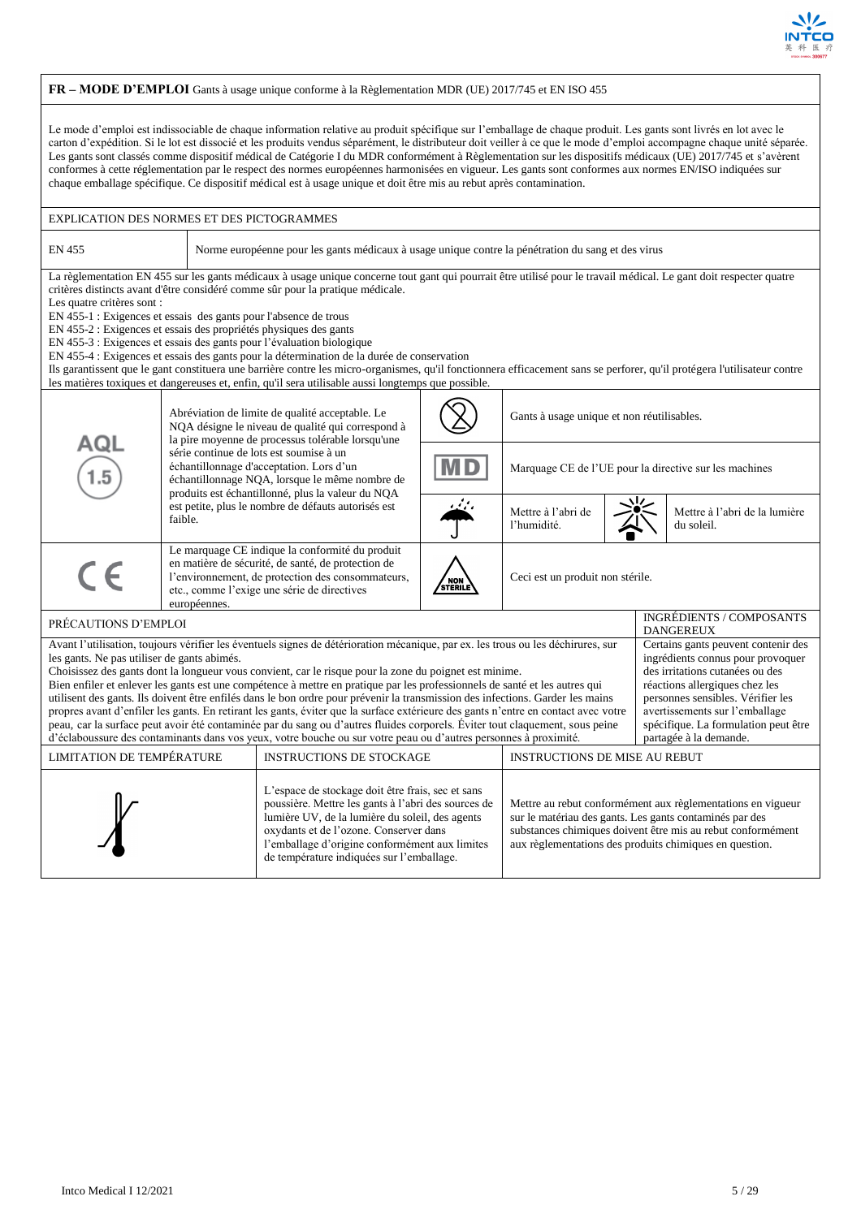## FR – MODE D'EMPLOI Gants à usage unique conforme à la Règlementation MDR (UE) 2017/745 et EN ISO 455

Le mode d'emploi est indissociable de chaque information relative au produit spécifique sur l'emballage de chaque produit. Les gants sont livrés en lot avec le carton d'expédition. Si le lot est dissocié et les produits vendus séparément, le distributeur doit veiller à ce que le mode d'emploi accompagne chaque unité séparée. Les gants sont classés comme dispositif médical de Catégorie I du MDR conformément à Règlementation sur les dispositifs médicaux (UE) 2017/745 et s'avèrent conformes à cette réglementation par le respect des normes européennes harmonisées en vigueur. Les gants sont conformes aux normes EN/ISO indiquées sur chaque emballage spécifique. Ce dispositif médical est à usage unique et doit être mis au rebut après contamination.

### EXPLICATION DES NORMES ET DES PICTOGRAMMES

| EN 455 | Norme européenne pour les gants médicaux à usage unique contre la pénétration du sang et des virus |
|---|---|

La règlementation EN 455 sur les gants médicaux à usage unique concerne tout gant qui pourrait être utilisé pour le travail médical. Le gant doit respecter quatre critères distincts avant d'être considéré comme sûr pour la pratique médicale.
Les quatre critères sont :
EN 455-1 : Exigences et essais des gants pour l'absence de trous
EN 455-2 : Exigences et essais des propriétés physiques des gants
EN 455-3 : Exigences et essais des gants pour l'évaluation biologique
EN 455-4 : Exigences et essais des gants pour la détermination de la durée de conservation
Ils garantissent que le gant constituera une barrière contre les micro-organismes, qu'il fonctionnera efficacement sans se perforer, qu'il protégera l'utilisateur contre les matières toxiques et dangereuses et, enfin, qu'il sera utilisable aussi longtemps que possible.

| Symbole | Description | Symbole | Description |
|---|---|---|---|
| AQL 1.5 | Abréviation de limite de qualité acceptable. Le NQA désigne le niveau de qualité qui correspond à la pire moyenne de processus tolérable lorsqu'une série continue de lots est soumise à un échantillonnage d'acceptation. Lors d'un échantillonnage NQA, lorsque le même nombre de produits est échantillonné, plus la valeur du NQA est petite, plus le nombre de défauts autorisés est faible. | (2) | Gants à usage unique et non réutilisables. |
| | | MD | Marquage CE de l'UE pour la directive sur les machines |
| | | (parapluie) | Mettre à l'abri de l'humidité. — (soleil) Mettre à l'abri de la lumière du soleil. |
| CE | Le marquage CE indique la conformité du produit en matière de sécurité, de santé, de protection de l'environnement, de protection des consommateurs, etc., comme l'exige une série de directives européennes. | NON STERILE | Ceci est un produit non stérile. |

### PRÉCAUTIONS D'EMPLOI

Avant l'utilisation, toujours vérifier les éventuels signes de détérioration mécanique, par ex. les trous ou les déchirures, sur les gants. Ne pas utiliser de gants abîmés.
Choisissez des gants dont la longueur vous convient, car le risque pour la zone du poignet est minime.
Bien enfiler et enlever les gants est une compétence à mettre en pratique par les professionnels de santé et les autres qui utilisent des gants. Ils doivent être enfilés dans le bon ordre pour prévenir la transmission des infections. Garder les mains propres avant d'enfiler les gants. En retirant les gants, éviter que la surface extérieure des gants n'entre en contact avec votre peau, car la surface peut avoir été contaminée par du sang ou d'autres fluides corporels. Éviter tout claquement, sous peine d'éclaboussure des contaminants dans vos yeux, votre bouche ou sur votre peau ou d'autres personnes à proximité.

### INGRÉDIENTS / COMPOSANTS DANGEREUX

Certains gants peuvent contenir des ingrédients connus pour provoquer des irritations cutanées ou des réactions allergiques chez les personnes sensibles. Vérifier les avertissements sur l'emballage spécifique. La formulation peut être partagée à la demande.

| LIMITATION DE TEMPÉRATURE | INSTRUCTIONS DE STOCKAGE | INSTRUCTIONS DE MISE AU REBUT |
|---|---|---|
| (symbole thermomètre) | L'espace de stockage doit être frais, sec et sans poussière. Mettre les gants à l'abri des sources de lumière UV, de la lumière du soleil, des agents oxydants et de l'ozone. Conserver dans l'emballage d'origine conformément aux limites de température indiquées sur l'emballage. | Mettre au rebut conformément aux règlementations en vigueur sur le matériau des gants. Les gants contaminés par des substances chimiques doivent être mis au rebut conformément aux règlementations des produits chimiques en question. |

Intco Medical I 12/2021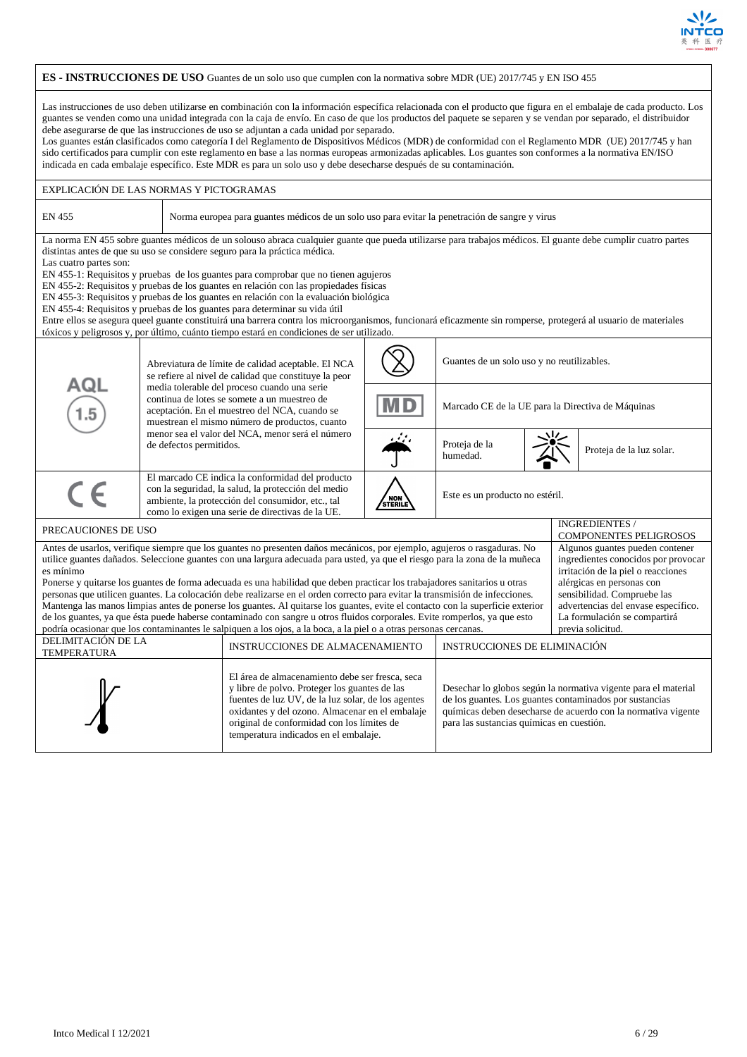## ES - INSTRUCCIONES DE USO Guantes de un solo uso que cumplen con la normativa sobre MDR (UE) 2017/745 y EN ISO 455

Las instrucciones de uso deben utilizarse en combinación con la información específica relacionada con el producto que figura en el embalaje de cada producto. Los guantes se venden como una unidad integrada con la caja de envío. En caso de que los productos del paquete se separen y se vendan por separado, el distribuidor debe asegurarse de que las instrucciones de uso se adjuntan a cada unidad por separado.
Los guantes están clasificados como categoría I del Reglamento de Dispositivos Médicos (MDR) de conformidad con el Reglamento MDR (UE) 2017/745 y han sido certificados para cumplir con este reglamento en base a las normas europeas armonizadas aplicables. Los guantes son conformes a la normativa EN/ISO indicada en cada embalaje específico. Este MDR es para un solo uso y debe desecharse después de su contaminación.

### EXPLICACIÓN DE LAS NORMAS Y PICTOGRAMAS

| EN 455 | Norma europea para guantes médicos de un solo uso para evitar la penetración de sangre y virus |
|---|---|

La norma EN 455 sobre guantes médicos de un solouso abraca cualquier guante que pueda utilizarse para trabajos médicos. El guante debe cumplir cuatro partes distintas antes de que su uso se considere seguro para la práctica médica.
Las cuatro partes son:
EN 455-1: Requisitos y pruebas de los guantes para comprobar que no tienen agujeros
EN 455-2: Requisitos y pruebas de los guantes en relación con las propiedades físicas
EN 455-3: Requisitos y pruebas de los guantes en relación con la evaluación biológica
EN 455-4: Requisitos y pruebas de los guantes para determinar su vida útil
Entre ellos se asegura queel guante constituirá una barrera contra los microorganismos, funcionará eficazmente sin romperse, protegerá al usuario de materiales tóxicos y peligrosos y, por último, cuánto tiempo estará en condiciones de ser utilizado.

| Símbolo | Descripción | Símbolo | Descripción |
|---|---|---|---|
| AQL 1.5 | Abreviatura de límite de calidad aceptable. El NCA se refiere al nivel de calidad que constituye la peor media tolerable del proceso cuando una serie continua de lotes se somete a un muestreo de aceptación. En el muestreo del NCA, cuando se muestrean el mismo número de productos, cuanto menor sea el valor del NCA, menor será el número de defectos permitidos. | (2) | Guantes de un solo uso y no reutilizables. |
| | | MD | Marcado CE de la UE para la Directiva de Máquinas |
| | | (paraguas) | Proteja de la humedad. |
| | | (sol) | Proteja de la luz solar. |
| CE | El marcado CE indica la conformidad del producto con la seguridad, la salud, la protección del medio ambiente, la protección del consumidor, etc., tal como lo exigen una serie de directivas de la UE. | NON STERILE | Este es un producto no estéril. |

### PRECAUCIONES DE USO

Antes de usarlos, verifique siempre que los guantes no presenten daños mecánicos, por ejemplo, agujeros o rasgaduras. No utilice guantes dañados. Seleccione guantes con una largura adecuada para usted, ya que el riesgo para la zona de la muñeca es mínimo
Ponerse y quitarse los guantes de forma adecuada es una habilidad que deben practicar los trabajadores sanitarios u otras personas que utilicen guantes. La colocación debe realizarse en el orden correcto para evitar la transmisión de infecciones. Mantenga las manos limpias antes de ponerse los guantes. Al quitarse los guantes, evite el contacto con la superficie exterior de los guantes, ya que ésta puede haberse contaminado con sangre u otros fluidos corporales. Evite romperlos, ya que esto podría ocasionar que los contaminantes le salpiquen a los ojos, a la boca, a la piel o a otras personas cercanas.

### INGREDIENTES / COMPONENTES PELIGROSOS

Algunos guantes pueden contener ingredientes conocidos por provocar irritación de la piel o reacciones alérgicas en personas con sensibilidad. Compruebe las advertencias del envase específico. La formulación se compartirá previa solicitud.

| DELIMITACIÓN DE LA TEMPERATURA | INSTRUCCIONES DE ALMACENAMIENTO | INSTRUCCIONES DE ELIMINACIÓN |
|---|---|---|
| (termómetro) | El área de almacenamiento debe ser fresca, seca y libre de polvo. Proteger los guantes de las fuentes de luz UV, de la luz solar, de los agentes oxidantes y del ozono. Almacenar en el embalaje original de conformidad con los límites de temperatura indicados en el embalaje. | Desechar lo globos según la normativa vigente para el material de los guantes. Los guantes contaminados por sustancias químicas deben desecharse de acuerdo con la normativa vigente para las sustancias químicas en cuestión. |

Intco Medical I 12/2021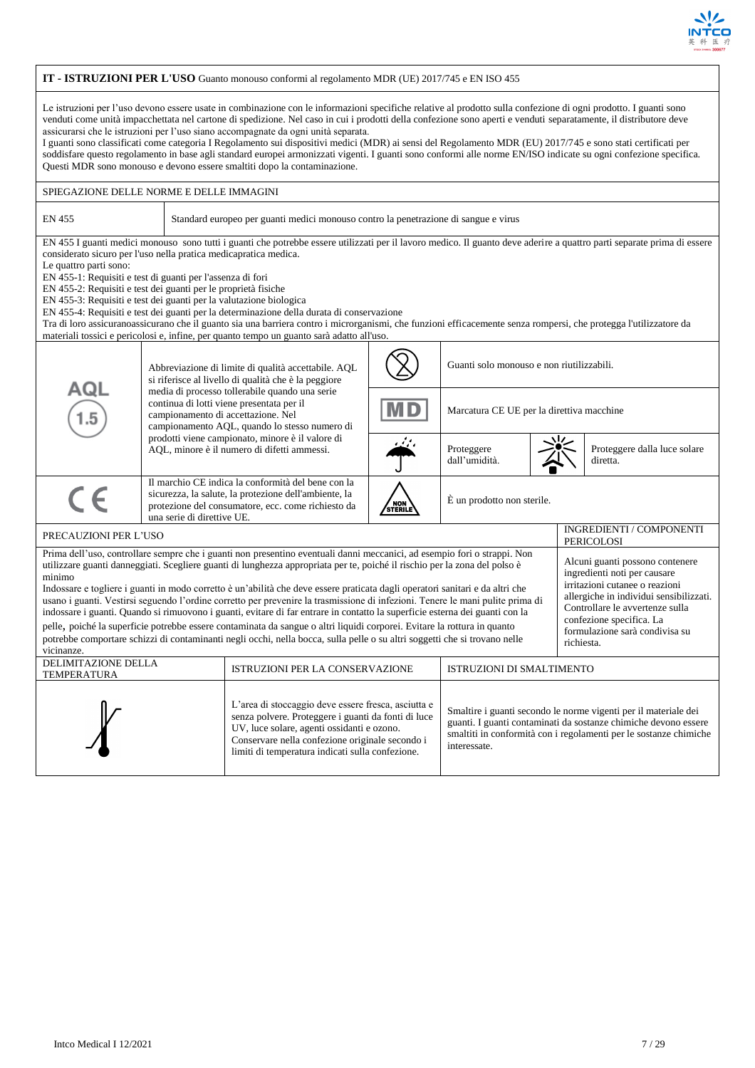## IT - ISTRUZIONI PER L'USO Guanto monouso conformi al regolamento MDR (UE) 2017/745 e EN ISO 455

Le istruzioni per l'uso devono essere usate in combinazione con le informazioni specifiche relative al prodotto sulla confezione di ogni prodotto. I guanti sono venduti come unità impacchettata nel cartone di spedizione. Nel caso in cui i prodotti della confezione sono aperti e venduti separatamente, il distributore deve assicurarsi che le istruzioni per l'uso siano accompagnate da ogni unità separata.

I guanti sono classificati come categoria I Regolamento sui dispositivi medici (MDR) ai sensi del Regolamento MDR (EU) 2017/745 e sono stati certificati per soddisfare questo regolamento in base agli standard europei armonizzati vigenti. I guanti sono conformi alle norme EN/ISO indicate su ogni confezione specifica. Questi MDR sono monouso e devono essere smaltiti dopo la contaminazione.

### SPIEGAZIONE DELLE NORME E DELLE IMMAGINI

| EN 455 | Standard europeo per guanti medici monouso contro la penetrazione di sangue e virus |
|---|---|

EN 455 I guanti medici monouso sono tutti i guanti che potrebbe essere utilizzati per il lavoro medico. Il guanto deve aderire a quattro parti separate prima di essere considerato sicuro per l'uso nella pratica medicapratica medica.

Le quattro parti sono:

EN 455-1: Requisiti e test di guanti per l'assenza di fori

EN 455-2: Requisiti e test dei guanti per le proprietà fisiche

EN 455-3: Requisiti e test dei guanti per la valutazione biologica

EN 455-4: Requisiti e test dei guanti per la determinazione della durata di conservazione

Tra di loro assicuranoassicurano che il guanto sia una barriera contro i microrganismi, che funzioni efficacemente senza rompersi, che protegga l'utilizzatore da materiali tossici e pericolosi e, infine, per quanto tempo un guanto sarà adatto all'uso.

| Simbolo | Descrizione | Simbolo | Descrizione |
|---|---|---|---|
| AQL 1.5 | Abbreviazione di limite di qualità accettabile. AQL si riferisce al livello di qualità che è la peggiore media di processo tollerabile quando una serie continua di lotti viene presentata per il campionamento di accettazione. Nel campionamento AQL, quando lo stesso numero di prodotti viene campionato, minore è il valore di AQL, minore è il numero di difetti ammessi. | (2) | Guanti solo monouso e non riutilizzabili. |
| | | MD | Marcatura CE UE per la direttiva macchine |
| | | (ombrello) | Proteggere dall'umidità. — (sole) Proteggere dalla luce solare diretta. |
| CE | Il marchio CE indica la conformità del bene con la sicurezza, la salute, la protezione dell'ambiente, la protezione del consumatore, ecc. come richiesto da una serie di direttive UE. | NON STERILE | È un prodotto non sterile. |

### PRECAUZIONI PER L'USO

Prima dell'uso, controllare sempre che i guanti non presentino eventuali danni meccanici, ad esempio fori o strappi. Non utilizzare guanti danneggiati. Scegliere guanti di lunghezza appropriata per te, poiché il rischio per la zona del polso è minimo

Indossare e togliere i guanti in modo corretto è un'abilità che deve essere praticata dagli operatori sanitari e da altri che usano i guanti. Vestirsi seguendo l'ordine corretto per prevenire la trasmissione di infezioni. Tenere le mani pulite prima di indossare i guanti. Quando si rimuovono i guanti, evitare di far entrare in contatto la superficie esterna dei guanti con la pelle, poiché la superficie potrebbe essere contaminata da sangue o altri liquidi corporei. Evitare la rottura in quanto potrebbe comportare schizzi di contaminanti negli occhi, nella bocca, sulla pelle o su altri soggetti che si trovano nelle vicinanze.

### INGREDIENTI / COMPONENTI PERICOLOSI

Alcuni guanti possono contenere ingredienti noti per causare irritazioni cutanee o reazioni allergiche in individui sensibilizzati. Controllare le avvertenze sulla confezione specifica. La formulazione sarà condivisa su richiesta.

| DELIMITAZIONE DELLA TEMPERATURA | ISTRUZIONI PER LA CONSERVAZIONE | ISTRUZIONI DI SMALTIMENTO |
|---|---|---|
| (simbolo termometro) | L'area di stoccaggio deve essere fresca, asciutta e senza polvere. Proteggere i guanti da fonti di luce UV, luce solare, agenti ossidanti e ozono. Conservare nella confezione originale secondo i limiti di temperatura indicati sulla confezione. | Smaltire i guanti secondo le norme vigenti per il materiale dei guanti. I guanti contaminati da sostanze chimiche devono essere smaltiti in conformità con i regolamenti per le sostanze chimiche interessate. |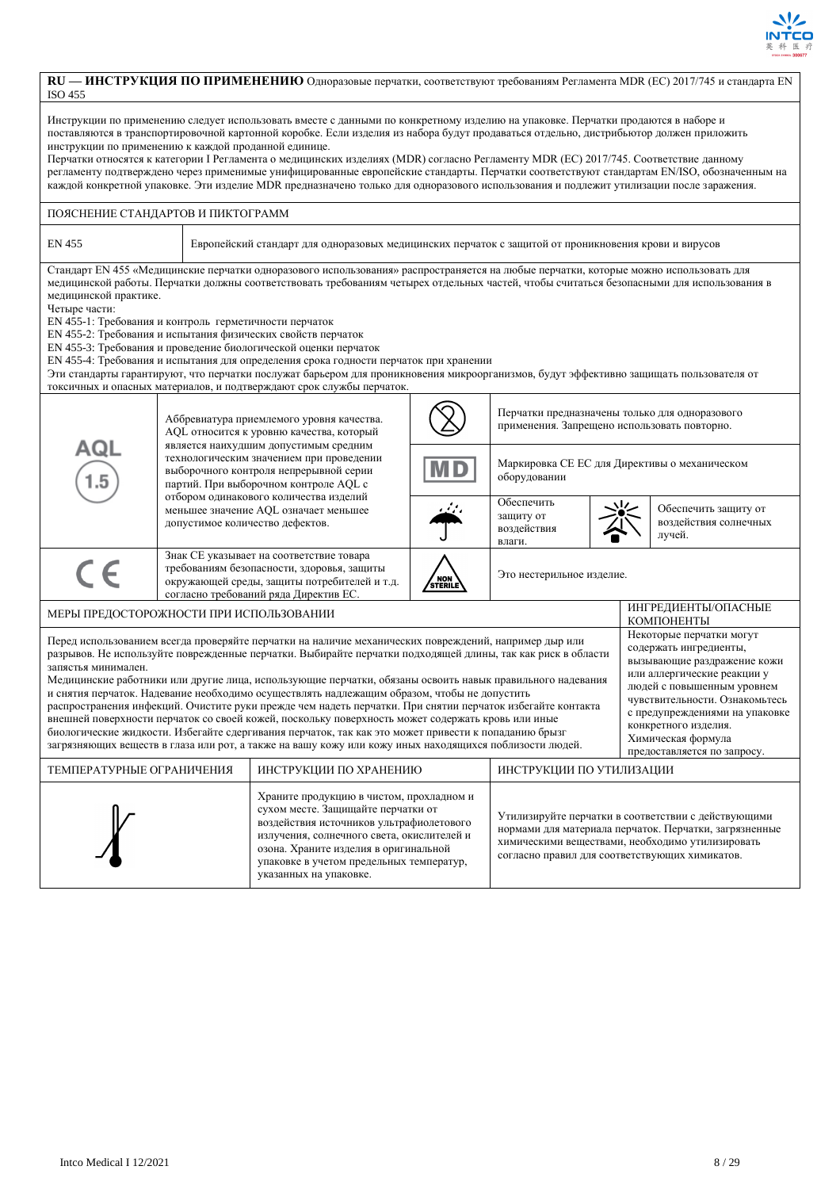**RU — ИНСТРУКЦИЯ ПО ПРИМЕНЕНИЮ** Одноразовые перчатки, соответствуют требованиям Регламента MDR (ЕС) 2017/745 и стандарта EN ISO 455

Инструкции по применению следует использовать вместе с данными по конкретному изделию на упаковке. Перчатки продаются в наборе и поставляются в транспортировочной картонной коробке. Если изделия из набора будут продаваться отдельно, дистрибьютор должен приложить инструкции по применению к каждой проданной единице.
Перчатки относятся к категории I Регламента о медицинских изделиях (MDR) согласно Регламенту MDR (ЕС) 2017/745. Соответствие данному регламенту подтверждено через применимые унифицированные европейские стандарты. Перчатки соответствуют стандартам EN/ISO, обозначенным на каждой конкретной упаковке. Эти изделие MDR предназначено только для одноразового использования и подлежит утилизации после заражения.

## ПОЯСНЕНИЕ СТАНДАРТОВ И ПИКТОГРАММ

| EN 455 | Европейский стандарт для одноразовых медицинских перчаток с защитой от проникновения крови и вирусов |
|---|---|

Стандарт EN 455 «Медицинские перчатки одноразового использования» распространяется на любые перчатки, которые можно использовать для медицинской работы. Перчатки должны соответствовать требованиям четырех отдельных частей, чтобы считаться безопасными для использования в медицинской практике.
Четыре части:
EN 455-1: Требования и контроль герметичности перчаток
EN 455-2: Требования и испытания физических свойств перчаток
EN 455-3: Требования и проведение биологической оценки перчаток
EN 455-4: Требования и испытания для определения срока годности перчаток при хранении
Эти стандарты гарантируют, что перчатки послужат барьером для проникновения микроорганизмов, будут эффективно защищать пользователя от токсичных и опасных материалов, и подтверждают срок службы перчаток.

| Символ | Описание | Символ | Описание |
|---|---|---|---|
| AQL 1.5 | Аббревиатура приемлемого уровня качества. AQL относится к уровню качества, который является наихудшим допустимым средним технологическим значением при проведении выборочного контроля непрерывной серии партий. При выборочном контроле AQL с отбором одинакового количества изделий меньшее значение AQL означает меньшее допустимое количество дефектов. | (2) | Перчатки предназначены только для одноразового применения. Запрещено использовать повторно. |
| | | MD | Маркировка СЕ ЕС для Директивы о механическом оборудовании |
| | | Зонт | Обеспечить защиту от воздействия влаги. Солнце: Обеспечить защиту от воздействия солнечных лучей. |
| CE | Знак СЕ указывает на соответствие товара требованиям безопасности, здоровья, защиты окружающей среды, защиты потребителей и т.д. согласно требований ряда Директив ЕС. | NON STERILE | Это нестерильное изделие. |

## МЕРЫ ПРЕДОСТОРОЖНОСТИ ПРИ ИСПОЛЬЗОВАНИИ

Перед использованием всегда проверяйте перчатки на наличие механических повреждений, например дыр или разрывов. Не используйте поврежденные перчатки. Выбирайте перчатки подходящей длины, так как риск в области запястья минимален.
Медицинские работники или другие лица, использующие перчатки, обязаны освоить навык правильного надевания и снятия перчаток. Надевание необходимо осуществлять надлежащим образом, чтобы не допустить распространения инфекций. Очистите руки прежде чем надеть перчатки. При снятии перчаток избегайте контакта внешней поверхности перчаток со своей кожей, поскольку поверхность может содержать кровь или иные биологические жидкости. Избегайте сдергивания перчаток, так как это может привести к попаданию брызг загрязняющих веществ в глаза или рот, а также на вашу кожу или кожу иных находящихся поблизости людей.

## ИНГРЕДИЕНТЫ/ОПАСНЫЕ КОМПОНЕНТЫ

Некоторые перчатки могут содержать ингредиенты, вызывающие раздражение кожи или аллергические реакции у людей с повышенным уровнем чувствительности. Ознакомьтесь с предупреждениями на упаковке конкретного изделия. Химическая формула предоставляется по запросу.

| ТЕМПЕРАТУРНЫЕ ОГРАНИЧЕНИЯ | ИНСТРУКЦИИ ПО ХРАНЕНИЮ | ИНСТРУКЦИИ ПО УТИЛИЗАЦИИ |
|---|---|---|
| | Храните продукцию в чистом, прохладном и сухом месте. Защищайте перчатки от воздействия источников ультрафиолетового излучения, солнечного света, окислителей и озона. Храните изделия в оригинальной упаковке в учетом предельных температур, указанных на упаковке. | Утилизируйте перчатки в соответствии с действующими нормами для материала перчаток. Перчатки, загрязненные химическими веществами, необходимо утилизировать согласно правил для соответствующих химикатов. |

Intco Medical I 12/2021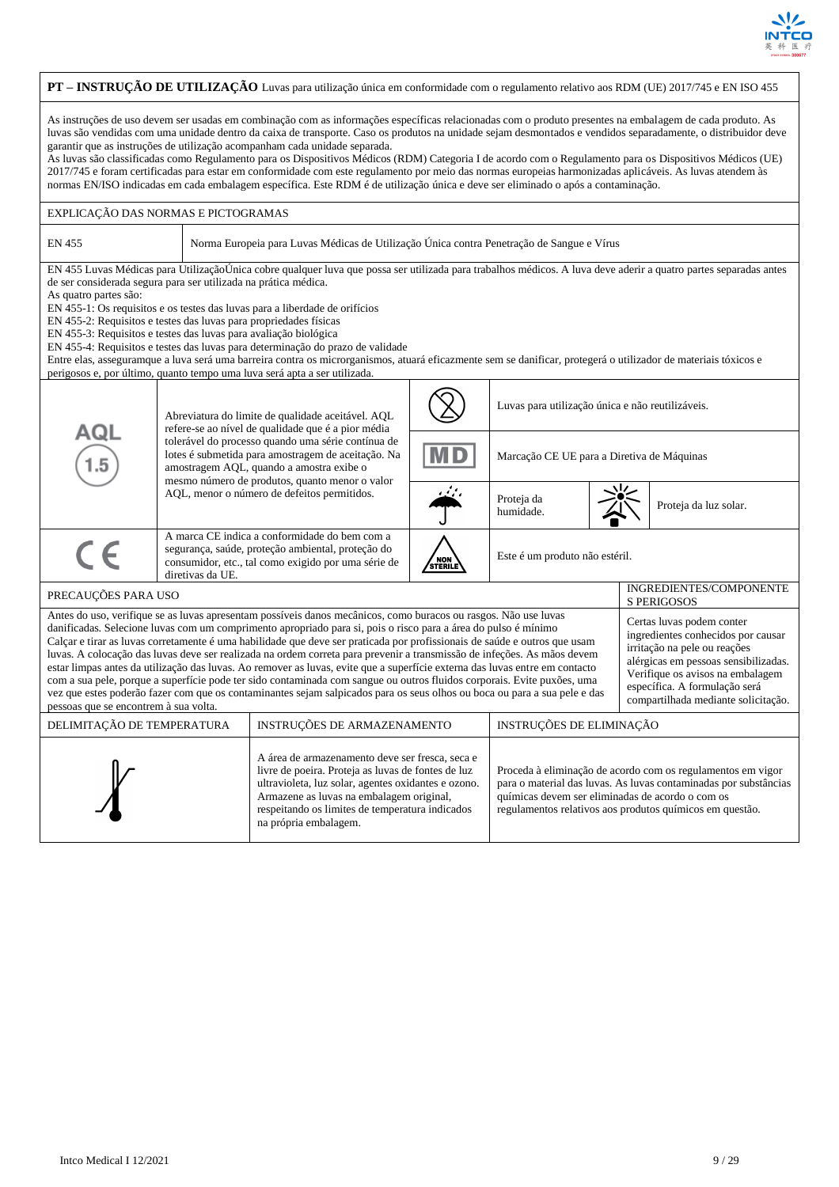**PT – INSTRUÇÃO DE UTILIZAÇÃO** Luvas para utilização única em conformidade com o regulamento relativo aos RDM (UE) 2017/745 e EN ISO 455

As instruções de uso devem ser usadas em combinação com as informações específicas relacionadas com o produto presentes na embalagem de cada produto. As luvas são vendidas com uma unidade dentro da caixa de transporte. Caso os produtos na unidade sejam desmontados e vendidos separadamente, o distribuidor deve garantir que as instruções de utilização acompanham cada unidade separada.
As luvas são classificadas como Regulamento para os Dispositivos Médicos (RDM) Categoria I de acordo com o Regulamento para os Dispositivos Médicos (UE) 2017/745 e foram certificadas para estar em conformidade com este regulamento por meio das normas europeias harmonizadas aplicáveis. As luvas atendem às normas EN/ISO indicadas em cada embalagem específica. Este RDM é de utilização única e deve ser eliminado o após a contaminação.

EXPLICAÇÃO DAS NORMAS E PICTOGRAMAS

| EN 455 | Norma Europeia para Luvas Médicas de Utilização Única contra Penetração de Sangue e Vírus |
|---|---|

EN 455 Luvas Médicas para UtilizaçãoÚnica cobre qualquer luva que possa ser utilizada para trabalhos médicos. A luva deve aderir a quatro partes separadas antes de ser considerada segura para ser utilizada na prática médica.
As quatro partes são:
EN 455-1: Os requisitos e os testes das luvas para a liberdade de orifícios
EN 455-2: Requisitos e testes das luvas para propriedades físicas
EN 455-3: Requisitos e testes das luvas para avaliação biológica
EN 455-4: Requisitos e testes das luvas para determinação do prazo de validade
Entre elas, asseguramque a luva será uma barreira contra os microrganismos, atuará eficazmente sem se danificar, protegerá o utilizador de materiais tóxicos e perigosos e, por último, quanto tempo uma luva será apta a ser utilizada.

| Símbolo | Descrição | Símbolo | Descrição |
|---|---|---|---|
| AQL 1.5 | Abreviatura do limite de qualidade aceitável. AQL refere-se ao nível de qualidade que é a pior média tolerável do processo quando uma série contínua de lotes é submetida para amostragem de aceitação. Na amostragem AQL, quando a amostra exibe o mesmo número de produtos, quanto menor o valor AQL, menor o número de defeitos permitidos. | (2) | Luvas para utilização única e não reutilizáveis. |
| | | MD | Marcação CE UE para a Diretiva de Máquinas |
| | | (guarda-chuva) | Proteja da humidade. / Proteja da luz solar. |
| CE | A marca CE indica a conformidade do bem com a segurança, saúde, proteção ambiental, proteção do consumidor, etc., tal como exigido por uma série de diretivas da UE. | NON STERILE | Este é um produto não estéril. |

| PRECAUÇÕES PARA USO | INGREDIENTES/COMPONENTES PERIGOSOS |
|---|---|
| Antes do uso, verifique se as luvas apresentam possíveis danos mecânicos, como buracos ou rasgos. Não use luvas danificadas. Selecione luvas com um comprimento apropriado para si, pois o risco para a área do pulso é mínimo Calçar e tirar as luvas corretamente é uma habilidade que deve ser praticada por profissionais de saúde e outros que usam luvas. A colocação das luvas deve ser realizada na ordem correta para prevenir a transmissão de infeções. As mãos devem estar limpas antes da utilização das luvas. Ao remover as luvas, evite que a superfície externa das luvas entre em contacto com a sua pele, porque a superfície pode ter sido contaminada com sangue ou outros fluidos corporais. Evite puxões, uma vez que estes poderão fazer com que os contaminantes sejam salpicados para os seus olhos ou boca ou para a sua pele e das pessoas que se encontrem à sua volta. | Certas luvas podem conter ingredientes conhecidos por causar irritação na pele ou reações alérgicas em pessoas sensibilizadas. Verifique os avisos na embalagem específica. A formulação será compartilhada mediante solicitação. |

| DELIMITAÇÃO DE TEMPERATURA | INSTRUÇÕES DE ARMAZENAMENTO | INSTRUÇÕES DE ELIMINAÇÃO |
|---|---|---|
| | A área de armazenamento deve ser fresca, seca e livre de poeira. Proteja as luvas de fontes de luz ultravioleta, luz solar, agentes oxidantes e ozono. Armazene as luvas na embalagem original, respeitando os limites de temperatura indicados na própria embalagem. | Proceda à eliminação de acordo com os regulamentos em vigor para o material das luvas. As luvas contaminadas por substâncias químicas devem ser eliminadas de acordo o com os regulamentos relativos aos produtos químicos em questão. |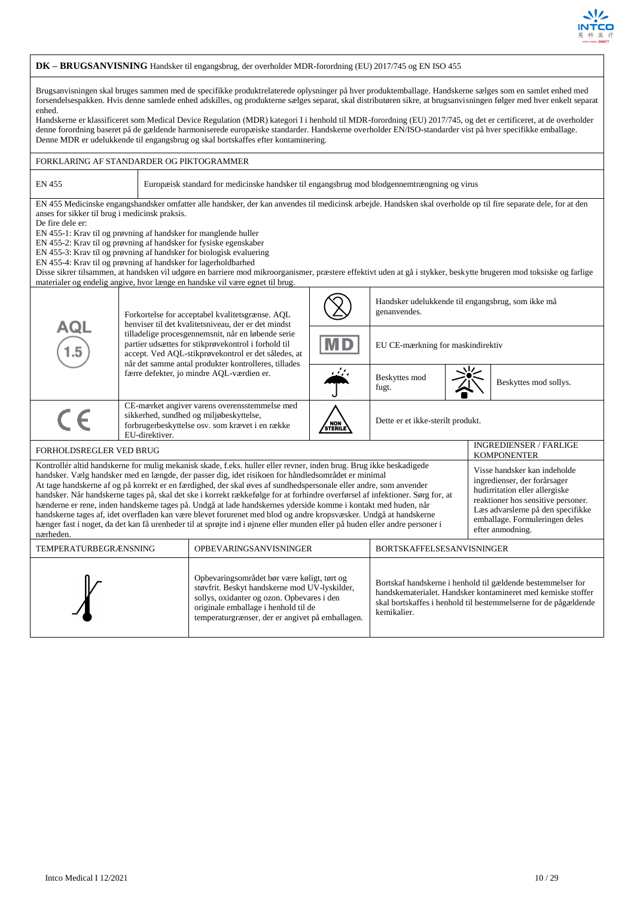**DK – BRUGSANVISNING** Handsker til engangsbrug, der overholder MDR-forordning (EU) 2017/745 og EN ISO 455

Brugsanvisningen skal bruges sammen med de specifikke produktrelaterede oplysninger på hver produktemballage. Handskerne sælges som en samlet enhed med forsendelsespakken. Hvis denne samlede enhed adskilles, og produkterne sælges separat, skal distributøren sikre, at brugsanvisningen følger med hver enkelt separat enhed.

Handskerne er klassificeret som Medical Device Regulation (MDR) kategori I i henhold til MDR-forordning (EU) 2017/745, og det er certificeret, at de overholder denne forordning baseret på de gældende harmoniserede europæiske standarder. Handskerne overholder EN/ISO-standarder vist på hver specifikke emballage. Denne MDR er udelukkende til engangsbrug og skal bortskaffes efter kontaminering.

## FORKLARING AF STANDARDER OG PIKTOGRAMMER

| EN 455 | Europæisk standard for medicinske handsker til engangsbrug mod blodgennemtrængning og virus |
|---|---|

EN 455 Medicinske engangshandsker omfatter alle handsker, der kan anvendes til medicinsk arbejde. Handsken skal overholde op til fire separate dele, for at den anses for sikker til brug i medicinsk praksis.

De fire dele er:

EN 455-1: Krav til og prøvning af handsker for manglende huller

EN 455-2: Krav til og prøvning af handsker for fysiske egenskaber

EN 455-3: Krav til og prøvning af handsker for biologisk evaluering

EN 455-4: Krav til og prøvning af handsker for lagerholdbarhed

Disse sikrer tilsammen, at handsken vil udgøre en barriere mod mikroorganismer, præstere effektivt uden at gå i stykker, beskytte brugeren mod toksiske og farlige materialer og endelig angive, hvor længe en handske vil være egnet til brug.

| Symbol | Forklaring | Symbol | Forklaring |
|---|---|---|---|
| AQL 1.5 | Forkortelse for acceptabel kvalitetsgrænse. AQL henviser til det kvalitetsniveau, der er det mindst tilladelige procesgennemsnit, når en løbende serie partier udsættes for stikprøvekontrol i forhold til accept. Ved AQL-stikprøvekontrol er det således, at når det samme antal produkter kontrolleres, tillades færre defekter, jo mindre AQL-værdien er. | | Handsker udelukkende til engangsbrug, som ikke må genanvendes. |
| | | MD | EU CE-mærkning for maskindirektiv |
| | | | Beskyttes mod fugt. / Beskyttes mod sollys. |
| CE | CE-mærket angiver varens overensstemmelse med sikkerhed, sundhed og miljøbeskyttelse, forbrugerbeskyttelse osv. som krævet i en række EU-direktiver. | NON STERILE | Dette er et ikke-sterilt produkt. |

| FORHOLDSREGLER VED BRUG | INGREDIENSER / FARLIGE KOMPONENTER |
|---|---|
| Kontrollér altid handskerne for mulig mekanisk skade, f.eks. huller eller revner, inden brug. Brug ikke beskadigede handsker. Vælg handsker med en længde, der passer dig, idet risikoen for håndledsområdet er minimal. At tage handskerne af og på korrekt er en færdighed, der skal øves af sundhedspersonale eller andre, som anvender handsker. Når handskerne tages på, skal det ske i korrekt rækkefølge for at forhindre overførsel af infektioner. Sørg for, at hænderne er rene, inden handskerne tages på. Undgå at lade handskernes yderside komme i kontakt med huden, når handskerne tages af, idet overfladen kan være blevet forurenet med blod og andre kropsvæsker. Undgå at handskerne hænger fast i noget, da det kan få urenheder til at sprøjte ind i øjnene eller munden eller på huden eller andre personer i nærheden. | Visse handsker kan indeholde ingredienser, der forårsager hudirritation eller allergiske reaktioner hos sensitive personer. Læs advarslerne på den specifikke emballage. Formuleringen deles efter anmodning. |

| TEMPERATURBEGRÆNSNING | OPBEVARINGSANVISNINGER | BORTSKAFFELSESANVISNINGER |
|---|---|---|
| | Opbevaringsområdet bør være køligt, tørt og støvfrit. Beskyt handskerne mod UV-lyskilder, sollys, oxidanter og ozon. Opbevares i den originale emballage i henhold til de temperaturgrænser, der er angivet på emballagen. | Bortskaf handskerne i henhold til gældende bestemmelser for handskematerialet. Handsker kontamineret med kemiske stoffer skal bortskaffes i henhold til bestemmelserne for de pågældende kemikalier. |

Intco Medical I 12/2021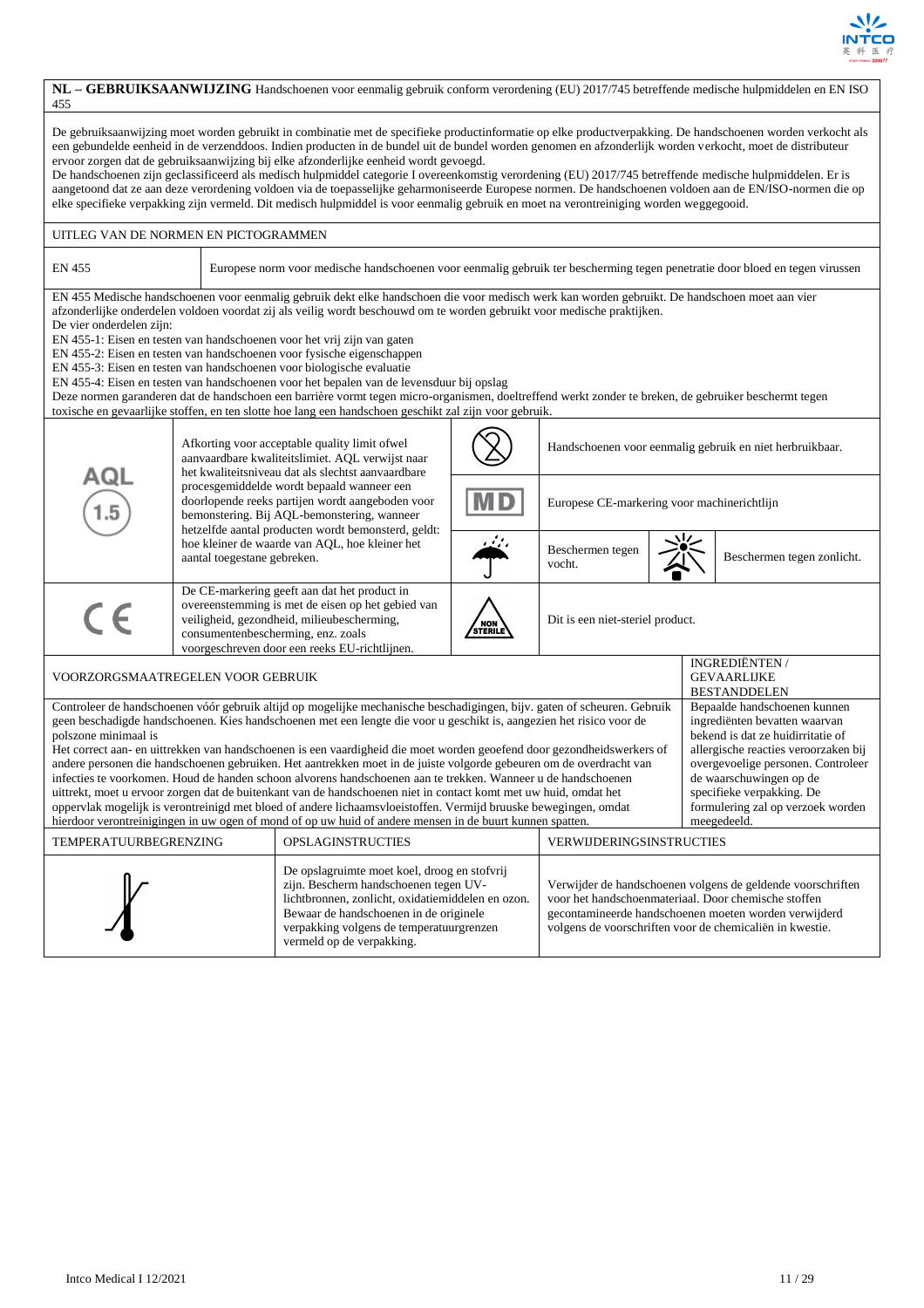**NL – GEBRUIKSAANWIJZING** Handschoenen voor eenmalig gebruik conform verordening (EU) 2017/745 betreffende medische hulpmiddelen en EN ISO 455

De gebruiksaanwijzing moet worden gebruikt in combinatie met de specifieke productinformatie op elke productverpakking. De handschoenen worden verkocht als een gebundelde eenheid in de verzenddoos. Indien producten in de bundel uit de bundel worden genomen en afzonderlijk worden verkocht, moet de distributeur ervoor zorgen dat de gebruiksaanwijzing bij elke afzonderlijke eenheid wordt gevoegd.
De handschoenen zijn geclassificeerd als medisch hulpmiddel categorie I overeenkomstig verordening (EU) 2017/745 betreffende medische hulpmiddelen. Er is aangetoond dat ze aan deze verordening voldoen via de toepasselijke geharmoniseerde Europese normen. De handschoenen voldoen aan de EN/ISO-normen die op elke specifieke verpakking zijn vermeld. Dit medisch hulpmiddel is voor eenmalig gebruik en moet na verontreiniging worden weggegooid.

## UITLEG VAN DE NORMEN EN PICTOGRAMMEN

| | |
|---|---|
| EN 455 | Europese norm voor medische handschoenen voor eenmalig gebruik ter bescherming tegen penetratie door bloed en tegen virussen |

EN 455 Medische handschoenen voor eenmalig gebruik dekt elke handschoen die voor medisch werk kan worden gebruikt. De handschoen moet aan vier afzonderlijke onderdelen voldoen voordat zij als veilig wordt beschouwd om te worden gebruikt voor medische praktijken.
De vier onderdelen zijn:
EN 455-1: Eisen en testen van handschoenen voor het vrij zijn van gaten
EN 455-2: Eisen en testen van handschoenen voor fysische eigenschappen
EN 455-3: Eisen en testen van handschoenen voor biologische evaluatie
EN 455-4: Eisen en testen van handschoenen voor het bepalen van de levensduur bij opslag
Deze normen garanderen dat de handschoen een barrière vormt tegen micro-organismen, doeltreffend werkt zonder te breken, de gebruiker beschermt tegen toxische en gevaarlijke stoffen, en ten slotte hoe lang een handschoen geschikt zal zijn voor gebruik.

| Symbool | Uitleg | Symbool | Uitleg |
|---|---|---|---|
| AQL 1.5 | Afkorting voor acceptable quality limit ofwel aanvaardbare kwaliteitslimiet. AQL verwijst naar het kwaliteitsniveau dat als slechtst aanvaardbare procesgemiddelde wordt bepaald wanneer een doorlopende reeks partijen wordt aangeboden voor bemonstering. Bij AQL-bemonstering, wanneer hetzelfde aantal producten wordt bemonsterd, geldt: hoe kleiner de waarde van AQL, hoe kleiner het aantal toegestane gebreken. | (2) | Handschoenen voor eenmalig gebruik en niet herbruikbaar. |
| | | MD | Europese CE-markering voor machinerichtlijn |
| | | Paraplu | Beschermen tegen vocht. / Zon: Beschermen tegen zonlicht. |
| CE | De CE-markering geeft aan dat het product in overeenstemming is met de eisen op het gebied van veiligheid, gezondheid, milieubescherming, consumentenbescherming, enz. zoals voorgeschreven door een reeks EU-richtlijnen. | NON STERILE | Dit is een niet-steriel product. |

| VOORZORGSMAATREGELEN VOOR GEBRUIK | INGREDIËNTEN / GEVAARLIJKE BESTANDDELEN |
|---|---|
| Controleer de handschoenen vóór gebruik altijd op mogelijke mechanische beschadigingen, bijv. gaten of scheuren. Gebruik geen beschadigde handschoenen. Kies handschoenen met een lengte die voor u geschikt is, aangezien het risico voor de polszone minimaal is<br>Het correct aan- en uittrekken van handschoenen is een vaardigheid die moet worden geoefend door gezondheidswerkers of andere personen die handschoenen gebruiken. Het aantrekken moet in de juiste volgorde gebeuren om de overdracht van infecties te voorkomen. Houd de handen schoon alvorens handschoenen aan te trekken. Wanneer u de handschoenen uittrekt, moet u ervoor zorgen dat de buitenkant van de handschoenen niet in contact komt met uw huid, omdat het oppervlak mogelijk is verontreinigd met bloed of andere lichaamsvloeistoffen. Vermijd bruuske bewegingen, omdat hierdoor verontreinigingen in uw ogen of mond of op uw huid of andere mensen in de buurt kunnen spatten. | Bepaalde handschoenen kunnen ingrediënten bevatten waarvan bekend is dat ze huidirritatie of allergische reacties veroorzaken bij overgevoelige personen. Controleer de waarschuwingen op de specifieke verpakking. De formulering zal op verzoek worden meegedeeld. |

| TEMPERATUURBEGRENZING | OPSLAGINSTRUCTIES | VERWIJDERINGSINSTRUCTIES |
|---|---|---|
| | De opslagruimte moet koel, droog en stofvrij zijn. Bescherm handschoenen tegen UV-lichtbronnen, zonlicht, oxidatiemiddelen en ozon. Bewaar de handschoenen in de originele verpakking volgens de temperatuurgrenzen vermeld op de verpakking. | Verwijder de handschoenen volgens de geldende voorschriften voor het handschoenmateriaal. Door chemische stoffen gecontamineerde handschoenen moeten worden verwijderd volgens de voorschriften voor de chemicaliën in kwestie. |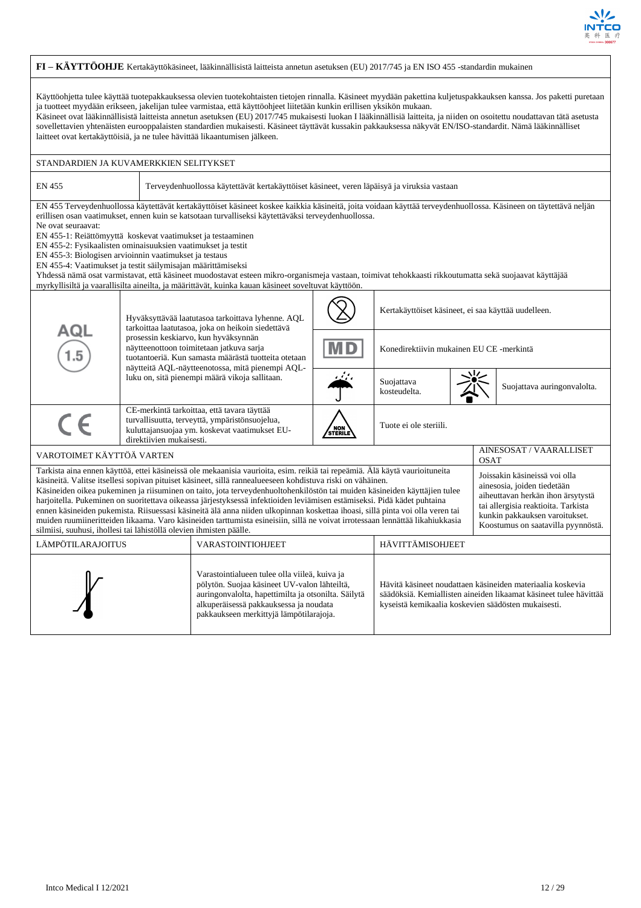**FI – KÄYTTÖOHJE** Kertakäyttökäsineet, lääkinnällisistä laitteista annetun asetuksen (EU) 2017/745 ja EN ISO 455 -standardin mukainen

Käyttöohjetta tulee käyttää tuotepakkauksessa olevien tuotekohtaisten tietojen rinnalla. Käsineet myydään pakettina kuljetuspakkauksen kanssa. Jos paketti puretaan ja tuotteet myydään erikseen, jakelijan tulee varmistaa, että käyttöohjeet liitetään kunkin erillisen yksikön mukaan.
Käsineet ovat lääkinnällisistä laitteista annetun asetuksen (EU) 2017/745 mukaisesti luokan I lääkinnällisiä laitteita, ja niiden on osoitettu noudattavan tätä asetusta sovellettavien yhtenäisten eurooppalaisten standardien mukaisesti. Käsineet täyttävät kussakin pakkauksessa näkyvät EN/ISO-standardit. Nämä lääkinnälliset laitteet ovat kertakäyttöisiä, ja ne tulee hävittää likaantumisen jälkeen.

## STANDARDIEN JA KUVAMERKKIEN SELITYKSET

| EN 455 | Terveydenhuollossa käytettävät kertakäyttöiset käsineet, veren läpäisyä ja viruksia vastaan |
|---|---|

EN 455 Terveydenhuollossa käytettävät kertakäyttöiset käsineet koskee kaikkia käsineitä, joita voidaan käyttää terveydenhuollossa. Käsineen on täytettävä neljän erillisen osan vaatimukset, ennen kuin se katsotaan turvalliseksi käytettäväksi terveydenhuollossa.
Ne ovat seuraavat:
EN 455-1: Reiättömyyttä koskevat vaatimukset ja testaaminen
EN 455-2: Fysikaalisten ominaisuuksien vaatimukset ja testit
EN 455-3: Biologisen arvioinnin vaatimukset ja testaus
EN 455-4: Vaatimukset ja testit säilymisajan määrittämiseksi
Yhdessä nämä osat varmistavat, että käsineet muodostavat esteen mikro-organismeja vastaan, toimivat tehokkaasti rikkoutumatta sekä suojaavat käyttäjää myrkyllisiltä ja vaarallisilta aineilta, ja määrittävät, kuinka kauan käsineet soveltuvat käyttöön.

| Symboli | Selitys | Symboli | Selitys |
|---|---|---|---|
| AQL 1.5 | Hyväksyttävää laatutasoa tarkoittava lyhenne. AQL tarkoittaa laatutasoa, joka on heikoin siedettävä prosessin keskiarvo, kun hyväksynnän näytteenottoon toimitetaan jatkuva sarja tuotantoeriä. Kun samasta määrästä tuotteita otetaan näytteitä AQL-näytteenotossa, mitä pienempi AQL-luku on, sitä pienempi määrä vikoja sallitaan. | (2) | Kertakäyttöiset käsineet, ei saa käyttää uudelleen. |
| | | MD | Konedirektiivin mukainen EU CE -merkintä |
| | | Sateenvarjo | Suojattava kosteudelta. / Suojattava auringonvalolta. |
| CE | CE-merkintä tarkoittaa, että tavara täyttää turvallisuutta, terveyttä, ympäristönsuojelua, kuluttajansuojaa ym. koskevat vaatimukset EU-direktiivien mukaisesti. | NON STERILE | Tuote ei ole steriili. |

| VAROTOIMET KÄYTTÖÄ VARTEN | AINESOSAT / VAARALLISET OSAT |
|---|---|
| Tarkista aina ennen käyttöä, ettei käsineissä ole mekaanisia vaurioita, esim. reikiä tai repeämiä. Älä käytä vaurioituneita käsineitä. Valitse itsellesi sopivan pituiset käsineet, sillä rannealueeseen kohdistuva riski on vähäinen. Käsineiden oikea pukeminen ja riisuminen on taito, jota terveydenhuoltohenkilöstön tai muiden käsineiden käyttäjien tulee harjoitella. Pukeminen on suoritettava oikeassa järjestyksessä infektioiden leviämisen estämiseksi. Pidä kädet puhtaina ennen käsineiden pukemista. Riisuessasi käsineitä älä anna niiden ulkopinnan koskettaa ihoasi, sillä pinta voi olla veren tai muiden ruumiineritteiden likaama. Varo käsineiden tarttumista esineisiin, sillä ne voivat irrotessaan lennättää likahiukkasia silmiisi, suuhusi, ihollesi tai lähistöllä olevien ihmisten päälle. | Joissakin käsineissä voi olla ainesosia, joiden tiedetään aiheuttavan herkän ihon ärsytystä tai allergisia reaktioita. Tarkista kunkin pakkauksen varoitukset. Koostumus on saatavilla pyynnöstä. |

| LÄMPÖTILARAJOITUS | VARASTOINTIOHJEET | HÄVITTÄMISOHJEET |
|---|---|---|
| | Varastointialueen tulee olla viileä, kuiva ja pölytön. Suojaa käsineet UV-valon lähteiltä, auringonvalolta, hapettimilta ja otsonilta. Säilytä alkuperäisessä pakkauksessa ja noudata pakkaukseen merkittyjä lämpötilarajoja. | Hävitä käsineet noudattaen käsineiden materiaalia koskevia säädöksiä. Kemiallisten aineiden likaamat käsineet tulee hävittää kyseistä kemikaalia koskevien säädösten mukaisesti. |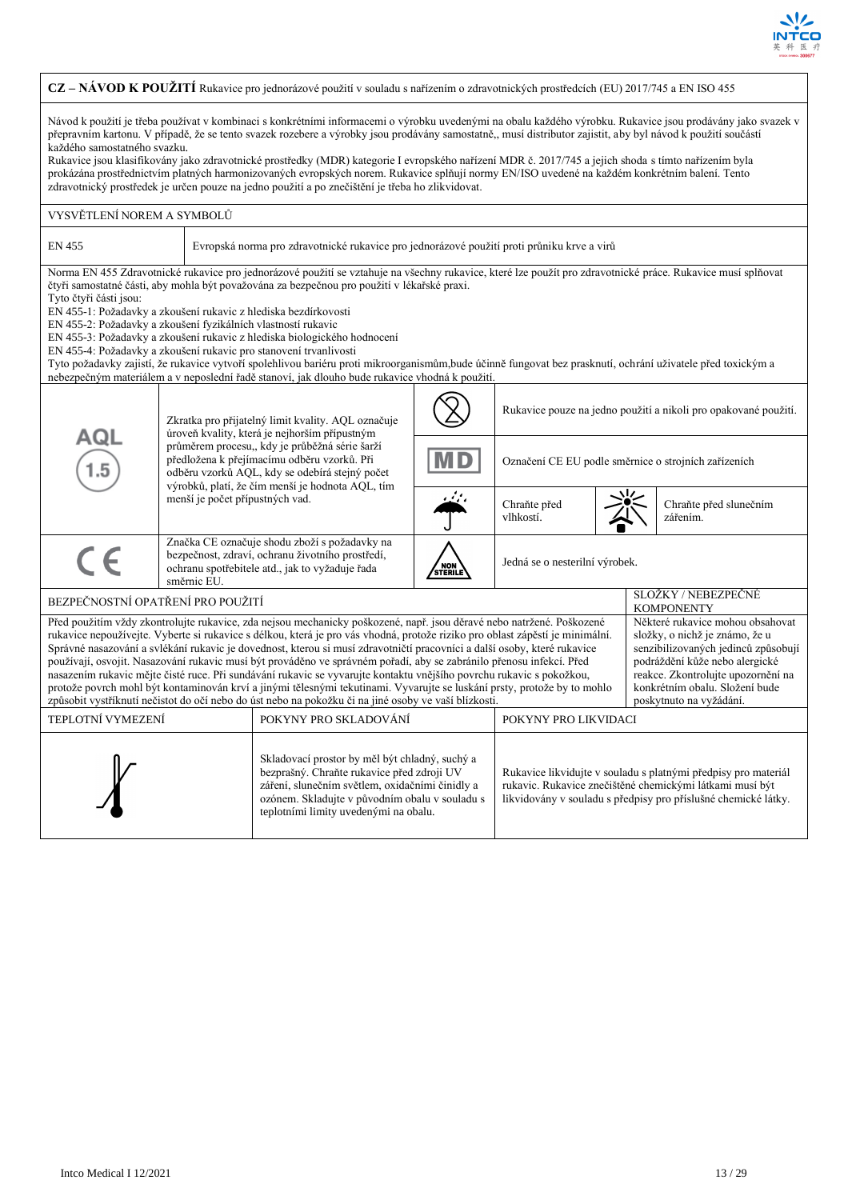## CZ – NÁVOD K POUŽITÍ
Rukavice pro jednorázové použití v souladu s nařízením o zdravotnických prostředcích (EU) 2017/745 a EN ISO 455

Návod k použití je třeba používat v kombinaci s konkrétními informacemi o výrobku uvedenými na obalu každého výrobku. Rukavice jsou prodávány jako svazek v přepravním kartonu. V případě, že se tento svazek rozebere a výrobky jsou prodávány samostatně,, musí distributor zajistit, aby byl návod k použití součástí každého samostatného svazku.

Rukavice jsou klasifikovány jako zdravotnické prostředky (MDR) kategorie I evropského nařízení MDR č. 2017/745 a jejich shoda s tímto nařízením byla prokázána prostřednictvím platných harmonizovaných evropských norem. Rukavice splňují normy EN/ISO uvedené na každém konkrétním balení. Tento zdravotnický prostředek je určen pouze na jedno použití a po znečištění je třeba ho zlikvidovat.

### VYSVĚTLENÍ NOREM A SYMBOLŮ

| | |
|---|---|
| EN 455 | Evropská norma pro zdravotnické rukavice pro jednorázové použití proti průniku krve a virů |

Norma EN 455 Zdravotnické rukavice pro jednorázové použití se vztahuje na všechny rukavice, které lze použít pro zdravotnické práce. Rukavice musí splňovat čtyři samostatné části, aby mohla být považována za bezpečnou pro použití v lékařské praxi.

Tyto čtyři části jsou:

EN 455-1: Požadavky a zkoušení rukavic z hlediska bezdírkovosti
EN 455-2: Požadavky a zkoušení fyzikálních vlastností rukavic
EN 455-3: Požadavky a zkoušení rukavic z hlediska biologického hodnocení
EN 455-4: Požadavky a zkoušení rukavic pro stanovení trvanlivosti

Tyto požadavky zajistí, že rukavice vytvoří spolehlivou bariéru proti mikroorganismům,bude účinně fungovat bez prasknutí, ochrání uživatele před toxickým a nebezpečným materiálem a v neposlední řadě stanoví, jak dlouho bude rukavice vhodná k použití.

| Symbol | Význam | Symbol | Význam |
|---|---|---|---|
| AQL 1.5 | Zkratka pro přijatelný limit kvality. AQL označuje úroveň kvality, která je nejhorším přípustným průměrem procesu,, kdy je průběžná série šarží předložena k přejímacímu odběru vzorků. Při odběru vzorků AQL, kdy se odebírá stejný počet výrobků, platí, že čím menší je hodnota AQL, tím menší je počet přípustných vad. | (2) | Rukavice pouze na jedno použití a nikoli pro opakované použití. |
| | | MD | Označení CE EU podle směrnice o strojních zařízeních |
| | | (deštník) | Chraňte před vlhkostí. |
| | | (slunce) | Chraňte před slunečním zářením. |
| CE | Značka CE označuje shodu zboží s požadavky na bezpečnost, zdraví, ochranu životního prostředí, ochranu spotřebitele atd., jak to vyžaduje řada směrnic EU. | NON STERILE | Jedná se o nesterilní výrobek. |

### BEZPEČNOSTNÍ OPATŘENÍ PRO POUŽITÍ

Před použitím vždy zkontrolujte rukavice, zda nejsou mechanicky poškozené, např. jsou děravé nebo natržené. Poškozené rukavice nepoužívejte. Vyberte si rukavice s délkou, která je pro vás vhodná, protože riziko pro oblast zápěstí je minimální. Správné nasazování a svlékání rukavic je dovednost, kterou si musí zdravotničtí pracovníci a další osoby, které rukavice používají, osvojit. Nasazování rukavic musí být prováděno ve správném pořadí, aby se zabránilo přenosu infekcí. Před nasazením rukavic mějte čisté ruce. Při sundávání rukavic se vyvarujte kontaktu vnějšího povrchu rukavic s pokožkou, protože povrch mohl být kontaminován krví a jinými tělesnými tekutinami. Vyvarujte se luskání prsty, protože by to mohlo způsobit vystříknutí nečistot do očí nebo do úst nebo na pokožku či na jiné osoby ve vaší blízkosti.

### SLOŽKY / NEBEZPEČNÉ KOMPONENTY

Některé rukavice mohou obsahovat složky, o nichž je známo, že u senzibilizovaných jedinců způsobují podráždění kůže nebo alergické reakce. Zkontrolujte upozornění na konkrétním obalu. Složení bude poskytnuto na vyžádání.

| TEPLOTNÍ VYMEZENÍ | POKYNY PRO SKLADOVÁNÍ | POKYNY PRO LIKVIDACI |
|---|---|---|
| (symbol teploty) | Skladovací prostor by měl být chladný, suchý a bezprašný. Chraňte rukavice před zdroji UV záření, slunečním světlem, oxidačními činidly a ozónem. Skladujte v původním obalu v souladu s teplotními limity uvedenými na obalu. | Rukavice likvidujte v souladu s platnými předpisy pro materiál rukavic. Rukavice znečištěné chemickými látkami musí být likvidovány v souladu s předpisy pro příslušné chemické látky. |

Intco Medical I 12/2021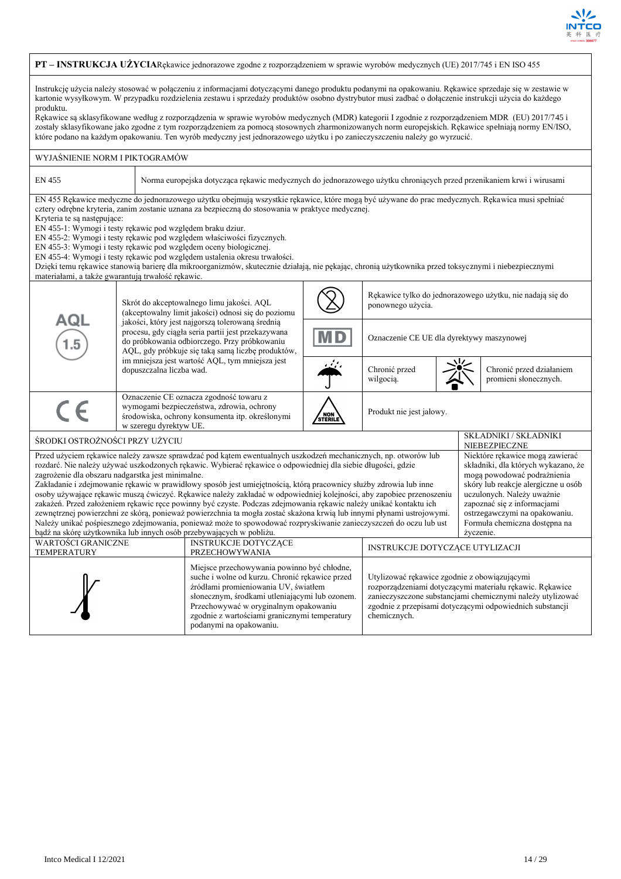**PT – INSTRUKCJA UŻYCIA**Rękawice jednorazowe zgodne z rozporządzeniem w sprawie wyrobów medycznych (UE) 2017/745 i EN ISO 455

Instrukcję użycia należy stosować w połączeniu z informacjami dotyczącymi danego produktu podanymi na opakowaniu. Rękawice sprzedaje się w zestawie w kartonie wysyłkowym. W przypadku rozdzielenia zestawu i sprzedaży produktów osobno dystrybutor musi zadbać o dołączenie instrukcji użycia do każdego produktu.

Rękawice są sklasyfikowane według rozporządzenia w sprawie wyrobów medycznych (MDR) kategorii I zgodnie z rozporządzeniem MDR (EU) 2017/745 i zostały sklasyfikowane jako zgodne z tym rozporządzeniem za pomocą stosownych zharmonizowanych norm europejskich. Rękawice spełniają normy EN/ISO, które podano na każdym opakowaniu. Ten wyrób medyczny jest jednorazowego użytku i po zanieczyszczeniu należy go wyrzucić.

## WYJAŚNIENIE NORM I PIKTOGRAMÓW

| EN 455 | Norma europejska dotycząca rękawic medycznych do jednorazowego użytku chroniących przed przenikaniem krwi i wirusami |
|---|---|

EN 455 Rękawice medyczne do jednorazowego użytku obejmują wszystkie rękawice, które mogą być używane do prac medycznych. Rękawica musi spełniać cztery odrębne kryteria, zanim zostanie uznana za bezpieczną do stosowania w praktyce medycznej.
Kryteria te są następujące:
EN 455-1: Wymogi i testy rękawic pod względem braku dziur.
EN 455-2: Wymogi i testy rękawic pod względem właściwości fizycznych.
EN 455-3: Wymogi i testy rękawic pod względem oceny biologicznej.
EN 455-4: Wymogi i testy rękawic pod względem ustalenia okresu trwałości.
Dzięki temu rękawice stanowią barierę dla mikroorganizmów, skutecznie działają, nie pękając, chronią użytkownika przed toksycznymi i niebezpiecznymi materiałami, a także gwarantują trwałość rękawic.

| Symbol | Opis | Symbol | Opis |
|---|---|---|---|
| AQL 1.5 | Skrót do akceptowalnego limu jakości. AQL (akceptowalny limit jakości) odnosi się do poziomu jakości, który jest najgorszą tolerowaną średnią procesu, gdy ciągła seria partii jest przekazywana do próbkowania odbiorczego. Przy próbkowaniu AQL, gdy próbkuje się taką samą liczbę produktów, im mniejsza jest wartość AQL, tym mniejsza jest dopuszczalna liczba wad. | (2) | Rękawice tylko do jednorazowego użytku, nie nadają się do ponownego użycia. |
| | | MD | Oznaczenie CE UE dla dyrektywy maszynowej |
| | | (parasol) | Chronić przed wilgocią. / (słońce) Chronić przed działaniem promieni słonecznych. |
| CE | Oznaczenie CE oznacza zgodność towaru z wymogami bezpieczeństwa, zdrowia, ochrony środowiska, ochrony konsumenta itp. określonymi w szeregu dyrektyw UE. | NON STERILE | Produkt nie jest jałowy. |

| ŚRODKI OSTROŻNOŚCI PRZY UŻYCIU | SKŁADNIKI / SKŁADNIKI NIEBEZPIECZNE |
|---|---|
| Przed użyciem rękawice należy zawsze sprawdzać pod kątem ewentualnych uszkodzeń mechanicznych, np. otworów lub rozdarć. Nie należy używać uszkodzonych rękawic. Wybierać rękawice o odpowiedniej dla siebie długości, gdzie zagrożenie dla obszaru nadgarstka jest minimalne. Zakładanie i zdejmowanie rękawic w prawidłowy sposób jest umiejętnością, którą pracownicy służby zdrowia lub inne osoby używające rękawic muszą ćwiczyć. Rękawice należy zakładać w odpowiedniej kolejności, aby zapobiec przenoszeniu zakażeń. Przed założeniem rękawic ręce powinny być czyste. Podczas zdejmowania rękawic należy unikać kontaktu ich zewnętrznej powierzchni ze skórą, ponieważ powierzchnia ta mogła zostać skażona krwią lub innymi płynami ustrojowymi. Należy unikać pośpiesznego zdejmowania, ponieważ może to spowodować rozpryskiwanie zanieczyszczeń do oczu lub ust bądź na skórę użytkownika lub innych osób przebywających w pobliżu. | Niektóre rękawice mogą zawierać składniki, dla których wykazano, że mogą powodować podrażnienia skóry lub reakcje alergiczne u osób uczulonych. Należy uważnie zapoznać się z informacjami ostrzegawczymi na opakowaniu. Formuła chemiczna dostępna na życzenie. |

| WARTOŚCI GRANICZNE TEMPERATURY | INSTRUKCJE DOTYCZĄCE PRZECHOWYWANIA | INSTRUKCJE DOTYCZĄCE UTYLIZACJI |
|---|---|---|
| (termometr) | Miejsce przechowywania powinno być chłodne, suche i wolne od kurzu. Chronić rękawice przed źródłami promieniowania UV, światłem słonecznym, środkami utleniającymi lub ozonem. Przechowywać w oryginalnym opakowaniu zgodnie z wartościami granicznymi temperatury podanymi na opakowaniu. | Utylizować rękawice zgodnie z obowiązującymi rozporządzeniami dotyczącymi materiału rękawic. Rękawice zanieczyszczone substancjami chemicznymi należy utylizować zgodnie z przepisami dotyczącymi odpowiednich substancji chemicznych. |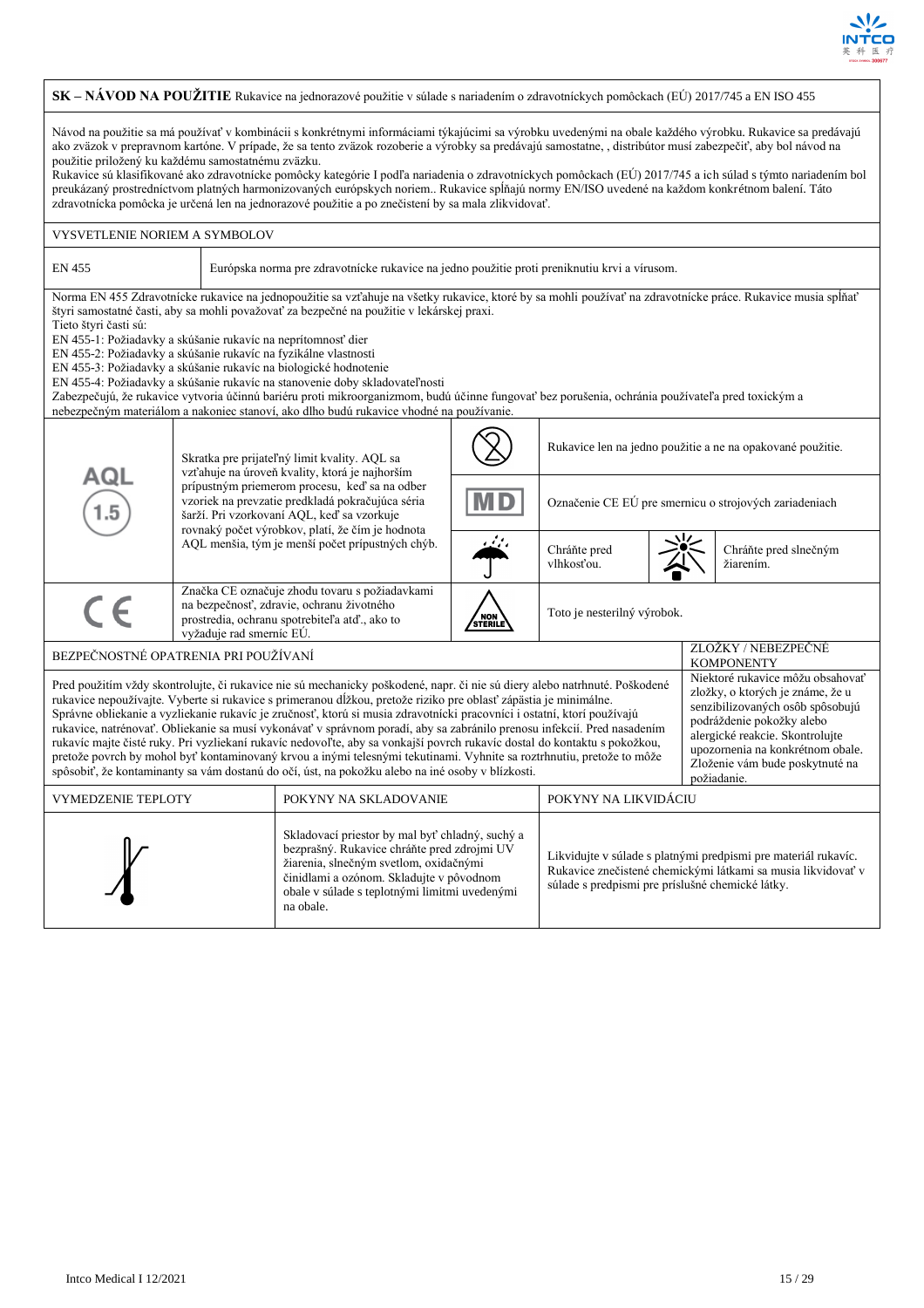**SK – NÁVOD NA POUŽITIE** Rukavice na jednorazové použitie v súlade s nariadením o zdravotníckych pomôckach (EÚ) 2017/745 a EN ISO 455

Návod na použitie sa má používať v kombinácii s konkrétnymi informáciami týkajúcimi sa výrobku uvedenými na obale každého výrobku. Rukavice sa predávajú ako zväzok v prepravnom kartóne. V prípade, že sa tento zväzok rozoberie a výrobky sa predávajú samostatne, , distribútor musí zabezpečiť, aby bol návod na použitie priložený ku každému samostatnému zväzku.
Rukavice sú klasifikované ako zdravotnícke pomôcky kategórie I podľa nariadenia o zdravotníckych pomôckach (EÚ) 2017/745 a ich súlad s týmto nariadením bol preukázaný prostredníctvom platných harmonizovaných európskych noriem.. Rukavice spĺňajú normy EN/ISO uvedené na každom konkrétnom balení. Táto zdravotnícka pomôcka je určená len na jednorazové použitie a po znečistení by sa mala zlikvidovať.

VYSVETLENIE NORIEM A SYMBOLOV

| | |
|---|---|
| EN 455 | Európska norma pre zdravotnícke rukavice na jedno použitie proti preniknutiu krvi a vírusom. |

Norma EN 455 Zdravotnícke rukavice na jednopoužitie sa vzťahuje na všetky rukavice, ktoré by sa mohli používať na zdravotnícke práce. Rukavice musia spĺňať štyri samostatné časti, aby sa mohli považovať za bezpečné na použitie v lekárskej praxi.
Tieto štyri časti sú:
EN 455-1: Požiadavky a skúšanie rukavíc na neprítomnosť dier
EN 455-2: Požiadavky a skúšanie rukavíc na fyzikálne vlastnosti
EN 455-3: Požiadavky a skúšanie rukavíc na biologické hodnotenie
EN 455-4: Požiadavky a skúšanie rukavíc na stanovenie doby skladovateľnosti
Zabezpečujú, že rukavice vytvoria účinnú bariéru proti mikroorganizmom, budú účinne fungovať bez porušenia, ochránia používateľa pred toxickým a nebezpečným materiálom a nakoniec stanoví, ako dlho budú rukavice vhodné na používanie.

| Symbol | Vysvetlenie | Symbol | Vysvetlenie |
|---|---|---|---|
| AQL 1.5 | Skratka pre prijateľný limit kvality. AQL sa vzťahuje na úroveň kvality, ktorá je najhorším prípustným priemerom procesu, keď sa na odber vzoriek na prevzatie predkladá pokračujúca séria šarží. Pri vzorkovaní AQL, keď sa vzorkuje rovnaký počet výrobkov, platí, že čím je hodnota AQL menšia, tým je menší počet prípustných chýb. | (2) | Rukavice len na jedno použitie a nie na opakované použitie. |
| | | MD | Označenie CE EÚ pre smernicu o strojových zariadeniach |
| | | | Chráňte pred vlhkosťou. / Chráňte pred slnečným žiarením. |
| CE | Značka CE označuje zhodu tovaru s požiadavkami na bezpečnosť, zdravie, ochranu životného prostredia, ochranu spotrebiteľa atď., ako to vyžaduje rad smerníc EÚ. | NON STERILE | Toto je nesterilný výrobok. |

| BEZPEČNOSTNÉ OPATRENIA PRI POUŽÍVANÍ | ZLOŽKY / NEBEZPEČNÉ KOMPONENTY |
|---|---|
| Pred použitím vždy skontrolujte, či rukavice nie sú mechanicky poškodené, napr. či nie sú diery alebo natrhnuté. Poškodené rukavice nepoužívajte. Vyberte si rukavice s primeranou dĺžkou, pretože riziko pre oblasť zápästia je minimálne. Správne obliekanie a vyzliekanie rukavíc je zručnosť, ktorú si musia zdravotnícki pracovníci i ostatní, ktorí používajú rukavice, natrénovať. Obliekanie sa musí vykonávať v správnom poradí, aby sa zabránilo prenosu infekcií. Pred nasadením rukavíc majte čisté ruky. Pri vyzliekaní rukavíc nedovoľte, aby sa vonkajší povrch rukavíc dostal do kontaktu s pokožkou, pretože povrch by mohol byť kontaminovaný krvou a inými telesnými tekutinami. Vyhnite sa roztrhnutiu, pretože to môže spôsobiť, že kontaminanty sa vám dostanú do očí, úst, na pokožku alebo na iné osoby v blízkosti. | Niektoré rukavice môžu obsahovať zložky, o ktorých je známe, že u senzibilizovaných osôb spôsobujú podráždenie pokožky alebo alergické reakcie. Skontrolujte upozornenia na konkrétnom obale. Zloženie vám bude poskytnuté na požiadanie. |

| VYMEDZENIE TEPLOTY | POKYNY NA SKLADOVANIE | POKYNY NA LIKVIDÁCIU |
|---|---|---|
| | Skladovací priestor by mal byť chladný, suchý a bezprašný. Rukavice chráňte pred zdrojmi UV žiarenia, slnečným svetlom, oxidačnými činidlami a ozónom. Skladujte v pôvodnom obale v súlade s teplotnými limitmi uvedenými na obale. | Likvidujte v súlade s platnými predpismi pre materiál rukavíc. Rukavice znečistené chemickými látkami sa musia likvidovať v súlade s predpismi pre príslušné chemické látky. |

Intco Medical I 12/2021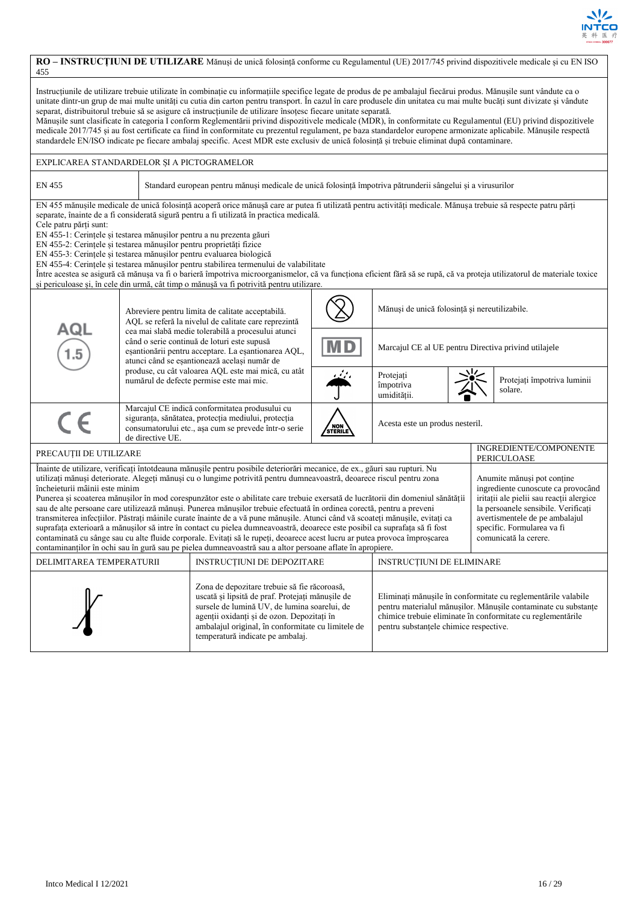**RO – INSTRUCȚIUNI DE UTILIZARE** Mănuși de unică folosință conforme cu Regulamentul (UE) 2017/745 privind dispozitivele medicale și cu EN ISO 455

Instrucțiunile de utilizare trebuie utilizate în combinație cu informațiile specifice legate de produs de pe ambalajul fiecărui produs. Mănușile sunt vândute ca o unitate dintr-un grup de mai multe unități cu cutia din carton pentru transport. În cazul în care produsele din unitatea cu mai multe bucăți sunt divizate și vândute separat, distribuitorul trebuie să se asigure că instrucțiunile de utilizare însoțesc fiecare unitate separată.
Mănușile sunt clasificate în categoria I conform Reglementării privind dispozitivele medicale (MDR), în conformitate cu Regulamentul (EU) privind dispozitivele medicale 2017/745 și au fost certificate ca fiind în conformitate cu prezentul regulament, pe baza standardelor europene armonizate aplicabile. Mănușile respectă standardele EN/ISO indicate pe fiecare ambalaj specific. Acest MDR este exclusiv de unică folosință și trebuie eliminat după contaminare.

## EXPLICAREA STANDARDELOR ȘI A PICTOGRAMELOR

| EN 455 | Standard european pentru mănuși medicale de unică folosință împotriva pătrunderii sângelui și a virusurilor |
|---|---|

EN 455 mănușile medicale de unică folosință acoperă orice mănușă care ar putea fi utilizată pentru activități medicale. Mănușa trebuie să respecte patru părți separate, înainte de a fi considerată sigură pentru a fi utilizată în practica medicală.
Cele patru părți sunt:
EN 455-1: Cerințele și testarea mănușilor pentru a nu prezenta găuri
EN 455-2: Cerințele și testarea mănușilor pentru proprietăți fizice
EN 455-3: Cerințele și testarea mănușilor pentru evaluarea biologică
EN 455-4: Cerințele și testarea mănușilor pentru stabilirea termenului de valabilitate
Între acestea se asigură că mănușa va fi o barieră împotriva microorganismelor, că va funcționa eficient fără să se rupă, că va proteja utilizatorul de materiale toxice și periculoase și, în cele din urmă, cât timp o mănușă va fi potrivită pentru utilizare.

| Simbol | Explicație | Simbol | Explicație |
|---|---|---|---|
| AQL 1.5 | Abreviere pentru limita de calitate acceptabilă. AQL se referă la nivelul de calitate care reprezintă cea mai slabă medie tolerabilă a procesului atunci când o serie continuă de loturi este supusă eșantionării pentru acceptare. La eșantionarea AQL, atunci când se eșantionează același număr de produse, cu cât valoarea AQL este mai mică, cu atât numărul de defecte permise este mai mic. | (2) | Mănuși de unică folosință și nereutilizabile. |
| | | MD | Marcajul CE al UE pentru Directiva privind utilajele |
| | | (umbrelă) | Protejați împotriva umidității. — (soare) Protejați împotriva luminii solare. |
| CE | Marcajul CE indică conformitatea produsului cu siguranța, sănătatea, protecția mediului, protecția consumatorului etc., așa cum se prevede într-o serie de directive UE. | NON STERILE | Acesta este un produs nesteril. |

## PRECAUȚII DE UTILIZARE

Înainte de utilizare, verificați întotdeauna mănușile pentru posibile deteriorări mecanice, de ex., găuri sau rupturi. Nu utilizați mănuși deteriorate. Alegeți mănuși cu o lungime potrivită pentru dumneavoastră, deoarece riscul pentru zona încheieturii mâinii este minim
Punerea și scoaterea mănușilor în mod corespunzător este o abilitate care trebuie exersată de lucrătorii din domeniul sănătății sau de alte persoane care utilizează mănuși. Punerea mănușilor trebuie efectuată în ordinea corectă, pentru a preveni transmiterea infecțiilor. Păstrați mâinile curate înainte de a vă pune mănușile. Atunci când vă scoateți mănușile, evitați ca suprafața exterioară a mănușilor să intre în contact cu pielea dumneavoastră, deoarece este posibil ca suprafața să fi fost contaminată cu sânge sau cu alte fluide corporale. Evitați să le rupeți, deoarece acest lucru ar putea provoca împroșcarea contaminanților în ochi sau în gură sau pe pielea dumneavoastră sau a altor persoane aflate în apropiere.

## INGREDIENTE/COMPONENTE PERICULOASE

Anumite mănuși pot conține ingrediente cunoscute ca provocând iritații ale pielii sau reacții alergice la persoanele sensibile. Verificați avertismentele de pe ambalajul specific. Formularea va fi comunicată la cerere.

| DELIMITAREA TEMPERATURII | INSTRUCȚIUNI DE DEPOZITARE | INSTRUCȚIUNI DE ELIMINARE |
|---|---|---|
| (simbol temperatură) | Zona de depozitare trebuie să fie răcoroasă, uscată și lipsită de praf. Protejați mănușile de sursele de lumină UV, de lumina soarelui, de agenții oxidanți și de ozon. Depozitați în ambalajul original, în conformitate cu limitele de temperatură indicate pe ambalaj. | Eliminați mănușile în conformitate cu reglementările valabile pentru materialul mănușilor. Mănușile contaminate cu substanțe chimice trebuie eliminate în conformitate cu reglementările pentru substanțele chimice respective. |

Intco Medical I 12/2021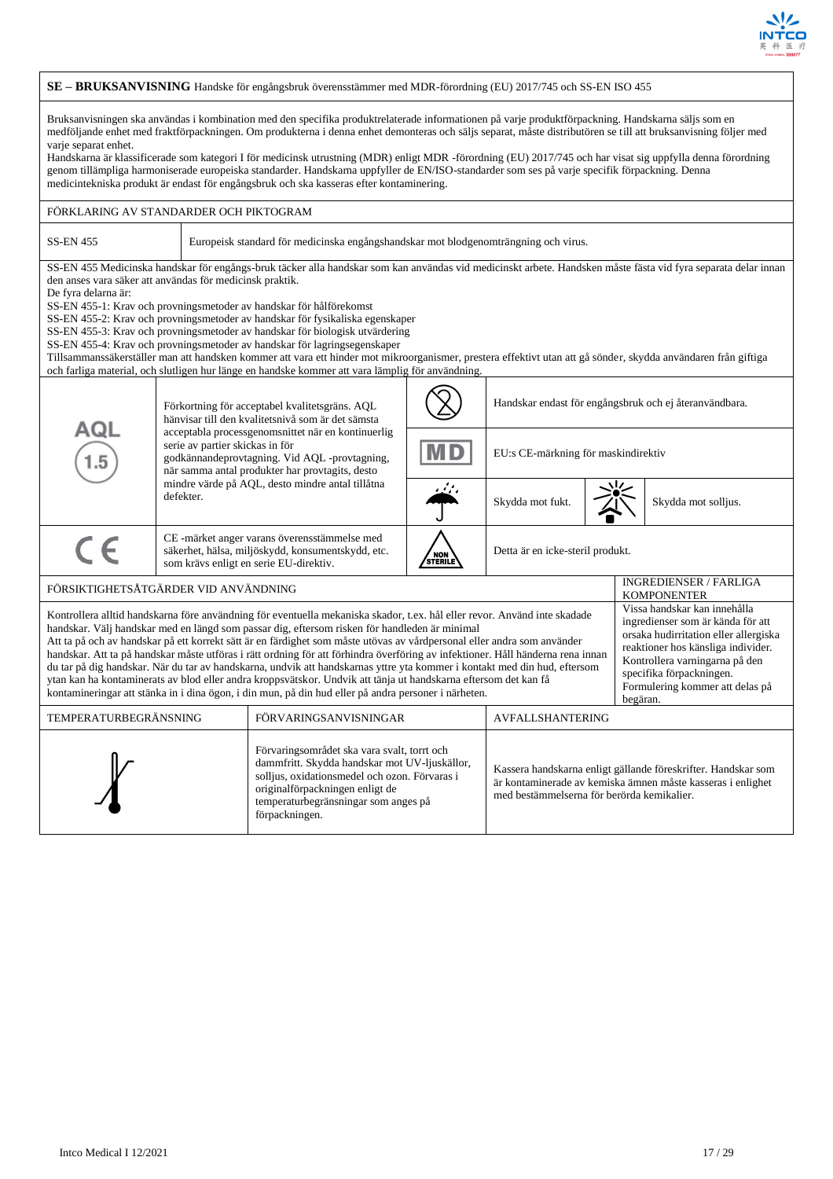**SE – BRUKSANVISNING** Handske för engångsbruk överensstämmer med MDR-förordning (EU) 2017/745 och SS-EN ISO 455

Bruksanvisningen ska användas i kombination med den specifika produktrelaterade informationen på varje produktförpackning. Handskarna säljs som en medföljande enhet med fraktförpackningen. Om produkterna i denna enhet demonteras och säljs separat, måste distributören se till att bruksanvisning följer med varje separat enhet.
Handskarna är klassificerade som kategori I för medicinsk utrustning (MDR) enligt MDR -förordning (EU) 2017/745 och har visat sig uppfylla denna förordning genom tillämpliga harmoniserade europeiska standarder. Handskarna uppfyller de EN/ISO-standarder som ses på varje specifik förpackning. Denna medicintekniska produkt är endast för engångsbruk och ska kasseras efter kontaminering.

## FÖRKLARING AV STANDARDER OCH PIKTOGRAM

| SS-EN 455 | Europeisk standard för medicinska engångshandskar mot blodgenomträngning och virus. |
|---|---|

SS-EN 455 Medicinska handskar för engångs-bruk täcker alla handskar som kan användas vid medicinskt arbete. Handsken måste fästa vid fyra separata delar innan den anses vara säker att användas för medicinsk praktik.
De fyra delarna är:
SS-EN 455-1: Krav och provningsmetoder av handskar för hålförekomst
SS-EN 455-2: Krav och provningsmetoder av handskar för fysikaliska egenskaper
SS-EN 455-3: Krav och provningsmetoder av handskar för biologisk utvärdering
SS-EN 455-4: Krav och provningsmetoder av handskar för lagringsegenskaper
Tillsammanssäkerställer man att handsken kommer att vara ett hinder mot mikroorganismer, prestera effektivt utan att gå sönder, skydda användaren från giftiga och farliga material, och slutligen hur länge en handske kommer att vara lämplig för användning.

| Symbol | Förklaring | Symbol | Förklaring |
|---|---|---|---|
| AQL 1.5 | Förkortning för acceptabel kvalitetsgräns. AQL hänvisar till den kvalitetsnivå som är det sämsta acceptabla processgenomsnittet när en kontinuerlig serie av partier skickas in för godkännandeprovtagning. Vid AQL -provtagning, när samma antal produkter har provtagits, desto mindre värde på AQL, desto mindre antal tillåtna defekter. | (2) | Handskar endast för engångsbruk och ej återanvändbara. |
| | | MD | EU:s CE-märkning för maskindirektiv |
| | | (paraply) | Skydda mot fukt. |
| | | (sol) | Skydda mot solljus. |
| CE | CE -märket anger varans överensstämmelse med säkerhet, hälsa, miljöskydd, konsumentskydd, etc. som krävs enligt en serie EU-direktiv. | NON STERILE | Detta är en icke-steril produkt. |

## FÖRSIKTIGHETSÅTGÄRDER VID ANVÄNDNING

Kontrollera alltid handskarna före användning för eventuella mekaniska skador, t.ex. hål eller revor. Använd inte skadade handskar. Välj handskar med en längd som passar dig, eftersom risken för handleden är minimal
Att ta på och av handskar på ett korrekt sätt är en färdighet som måste utövas av vårdpersonal eller andra som använder handskar. Att ta på handskar måste utföras i rätt ordning för att förhindra överföring av infektioner. Håll händerna rena innan du tar på dig handskar. När du tar av handskarna, undvik att handskarnas yttre yta kommer i kontakt med din hud, eftersom ytan kan ha kontaminerats av blod eller andra kroppsvätskor. Undvik att tänja ut handskarna eftersom det kan få kontamineringar att stänka in i dina ögon, i din mun, på din hud eller på andra personer i närheten.

## INGREDIENSER / FARLIGA KOMPONENTER

Vissa handskar kan innehålla ingredienser som är kända för att orsaka hudirritation eller allergiska reaktioner hos känsliga individer. Kontrollera varningarna på den specifika förpackningen. Formulering kommer att delas på begäran.

| TEMPERATURBEGRÄNSNING | FÖRVARINGSANVISNINGAR | AVFALLSHANTERING |
|---|---|---|
| (termometersymbol) | Förvaringsområdet ska vara svalt, torrt och dammfritt. Skydda handskar mot UV-ljuskällor, solljus, oxidationsmedel och ozon. Förvaras i originalförpackningen enligt de temperaturbegränsningar som anges på förpackningen. | Kassera handskarna enligt gällande föreskrifter. Handskar som är kontaminerade av kemiska ämnen måste kasseras i enlighet med bestämmelserna för berörda kemikalier. |

Intco Medical I 12/2021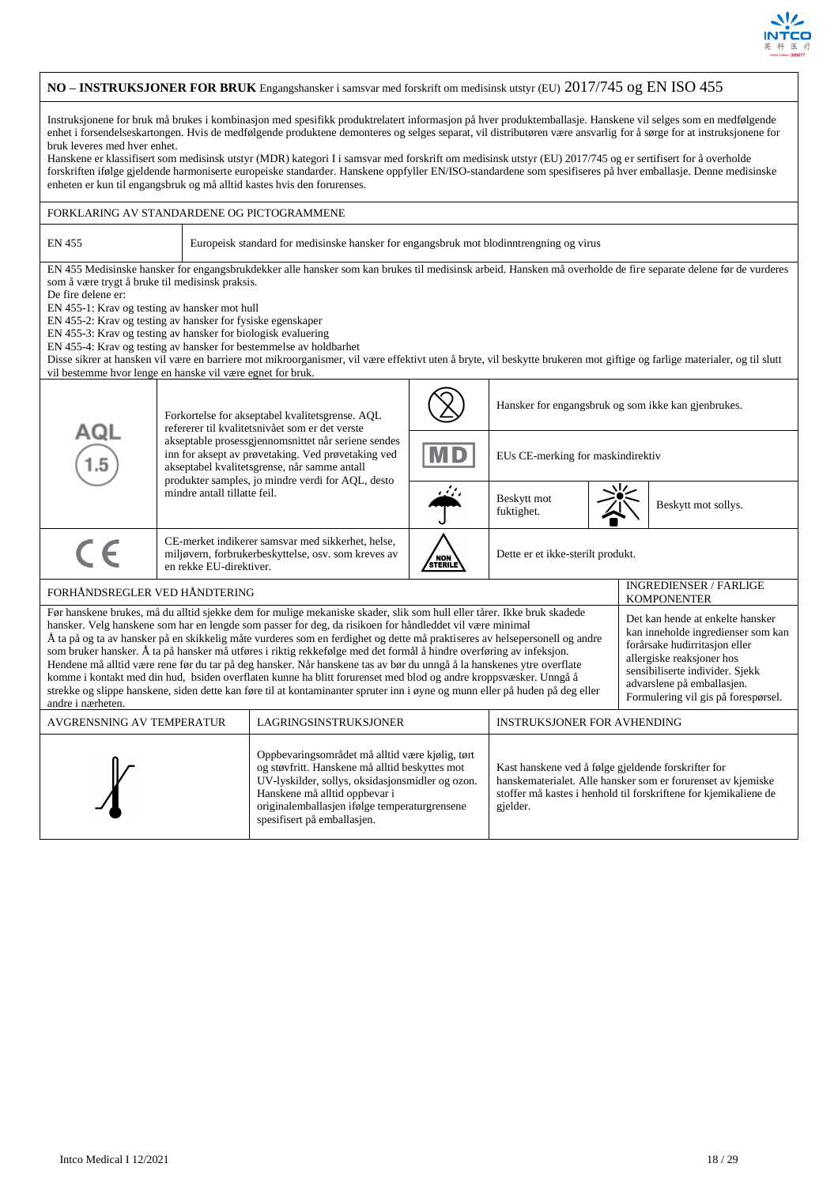## NO – INSTRUKSJONER FOR BRUK Engangshansker i samsvar med forskrift om medisinsk utstyr (EU) 2017/745 og EN ISO 455

Instruksjonene for bruk må brukes i kombinasjon med spesifikk produktrelatert informasjon på hver produktemballasje. Hanskene vil selges som en medfølgende enhet i forsendelseskartongen. Hvis de medfølgende produktene demonteres og selges separat, vil distributøren være ansvarlig for å sørge for at instruksjonene for bruk leveres med hver enhet.

Hanskene er klassifisert som medisinsk utstyr (MDR) kategori I i samsvar med forskrift om medisinsk utstyr (EU) 2017/745 og er sertifisert for å overholde forskriften ifølge gjeldende harmoniserte europeiske standarder. Hanskene oppfyller EN/ISO-standardene som spesifiseres på hver emballasje. Denne medisinske enheten er kun til engangsbruk og må alltid kastes hvis den forurenses.

### FORKLARING AV STANDARDENE OG PIKTOGRAMMENE

| EN 455 | Europeisk standard for medisinske hansker for engangsbruk mot blodinntrengning og virus |
|---|---|

EN 455 Medisinske hansker for engangsbrukdekker alle hansker som kan brukes til medisinsk arbeid. Hansken må overholde de fire separate delene før de vurderes som å være trygt å bruke til medisinsk praksis.

De fire delene er:

EN 455-1: Krav og testing av hansker mot hull
EN 455-2: Krav og testing av hansker for fysiske egenskaper
EN 455-3: Krav og testing av hansker for biologisk evaluering
EN 455-4: Krav og testing av hansker for bestemmelse av holdbarhet

Disse sikrer at hansken vil være en barriere mot mikroorganismer, vil være effektivt uten å bryte, vil beskytte brukeren mot giftige og farlige materialer, og til slutt vil bestemme hvor lenge en hanske vil være egnet for bruk.

| Symbol | Forklaring | Symbol | Forklaring |
|---|---|---|---|
| AQL 1.5 | Forkortelse for akseptabel kvalitetsgrense. AQL refererer til kvalitetsnivået som er det verste akseptable prosessgjennomsnittet når seriene sendes inn for aksept av prøvetaking. Ved prøvetaking ved akseptabel kvalitetsgrense, når samme antall produkter samples, jo mindre verdi for AQL, desto mindre antall tillatte feil. | (2) | Hansker for engangsbruk og som ikke kan gjenbrukes. |
| | | MD | EUs CE-merking for maskindirektiv |
| | | (paraply) | Beskytt mot fuktighet. |
| | | (sol) | Beskytt mot sollys. |
| CE | CE-merket indikerer samsvar med sikkerhet, helse, miljøvern, forbrukerbeskyttelse, osv. som kreves av en rekke EU-direktiver. | NON STERILE | Dette er et ikke-sterilt produkt. |

### FORHÅNDSREGLER VED HÅNDTERING

Før hanskene brukes, må du alltid sjekke dem for mulige mekaniske skader, slik som hull eller tårer. Ikke bruk skadede hansker. Velg hanskene som har en lengde som passer for deg, da risikoen for håndleddet vil være minimal
Å ta på og ta av hansker på en skikkelig måte vurderes som en ferdighet og dette må praktiseres av helsepersonell og andre som bruker hansker. Å ta på hansker må utføres i riktig rekkefølge med det formål å hindre overføring av infeksjon.
Hendene må alltid være rene før du tar på deg hansker. Når hanskene tas av bør du unngå å la hanskenes ytre overflate komme i kontakt med din hud, bsiden overflaten kunne ha blitt forurenset med blod og andre kroppsvæsker. Unngå å strekke og slippe hanskene, siden dette kan føre til at kontaminanter spruter inn i øyne og munn eller på huden på deg eller andre i nærheten.

### INGREDIENSER / FARLIGE KOMPONENTER

Det kan hende at enkelte hansker kan inneholde ingredienser som kan forårsake hudirritasjon eller allergiske reaksjoner hos sensibiliserte individer. Sjekk advarslene på emballasjen. Formulering vil gis på forespørsel.

| AVGRENSNING AV TEMPERATUR | LAGRINGSINSTRUKSJONER | INSTRUKSJONER FOR AVHENDING |
|---|---|---|
| (termometer) | Oppbevaringsområdet må alltid være kjølig, tørt og støvfritt. Hanskene må alltid beskyttes mot UV-lyskilder, sollys, oksidasjonsmidler og ozon. Hanskene må alltid oppbevar i originalemballasjen ifølge temperaturgrensene spesifisert på emballasjen. | Kast hanskene ved å følge gjeldende forskrifter for hanskematerialet. Alle hansker som er forurenset av kjemiske stoffer må kastes i henhold til forskriftene for kjemikaliene de gjelder. |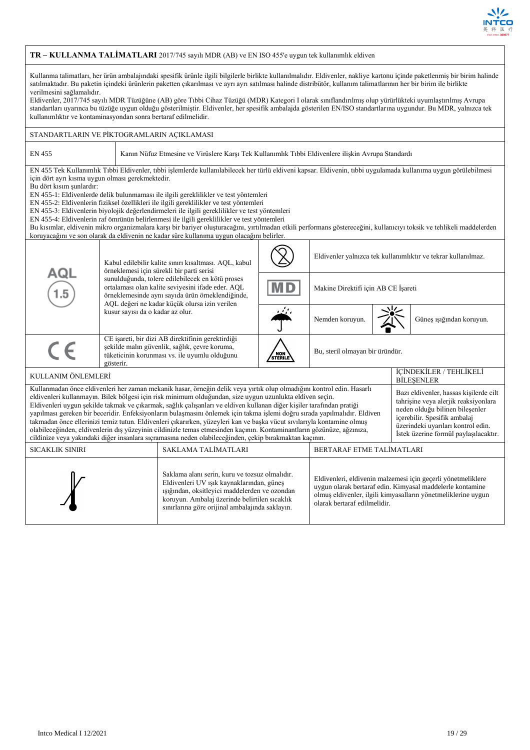## TR – KULLANMA TALİMATLARI 2017/745 sayılı MDR (AB) ve EN ISO 455'e uygun tek kullanımlık eldiven

Kullanma talimatları, her ürün ambalajındaki spesifik ürünle ilgili bilgilerle birlikte kullanılmalıdır. Eldivenler, nakliye kartonu içinde paketlenmiş bir birim halinde satılmaktadır. Bu paketin içindeki ürünlerin paketten çıkarılması ve ayrı ayrı satılması halinde distribütör, kullanım talimatlarının her bir birim ile birlikte verilmesini sağlamalıdır.

Eldivenler, 2017/745 sayılı MDR Tüzüğüne (AB) göre Tıbbi Cihaz Tüzüğü (MDR) Kategori I olarak sınıflandırılmış olup yürürlükteki uyumlaştırılmış Avrupa standartları uyarınca bu tüzüğe uygun olduğu gösterilmiştir. Eldivenler, her spesifik ambalajda gösterilen EN/ISO standartlarına uygundur. Bu MDR, yalnızca tek kullanımlıktır ve kontaminasyondan sonra bertaraf edilmelidir.

### STANDARTLARIN VE PİKTOGRAMLARIN AÇIKLAMASI

| EN 455 | Kanın Nüfuz Etmesine ve Virüslere Karşı Tek Kullanımlık Tıbbi Eldivenlere ilişkin Avrupa Standardı |
|---|---|

EN 455 Tek Kullanımlık Tıbbi Eldivenler, tıbbi işlemlerde kullanılabilecek her türlü eldiveni kapsar. Eldivenin, tıbbi uygulamada kullanıma uygun görülebilmesi için dört ayrı kısma uygun olması gerekmektedir.

Bu dört kısım şunlardır:

EN 455-1: Eldivenlerde delik bulunmaması ile ilgili gereklilikler ve test yöntemleri
EN 455-2: Eldivenlerin fiziksel özellikleri ile ilgili gereklilikler ve test yöntemleri
EN 455-3: Eldivenlerin biyolojik değerlendirmeleri ile ilgili gereklilikler ve test yöntemleri
EN 455-4: Eldivenlerin raf ömrünün belirlenmesi ile ilgili gereklilikler ve test yöntemleri

Bu kısımlar, eldivenin mikro organizmalara karşı bir bariyer oluşturacağını, yırtılmadan etkili performans göstereceğini, kullanıcıyı toksik ve tehlikeli maddelerden koruyacağını ve son olarak da eldivenin ne kadar süre kullanıma uygun olacağını belirler.

| Sembol | Açıklama | Sembol | Açıklama |
|---|---|---|---|
| AQL 1.5 | Kabul edilebilir kalite sınırı kısaltması. AQL, kabul örneklemesi için sürekli bir parti serisi sunulduğunda, tolere edilebilecek en kötü proses ortalaması olan kalite seviyesini ifade eder. AQL örneklemesinde aynı sayıda ürün örneklendiğinde, AQL değeri ne kadar küçük olursa izin verilen kusur sayısı da o kadar az olur. | (2) | Eldivenler yalnızca tek kullanımlıktır ve tekrar kullanılmaz. |
| | | MD | Makine Direktifi için AB CE İşareti |
| | | (şemsiye) | Nemden koruyun. / (güneş) Güneş ışığından koruyun. |
| CE | CE işareti, bir dizi AB direktifinin gerektirdiği şekilde malın güvenlik, sağlık, çevre koruma, tüketicinin korunması vs. ile uyumlu olduğunu gösterir. | NON STERILE | Bu, steril olmayan bir üründür. |

| KULLANIM ÖNLEMLERİ | İÇİNDEKİLER / TEHLİKELİ BİLEŞENLER |
|---|---|
| Kullanmadan önce eldivenleri her zaman mekanik hasar, örneğin delik veya yırtık olup olmadığını kontrol edin. Hasarlı eldivenleri kullanmayın. Bilek bölgesi için risk minimum olduğundan, size uygun uzunlukta eldiven seçin. Eldivenleri uygun şekilde takmak ve çıkarmak, sağlık çalışanları ve eldiven kullanan diğer kişiler tarafından pratiği yapılması gereken bir beceridir. Enfeksiyonların bulaşmasını önlemek için takma işlemi doğru sırada yapılmalıdır. Eldiven takmadan önce ellerinizi temiz tutun. Eldivenleri çıkarırken, yüzeyleri kan ve başka vücut sıvılarıyla kontamine olmuş olabileceğinden, eldivenlerin dış yüzeyinin cildinizle temas etmesinden kaçının. Kontaminantların gözünüze, ağzınıza, cildinize veya yakındaki diğer insanlara sıçramasına neden olabileceğinden, çekip bırakmaktan kaçının. | Bazı eldivenler, hassas kişilerde cilt tahrişine veya alerjik reaksiyonlara neden olduğu bilinen bileşenler içerebilir. Spesifik ambalaj üzerindeki uyarıları kontrol edin. İstek üzerine formül paylaşılacaktır. |

| SICAKLIK SINIRI | SAKLAMA TALİMATLARI | BERTARAF ETME TALİMATLARI |
|---|---|---|
| (termometre) | Saklama alanı serin, kuru ve tozsuz olmalıdır. Eldivenleri UV ışık kaynaklarından, güneş ışığından, oksitleyici maddelerden ve ozondan koruyun. Ambalaj üzerinde belirtilen sıcaklık sınırlarına göre orijinal ambalajında saklayın. | Eldivenleri, eldivenin malzemesi için geçerli yönetmeliklere uygun olarak bertaraf edin. Kimyasal maddelerle kontamine olmuş eldivenler, ilgili kimyasalların yönetmeliklerine uygun olarak bertaraf edilmelidir. |

Intco Medical I 12/2021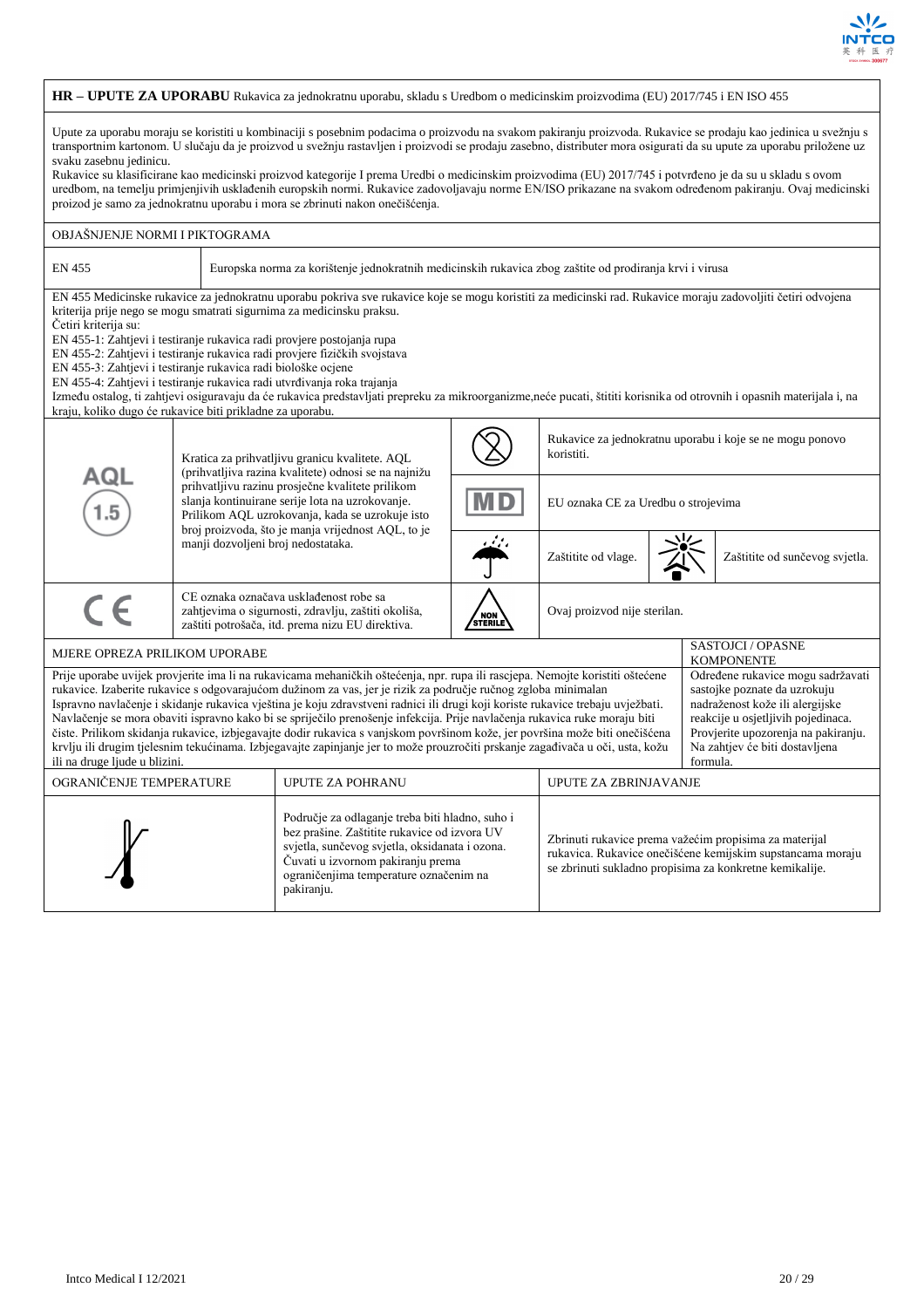**HR – UPUTE ZA UPORABU** Rukavica za jednokratnu uporabu, skladu s Uredbom o medicinskim proizvodima (EU) 2017/745 i EN ISO 455

Upute za uporabu moraju se koristiti u kombinaciji s posebnim podacima o proizvodu na svakom pakiranju proizvoda. Rukavice se prodaju kao jedinica u svežnju s transportnim kartonom. U slučaju da je proizvod u svežnju rastavljen i proizvodi se prodaju zasebno, distributer mora osigurati da su upute za uporabu priložene uz svaku zasebnu jedinicu.
Rukavice su klasificirane kao medicinski proizvod kategorije I prema Uredbi o medicinskim proizvodima (EU) 2017/745 i potvrđeno je da su u skladu s ovom uredbom, na temelju primjenjivih usklađenih europskih normi. Rukavice zadovoljavaju norme EN/ISO prikazane na svakom određenom pakiranju. Ovaj medicinski proizvod je samo za jednokratnu uporabu i mora se zbrinuti nakon onečišćenja.

## OBJAŠNJENJE NORMI I PIKTOGRAMA

| EN 455 | Europska norma za korištenje jednokratnih medicinskih rukavica zbog zaštite od prodiranja krvi i virusa |
|---|---|

EN 455 Medicinske rukavice za jednokratnu uporabu pokriva sve rukavice koje se mogu koristiti za medicinski rad. Rukavice moraju zadovoljiti četiri odvojena kriterija prije nego se mogu smatrati sigurnima za medicinsku praksu.
Četiri kriterija su:
EN 455-1: Zahtjevi i testiranje rukavica radi provjere postojanja rupa
EN 455-2: Zahtjevi i testiranje rukavica radi provjere fizičkih svojstava
EN 455-3: Zahtjevi i testiranje rukavica radi biološke ocjene
EN 455-4: Zahtjevi i testiranje rukavica radi utvrđivanja roka trajanja
Između ostalog, ti zahtjevi osiguravaju da će rukavice predstavljati prepreku za mikroorganizme,neće pucati, štititi korisnika od otrovnih i opasnih materijala i, na kraju, koliko dugo će rukavice biti prikladne za uporabu.

| Simbol | Opis | Simbol | Opis |
|---|---|---|---|
| AQL 1.5 | Kratica za prihvatljivu granicu kvalitete. AQL (prihvatljiva razina kvalitete) odnosi se na najnižu prihvatljivu razinu prosječne kvalitete prilikom slanja kontinuirane serije lota na uzrokovanje. Prilikom AQL uzrokovanja, kada se uzrokuje isto broj proizvoda, što je manja vrijednost AQL, to je manji dozvoljeni broj nedostataka. | ⊗ (2) | Rukavice za jednokratnu uporabu i koje se ne mogu ponovo koristiti. |
| | | MD | EU oznaka CE za Uredbu o strojevima |
| | | ☂ | Zaštitite od vlage. / ☀ Zaštitite od sunčevog svjetla. |
| CE | CE oznaka označava usklađenost robe sa zahtjevima o sigurnosti, zdravlju, zaštiti okoliša, zaštiti potrošača, itd. prema nizu EU direktiva. | NON STERILE | Ovaj proizvod nije sterilan. |

| MJERE OPREZA PRILIKOM UPORABE | SASTOJCI / OPASNE KOMPONENTE |
|---|---|
| Prije uporabe uvijek provjerite ima li na rukavicama mehaničkih oštećenja, npr. rupa ili rascjepa. Nemojte koristiti oštećene rukavice. Izaberite rukavice s odgovarajućom dužinom za vas, jer je rizik za područje ručnog zgloba minimalan Ispravno navlačenje i skidanje rukavica vještina je koju zdravstveni radnici ili drugi koji koriste rukavice trebaju uvježbati. Navlačenje se mora obaviti ispravno kako bi se spriječilo prenošenje infekcija. Prije navlačenja rukavica ruke moraju biti čiste. Prilikom skidanja rukavice, izbjegavajte dodir rukavica s vanjskom površinom kože, jer površina može biti onečišćena krvlju ili drugim tjelesnim tekućinama. Izbjegavajte zapinjanje jer to može prouzročiti prskanje zagađivača u oči, usta, kožu ili na druge ljude u blizini. | Određene rukavice mogu sadržavati sastojke poznate da uzrokuju nadraženost kože ili alergijske reakcije u osjetljivih pojedinaca. Provjerite upozorenja na pakiranju. Na zahtjev će biti dostavljena formula. |

| OGRANIČENJE TEMPERATURE | UPUTE ZA POHRANU | UPUTE ZA ZBRINJAVANJE |
|---|---|---|
| 🌡 | Područje za odlaganje treba biti hladno, suho i bez prašine. Zaštitite rukavice od izvora UV svjetla, sunčevog svjetla, oksidanata i ozona. Čuvati u izvornom pakiranju prema ograničenjima temperature označenim na pakiranju. | Zbrinuti rukavice prema važećim propisima za materijal rukavica. Rukavice onečišćene kemijskim supstancama moraju se zbrinuti sukladno propisima za konkretne kemikalije. |

Intco Medical I 12/2021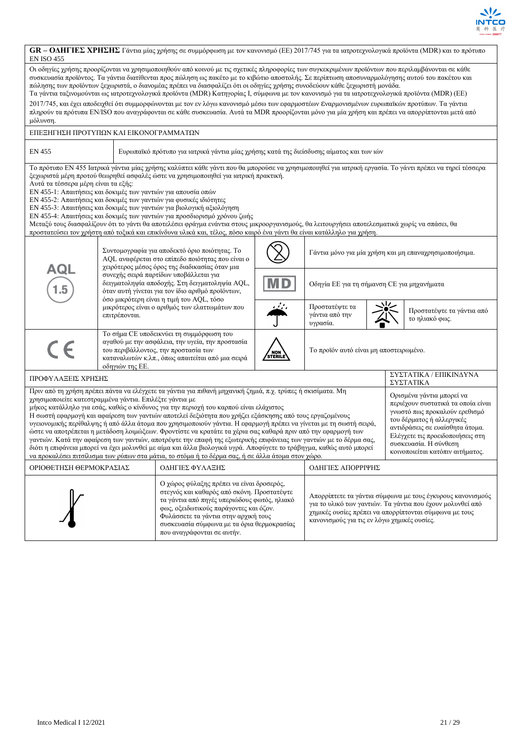**GR – ΟΔΗΓΙΕΣ ΧΡΗΣΗΣ** Γάντια μίας χρήσης σε συμμόρφωση με τον κανονισμό (ΕΕ) 2017/745 για τα ιατροτεχνολογικά προϊόντα (MDR) και το πρότυπο EN ISO 455

Οι οδηγίες χρήσης προορίζονται να χρησιμοποιηθούν από κοινού με τις σχετικές πληροφορίες των συγκεκριμένων προϊόντων που περιλαμβάνονται σε κάθε συσκευασία προϊόντος. Τα γάντια διατίθενται προς πώληση ως πακέτο με το κιβώτιο αποστολής. Σε περίπτωση αποσυναρμολόγησης αυτού του πακέτου και πώλησης των προϊόντων ξεχωριστά, ο διανομέας πρέπει να διασφαλίζει ότι οι οδηγίες χρήσης συνοδεύουν κάθε ξεχωριστή μονάδα.
Τα γάντια ταξινομούνται ως ιατροτεχνολογικά προϊόντα (MDR) Κατηγορίας I, σύμφωνα με τον κανονισμό για τα ιατροτεχνολογικά προϊόντα (MDR) (ΕΕ) 2017/745, και έχει αποδειχθεί ότι συμμορφώνονται με τον εν λόγω κανονισμό μέσω των εφαρμοστέων εναρμονισμένων ευρωπαϊκών προτύπων. Τα γάντια πληρούν τα πρότυπα EN/ISO που αναγράφονται σε κάθε συσκευασία. Αυτά τα MDR προορίζονται μόνο για μία χρήση και πρέπει να απορρίπτονται μετά από μόλυνση.

## ΕΠΕΞΗΓΗΣΗ ΠΡΟΤΥΠΩΝ ΚΑΙ ΕΙΚΟΝΟΓΡΑΜΜΑΤΩΝ

| EN 455 | Ευρωπαϊκό πρότυπο για ιατρικά γάντια μίας χρήσης κατά της διείσδυσης αίματος και των ιών |
|---|---|

Το πρότυπο EN 455 Ιατρικά γάντια μίας χρήσης καλύπτει κάθε γάντι που θα μπορούσε να χρησιμοποιηθεί για ιατρική εργασία. Το γάντι πρέπει να τηρεί τέσσερα ξεχωριστά μέρη προτού θεωρηθεί ασφαλές ώστε να χρησιμοποιηθεί για ιατρική πρακτική.
Αυτά τα τέσσερα μέρη είναι τα εξής:
EN 455-1: Απαιτήσεις και δοκιμές των γαντιών για απουσία οπών
EN 455-2: Απαιτήσεις και δοκιμές των γαντιών για φυσικές ιδιότητες
EN 455-3: Απαιτήσεις και δοκιμές των γαντιών για βιολογική αξιολόγηση
EN 455-4: Απαιτήσεις και δοκιμές των γαντιών για προσδιορισμό χρόνου ζωής
Μεταξύ τους διασφαλίζουν ότι το γάντι θα αποτελέσει φράγμα ενάντια στους μικροοργανισμούς, θα λειτουργήσει αποτελεσματικά χωρίς να σπάσει, θα προστατεύσει τον χρήστη από τοξικά και επικίνδυνα υλικά και, τέλος, πόσο καιρό ένα γάντι θα είναι κατάλληλο για χρήση.

| Σύμβολο | Επεξήγηση | Σύμβολο | Επεξήγηση |
|---|---|---|---|
| AQL 1.5 | Συντομογραφία για αποδεκτό όριο ποιότητας. Το AQL αναφέρεται στο επίπεδο ποιότητας που είναι ο χειρότερος μέσος όρος της διαδικασίας όταν μια συνεχής σειρά παρτίδων υποβάλλεται για δειγματοληψία αποδοχής. Στη δειγματοληψία AQL, όταν αυτή γίνεται για τον ίδιο αριθμό προϊόντων, όσο μικρότερη είναι η τιμή του AQL, τόσο μικρότερος είναι ο αριθμός των ελαττωμάτων που επιτρέπονται. | (2) | Γάντια μόνο για μία χρήση και μη επαναχρησιμοποιήσιμα. |
| | | MD | Οδηγία ΕΕ για τη σήμανση CE για μηχανήματα |
| | | (ομπρέλα) | Προστατέψτε τα γάντια από την υγρασία. |
| | | (ήλιος) | Προστατέψτε τα γάντια από το ηλιακό φως. |
| CE | Το σήμα CE υποδεικνύει τη συμμόρφωση του αγαθού με την ασφάλεια, την υγεία, την προστασία του περιβάλλοντος, την προστασία των καταναλωτών κ.λπ., όπως απαιτείται από μια σειρά οδηγιών της ΕΕ. | NON STERILE | Το προϊόν αυτό είναι μη αποστειρωμένο. |

| ΠΡΟΦΥΛΑΞΕΙΣ ΧΡΗΣΗΣ | ΣΥΣΤΑΤΙΚΑ / ΕΠΙΚΙΝΔΥΝΑ ΣΥΣΤΑΤΙΚΑ |
|---|---|
| Πριν από τη χρήση πρέπει πάντα να ελέγχετε τα γάντια για πιθανή μηχανική ζημιά, π.χ. τρύπες ή σκισίματα. Μη χρησιμοποιείτε κατεστραμμένα γάντια. Επιλέξτε γάντια με μήκος κατάλληλο για εσάς, καθώς ο κίνδυνος για την περιοχή του καρπού είναι ελάχιστος. Η σωστή εφαρμογή και αφαίρεση των γαντιών αποτελεί δεξιότητα που χρήζει εξάσκησης από τους εργαζομένους υγειονομικής περίθαλψης ή από άλλα άτομα που χρησιμοποιούν γάντια. Η εφαρμογή πρέπει να γίνεται με τη σωστή σειρά, ώστε να αποτρέπεται η μετάδοση λοιμώξεων. Φροντίστε να κρατάτε τα χέρια σας καθαρά πριν από την εφαρμογή των γαντιών. Κατά την αφαίρεση των γαντιών, αποτρέψτε την επαφή της εξωτερικής επιφάνειας των γαντιών με το δέρμα σας, διότι η επιφάνεια μπορεί να έχει μολυνθεί με αίμα και άλλα βιολογικά υγρά. Αποφύγετε το τράβηγμα, καθώς αυτό μπορεί να προκαλέσει πιτσίλισμα των ρύπων στα μάτια, το στόμα ή το δέρμα σας, ή σε άλλα άτομα στον χώρο. | Ορισμένα γάντια μπορεί να περιέχουν συστατικά τα οποία είναι γνωστό πως προκαλούν ερεθισμό του δέρματος ή αλλεργικές αντιδράσεις σε ευαίσθητα άτομα. Ελέγχετε τις προειδοποιήσεις στη συσκευασία. Η σύνθεση κοινοποιείται κατόπιν αιτήματος. |

| ΟΡΙΟΘΕΤΗΣΗ ΘΕΡΜΟΚΡΑΣΙΑΣ | ΟΔΗΓΙΕΣ ΦΥΛΑΞΗΣ | ΟΔΗΓΙΕΣ ΑΠΟΡΡΙΨΗΣ |
|---|---|---|
| (θερμόμετρο) | Ο χώρος φύλαξης πρέπει να είναι δροσερός, στεγνός και καθαρός από σκόνη. Προστατέψτε τα γάντια από πηγές υπεριώδους φωτός, ηλιακό φως, οξειδωτικούς παράγοντες και όζον. Φυλάσσετε τα γάντια στην αρχική τους συσκευασία σύμφωνα με τα όρια θερμοκρασίας που αναγράφονται σε αυτήν. | Απορρίπτετε τα γάντια σύμφωνα με τους έγκυρους κανονισμούς για το υλικό των γαντιών. Τα γάντια που έχουν μολυνθεί από χημικές ουσίες πρέπει να απορρίπτονται σύμφωνα με τους κανονισμούς για τις εν λόγω χημικές ουσίες. |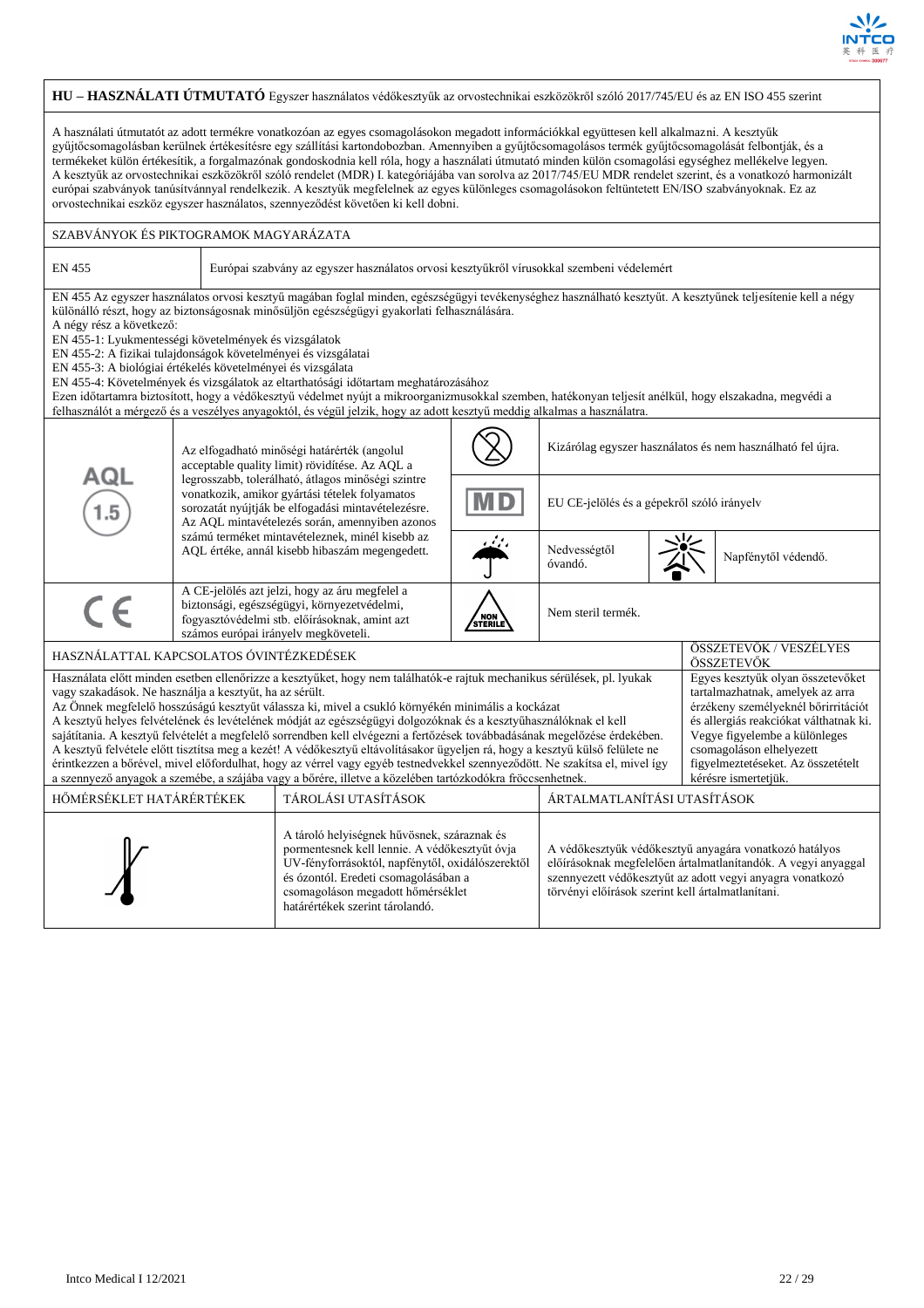**HU – HASZNÁLATI ÚTMUTATÓ** Egyszer használatos védőkesztyűk az orvostechnikai eszközökről szóló 2017/745/EU és az EN ISO 455 szerint

A használati útmutatót az adott termékre vonatkozóan az egyes csomagolásokon megadott információkkal együttesen kell alkalmazni. A kesztyűk gyűjtőcsomagolásban kerülnek értékesítésre egy szállítási kartondobozban. Amennyiben a gyűjtőcsomagolásos termék gyűjtőcsomagolását felbontják, és a termékeket külön értékesítik, a forgalmazónak gondoskodnia kell róla, hogy a használati útmutató minden külön csomagolási egységhez mellékelve legyen. A kesztyűk az orvostechnikai eszközökről szóló rendelet (MDR) I. kategóriájába van sorolva az 2017/745/EU MDR rendelet szerint, és a vonatkozó harmonizált európai szabványok tanúsítvánnyal rendelkezik. A kesztyűk megfelelnek az egyes különleges csomagolásokon feltüntetett EN/ISO szabványoknak. Ez az orvostechnikai eszköz egyszer használatos, szennyeződést követően ki kell dobni.

SZABVÁNYOK ÉS PIKTOGRAMOK MAGYARÁZATA

| EN 455 | Európai szabvány az egyszer használatos orvosi kesztyűkről vírusokkal szembeni védelemért |
|---|---|

EN 455 Az egyszer használatos orvosi kesztyű magában foglal minden, egészségügyi tevékenységhez használható kesztyűt. A kesztyűnek teljesítenie kell a négy különálló részt, hogy az biztonságosnak minősüljön egészségügyi gyakorlati felhasználására.
A négy rész a következő:
EN 455-1: Lyukmentességi követelmények és vizsgálatok
EN 455-2: A fizikai tulajdonságok követelményei és vizsgálatai
EN 455-3: A biológiai értékelés követelményei és vizsgálata
EN 455-4: Követelmények és vizsgálatok az eltarthatósági időtartam meghatározásához
Ezen időtartamra biztosított, hogy a védőkesztyű védelmet nyújt a mikroorganizmusokkal szemben, hatékonyan teljesít anélkül, hogy elszakadna, megvédi a felhasználót a mérgező és a veszélyes anyagoktól, és végül jelzik, hogy az adott kesztyű meddig alkalmas a használatra.

| Piktogram | Magyarázat | Piktogram | Magyarázat |
|---|---|---|---|
| AQL 1.5 | Az elfogadható minőségi határérték (angolul acceptable quality limit) rövidítése. Az AQL a legrosszabb, tolerálható, átlagos minőségi szintre vonatkozik, amikor gyártási tételek folyamatos sorozatát nyújtják be elfogadási mintavételezésre. Az AQL mintavételezés során, amennyiben azonos számú terméket mintavételeznek, minél kisebb az AQL értéke, annál kisebb hibaszám megengedett. | (2) | Kizárólag egyszer használatos és nem használható fel újra. |
| | | MD | EU CE-jelölés és a gépekről szóló irányelv |
| | | (esernyő) | Nedvességtől óvandó. / Napfénytől védendő. |
| CE | A CE-jelölés azt jelzi, hogy az áru megfelel a biztonsági, egészségügyi, környezetvédelmi, fogyasztóvédelmi stb. előírásoknak, amint azt számos európai irányelv megköveteli. | NON STERILE | Nem steril termék. |

| HASZNÁLATTAL KAPCSOLATOS ÓVINTÉZKEDÉSEK | ÖSSZETEVŐK / VESZÉLYES ÖSSZETEVŐK |
|---|---|
| Használata előtt minden esetben ellenőrizze a kesztyűket, hogy nem találhatók-e rajtuk mechanikus sérülések, pl. lyukak vagy szakadások. Ne használja a kesztyűt, ha az sérült. Az Önnek megfelelő hosszúságú kesztyűt válassza ki, mivel a csukló környékén minimális a kockázat A kesztyű helyes felvételének és levételének módját az egészségügyi dolgozóknak és a kesztyűhasználóknak el kell sajátítania. A kesztyű felvételét a megfelelő sorrendben kell elvégezni a fertőzések továbbadásának megelőzése érdekében. A kesztyű felvétele előtt tisztítsa meg a kezét! A védőkesztyű eltávolításakor ügyeljen rá, hogy a kesztyű külső felülete ne érintkezzen a bőrével, mivel előfordulhat, hogy az vérrel vagy egyéb testnedvekkel szennyeződött. Ne szakítsa el, mivel így a szennyező anyagok a szemébe, a szájába vagy a bőrére, illetve a közelében tartózkodókra fröccsenhetnek. | Egyes kesztyűk olyan összetevőket tartalmazhatnak, amelyek az arra érzékeny személyeknél bőrirritációt és allergiás reakciókat válthatnak ki. Vegye figyelembe a különleges csomagoláson elhelyezett figyelmeztetéseket. Az összetételt kérésre ismertetjük. |

| HŐMÉRSÉKLET HATÁRÉRTÉKEK | TÁROLÁSI UTASÍTÁSOK | ÁRTALMATLANÍTÁSI UTASÍTÁSOK |
|---|---|---|
| (hőmérő) | A tároló helyiségnek hűvösnek, száraznak és pormentesnek kell lennie. A védőkesztyűt óvja UV-fényforrásoktól, napfénytől, oxidálószerektől és ózontól. Eredeti csomagolásában a csomagoláson megadott hőmérséklet határértékek szerint tárolandó. | A védőkesztyűk védőkesztyű anyagára vonatkozó hatályos előírásoknak megfelelően ártalmatlanítandók. A vegyi anyaggal szennyezett védőkesztyűt az adott vegyi anyagra vonatkozó törvényi előírások szerint kell ártalmatlanítani. |

Intco Medical I 12/2021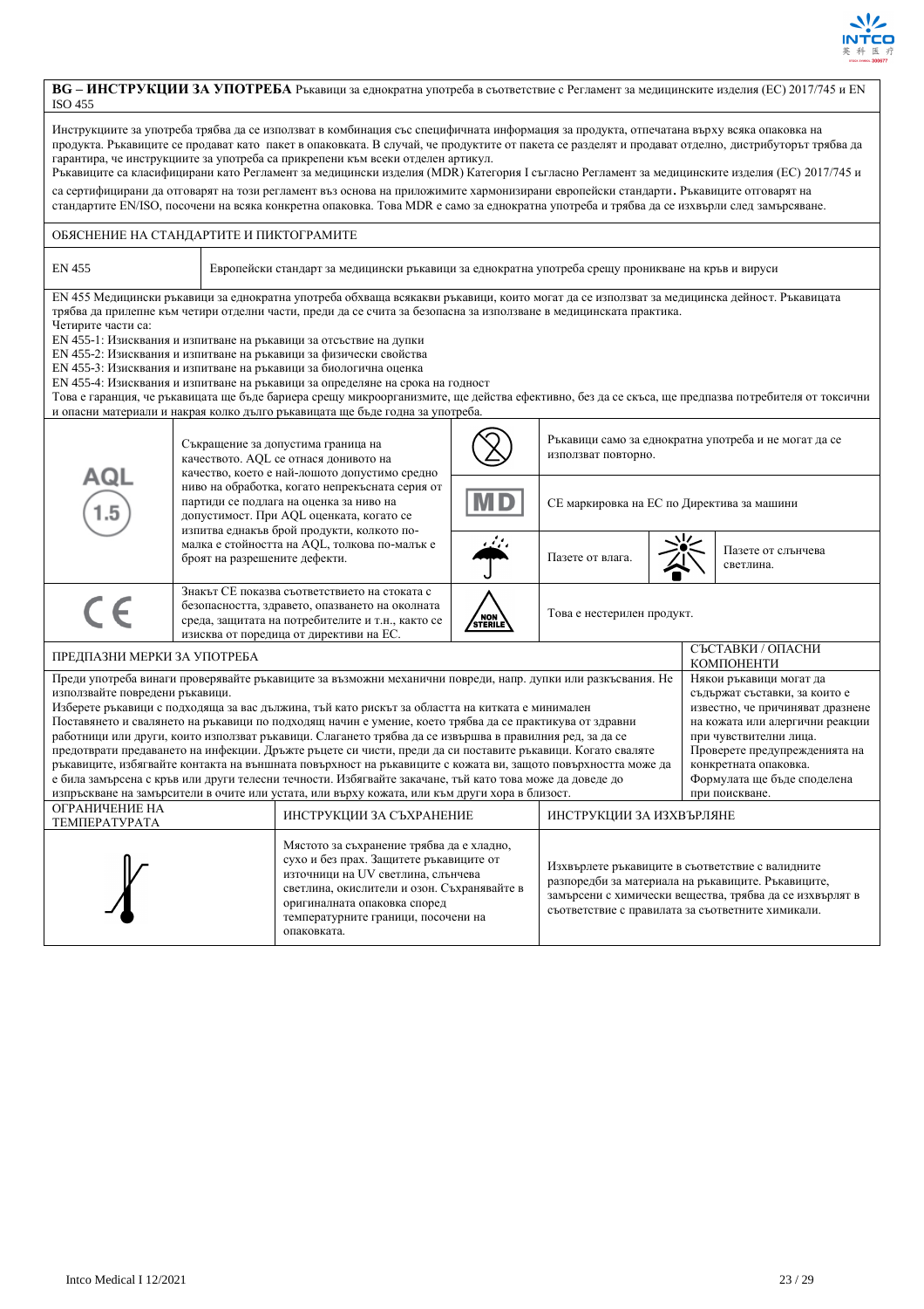**BG – ИНСТРУКЦИИ ЗА УПОТРЕБА** Ръкавици за еднократна употреба в съответствие с Регламент за медицинските изделия (ЕС) 2017/745 и EN ISO 455

Инструкциите за употреба трябва да се използват в комбинация със специфичната информация за продукта, отпечатана върху всяка опаковка на продукта. Ръкавиците се продават като пакет в опаковката. В случай, че продуктите от пакета се разделят и продават отделно, дистрибуторът трябва да гарантира, че инструкциите за употреба са прикрепени към всеки отделен артикул.
Ръкавиците са класифицирани като Регламент за медицински изделия (MDR) Категория I съгласно Регламент за медицинските изделия (ЕС) 2017/745 и са сертифицирани да отговарят на този регламент въз основа на приложимите хармонизирани европейски стандарти. Ръкавиците отговарят на стандартите EN/ISO, посочени на всяка конкретна опаковка. Това MDR е само за еднократна употреба и трябва да се изхвърли след замърсяване.

## ОБЯСНЕНИЕ НА СТАНДАРТИТЕ И ПИКТОГРАМИТЕ

| EN 455 | Европейски стандарт за медицински ръкавици за еднократна употреба срещу проникване на кръв и вируси |
|---|---|

EN 455 Медицински ръкавици за еднократна употреба обхваща всякакви ръкавици, които могат да се използват за медицинска дейност. Ръкавицата трябва да прилепне към четири отделни части, преди да се счита за безопасна за използване в медицинската практика.
Четирите части са:
EN 455-1: Изисквания и изпитване на ръкавици за отсъствие на дупки
EN 455-2: Изисквания и изпитване на ръкавици за физически свойства
EN 455-3: Изисквания и изпитване на ръкавици за биологична оценка
EN 455-4: Изисквания и изпитване на ръкавици за определяне на срока на годност
Това е гаранция, че ръкавицата ще бъде бариера срещу микроорганизмите, ще действа ефективно, без да се скъса, ще предпазва потребителя от токсични и опасни материали и накрая колко дълго ръкавицата ще бъде годна за употреба.

| Символ | Описание | Символ | Описание |
|---|---|---|---|
| AQL 1.5 | Съкращение за допустима граница на качеството. AQL се отнася донивото на качество, което е най-лошото допустимо средно ниво на обработка, когато непрекъсната серия от партиди се подлага на оценка за ниво на допустимост. При AQL оценката, когато се изпитва еднакъв брой продукти, колкото по-малка е стойността на AQL, толкова по-малък е броят на разрешените дефекти. | (2) | Ръкавици само за еднократна употреба и не могат да се използват повторно. |
| | | MD | CE маркировка на ЕС по Директива за машини |
| | | (чадър) | Пазете от влага. / (слънце) Пазете от слънчева светлина. |
| CE | Знакът CE показва съответствието на стоката с безопасността, здравето, опазването на околната среда, защитата на потребителите и т.н., както се изисква от поредица от директиви на ЕС. | NON STERILE | Това е нестерилен продукт. |

| ПРЕДПАЗНИ МЕРКИ ЗА УПОТРЕБА | СЪСТАВКИ / ОПАСНИ КОМПОНЕНТИ |
|---|---|
| Преди употреба винаги проверявайте ръкавиците за възможни механични повреди, напр. дупки или разкъсвания. Не използвайте повредени ръкавици. Изберете ръкавици с подходяща за вас дължина, тъй като рискът за областта на китката е минимален. Поставянето и сваляне на ръкавици по подходящ начин е умение, което трябва да се практикува от здравни работници или други, които използват ръкавици. Слагането трябва да се извършва в правилния ред, за да се предотврати предаването на инфекции. Дръжте ръцете си чисти, преди да си поставите ръкавици. Когато сваляте ръкавиците, избягвайте контакта на външната повърхност на ръкавиците с кожата ви, защото повърхността може да е била замърсена с кръв или други телесни течности. Избягвайте закачане, тъй като това може да доведе до изпръскване на замърсители в очите или устата, или върху кожата, или към други хора в близост. | Някои ръкавици могат да съдържат съставки, за които е известно, че причиняват дразнене на кожата или алергични реакции при чувствителни лица. Проверете предупрежденията на конкретната опаковка. Формулата ще бъде споделена при поискване. |

| ОГРАНИЧЕНИЕ НА ТЕМПЕРАТУРАТА | ИНСТРУКЦИИ ЗА СЪХРАНЕНИЕ | ИНСТРУКЦИИ ЗА ИЗХВЪРЛЯНЕ |
|---|---|---|
| (термометър) | Мястото за съхранение трябва да е хладно, сухо и без прах. Защитете ръкавиците от източници на UV светлина, слънчева светлина, окислители и озон. Съхранявайте в оригиналната опаковка според температурните граници, посочени на опаковката. | Изхвърлете ръкавиците в съответствие с валидните разпоредби за материала на ръкавиците. Ръкавиците, замърсени с химически вещества, трябва да се изхвърлят в съответствие с правилата за съответните химикали. |

Intco Medical I 12/2021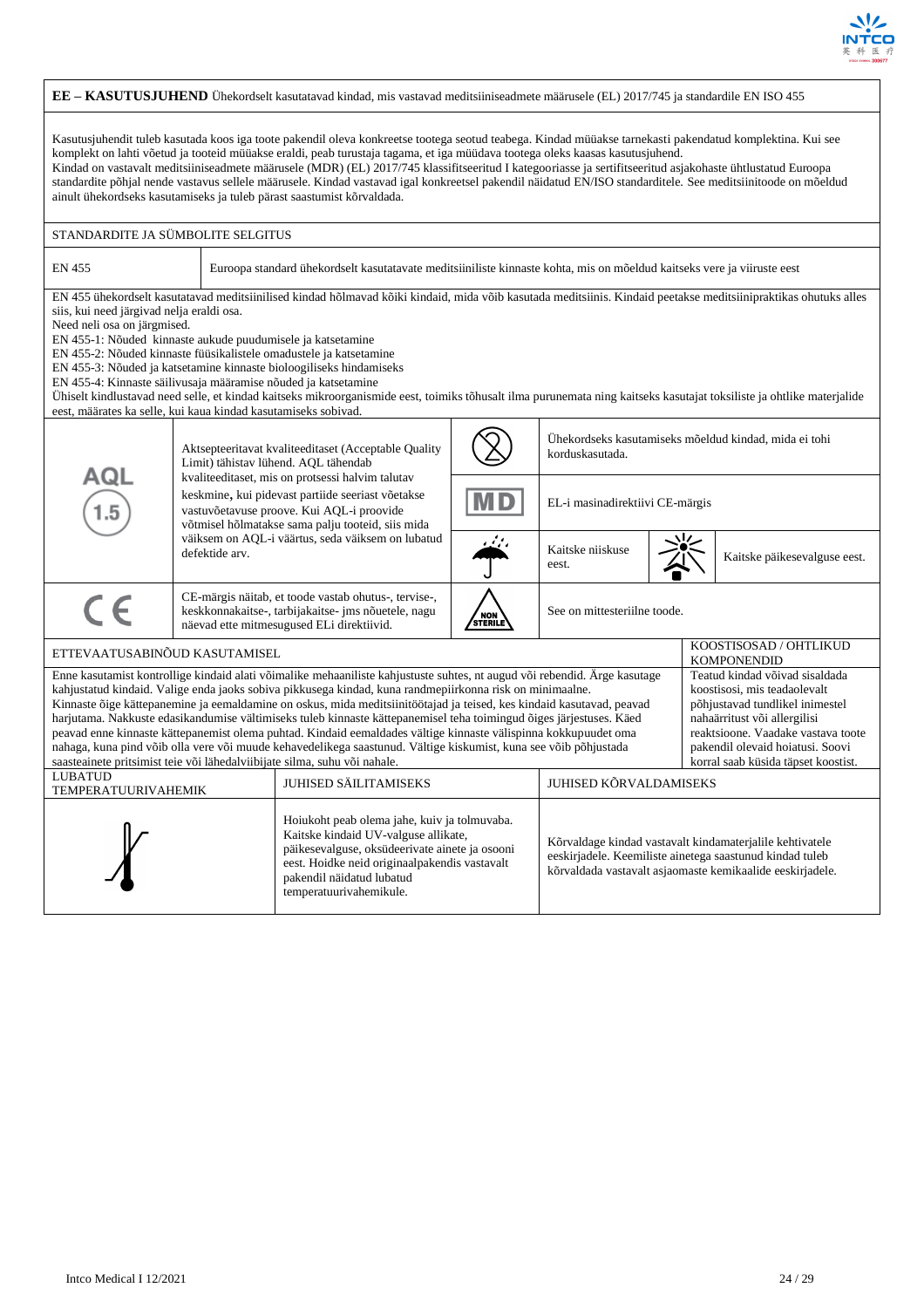**EE – KASUTUSJUHEND** Ühekordselt kasutatavad kindad, mis vastavad meditsiiniseadmete määrusele (EL) 2017/745 ja standardile EN ISO 455

Kasutusjuhendit tuleb kasutada koos iga toote pakendil oleva konkreetse tootega seotud teabega. Kindad müüakse tarnekasti pakendatud komplektina. Kui see komplekt on lahti võetud ja tooteid müüakse eraldi, peab turustaja tagama, et iga müüdava tootega oleks kaasas kasutusjuhend.
Kindad on vastavalt meditsiiniseadmete määrusele (MDR) (EL) 2017/745 klassifitseeritud I kategooriasse ja sertifitseeritud asjakohaste ühtlustatud Euroopa standardite põhjal nende vastavus sellele määrusele. Kindad vastavad igal konkreetsel pakendil näidatud EN/ISO standarditele. See meditsiinitoode on mõeldud ainult ühekordseks kasutamiseks ja tuleb pärast saastumist kõrvaldada.

## STANDARDITE JA SÜMBOLITE SELGITUS

| EN 455 | Euroopa standard ühekordselt kasutatavate meditsiiniliste kinnaste kohta, mis on mõeldud kaitseks vere ja viiruste eest |
|---|---|

EN 455 ühekordselt kasutatavad meditsiinilised kindad hõlmavad kõiki kindaid, mida võib kasutada meditsiinis. Kindaid peetakse meditsiinipraktikas ohutuks alles siis, kui need järgivad nelja eraldi osa.
Need neli osa on järgmised.
EN 455-1: Nõuded kinnaste aukude puudumisele ja katsetamine
EN 455-2: Nõuded kinnaste füüsikalistele omadustele ja katsetamine
EN 455-3: Nõuded ja katsetamine kinnaste bioloogiliseks hindamiseks
EN 455-4: Kinnaste säilivusaja määramise nõuded ja katsetamine
Ühiselt kindlustavad need selle, et kindad kaitseks mikroorganismide eest, toimiks tõhusalt ilma purunemata ning kaitseks kasutajat toksiliste ja ohtlike materjalide eest, määrates ka selle, kui kaua kindad kasutamiseks sobivad.

| Sümbol | Selgitus | Sümbol | Selgitus |
|---|---|---|---|
| AQL 1.5 | Aktsepteeritavat kvaliteeditaset (Acceptable Quality Limit) tähistav lühend. AQL tähendab kvaliteeditaset, mis on protsessi halvim talutav keskmine**,** kui pidevast partiide seeriast võetakse vastuvõetavuse proove. Kui AQL-i proovide võtmisel hõlmatakse sama palju tooteid, siis mida väiksem on AQL-i väärtus, seda väiksem on lubatud defektide arv. | (2) | Ühekordseks kasutamiseks mõeldud kindad, mida ei tohi korduskasutada. |
| | | MD | EL-i masinadirektiivi CE-märgis |
| | | (vihmavari) | Kaitske niiskuse eest. — (päike) Kaitske päikesevalguse eest. |
| CE | CE-märgis näitab, et toode vastab ohutus-, tervise-, keskkonnakaitse-, tarbijakaitse- jms nõuetele, nagu näevad ette mitmesugused ELi direktiivid. | NON STERILE | See on mittesteriilne toode. |

## ETTEVAATUSABINÕUD KASUTAMISEL

Enne kasutamist kontrollige kindaid alati võimalike mehaaniliste kahjustuste suhtes, nt augud või rebendid. Ärge kasutage kahjustatud kindaid. Valige enda jaoks sobiva pikkusega kindad, kuna randmepiirkonna risk on minimaalne.
Kinnaste õige kättepanemine ja eemaldamine on oskus, mida meditsiinitöötajad ja teised, kes kindaid kasutavad, peavad harjutama. Nakkuste edasikandumise vältimiseks tuleb kinnaste kättepanemisel teha toimingud õiges järjestuses. Käed peavad enne kinnaste kättepanemist olema puhtad. Kindaid eemaldades vältige kinnaste välispinna kokkupuudet oma nahaga, kuna pind võib olla vere või muude kehavedelikega saastunud. Vältige kiskumist, kuna see võib põhjustada saasteainete pritsimist teie või lähedalviibijate silma, suhu või nahale.

## KOOSTISOSAD / OHTLIKUD KOMPONENDID

Teatud kindad võivad sisaldada koostisosi, mis teadaolevalt põhjustavad tundlikel inimestel nahaärritust või allergilisi reaktsioone. Vaadake vastava toote pakendil olevaid hoiatusi. Soovi korral saab küsida täpset koostist.

| LUBATUD TEMPERATUURIVAHEMIK | JUHISED SÄILITAMISEKS | JUHISED KÕRVALDAMISEKS |
|---|---|---|
| (termomeetri sümbol) | Hoiukoht peab olema jahe, kuiv ja tolmuvaba. Kaitske kindaid UV-valguse allikate, päikesevalguse, oksüdeerivate ainete ja osooni eest. Hoidke neid originaalpakendis vastavalt pakendil näidatud lubatud temperatuurivahemikule. | Kõrvaldage kindad vastavalt kindamaterjalile kehtivatele eeskirjadele. Keemiliste ainetega saastunud kindad tuleb kõrvaldada vastavalt asjaomaste kemikaalide eeskirjadele. |

Intco Medical I 12/2021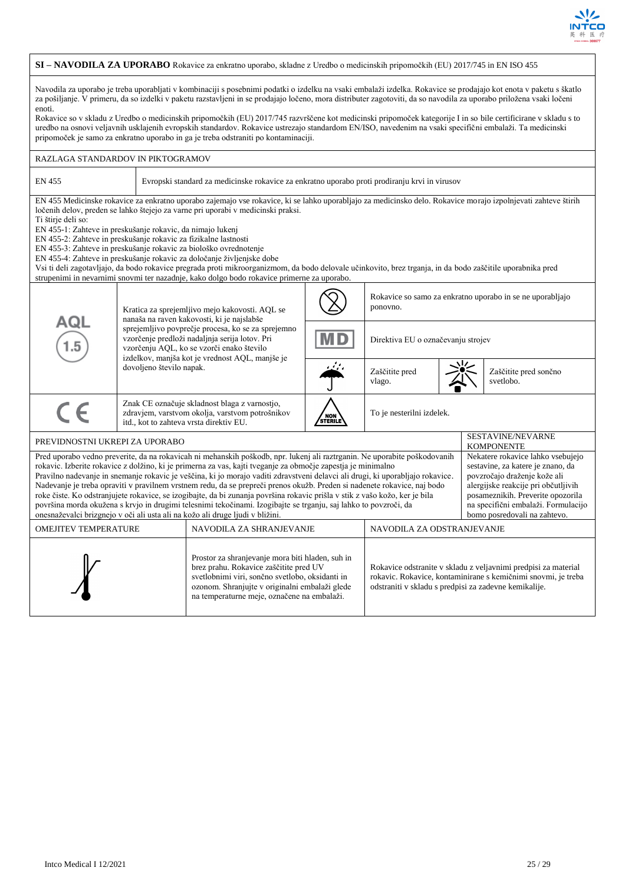## SI – NAVODILA ZA UPORABO

**SI – NAVODILA ZA UPORABO** Rokavice za enkratno uporabo, skladne z Uredbo o medicinskih pripomočkih (EU) 2017/745 in EN ISO 455

Navodila za uporabo je treba uporabljati v kombinaciji s posebnimi podatki o izdelku na vsaki embalaži izdelka. Rokavice se prodajajo kot enota v paketu s škatlo za pošiljanje. V primeru, da so izdelki v paketu razstavljeni in se prodajajo ločeno, mora distributer zagotoviti, da so navodila za uporabo priložena vsaki ločeni enoti.

Rokavice so v skladu z Uredbo o medicinskih pripomočkih (EU) 2017/745 razvrščene kot medicinski pripomoček kategorije I in so bile certificirane v skladu s to uredbo na osnovi veljavnih usklajenih evropskih standardov. Rokavice ustrezajo standardom EN/ISO, navedenim na vsaki specifični embalaži. Ta medicinski pripomoček je samo za enkratno uporabo in ga je treba odstraniti po kontaminaciji.

### RAZLAGA STANDARDOV IN PIKTOGRAMOV

| | |
|---|---|
| EN 455 | Evropski standard za medicinske rokavice za enkratno uporabo proti prodiranju krvi in virusov |

EN 455 Medicinske rokavice za enkratno uporabo zajemajo vse rokavice, ki se lahko uporabljajo za medicinsko delo. Rokavice morajo izpolnjevati zahteve štirih ločenih delov, preden se lahko štejejo za varne pri uporabi v medicinski praksi.

Ti štirje deli so:
- EN 455-1: Zahteve in preskušanje rokavic, da nimajo lukenj
- EN 455-2: Zahteve in preskušanje rokavic za fizikalne lastnosti
- EN 455-3: Zahteve in preskušanje rokavic za biološko ovrednotenje
- EN 455-4: Zahteve in preskušanje rokavic za določanje življenjske dobe

Vsi ti deli zagotavljajo, da bodo rokavice pregrada proti mikroorganizmom, da bodo delovale učinkovito, brez trganja, in da bodo zaščitile uporabnika pred strupenimi in nevarnimi snovmi ter nazadnje, kako dolgo bodo rokavice primerne za uporabo.

| Piktogram | Razlaga | Piktogram | Razlaga |
|---|---|---|---|
| AQL 1.5 | Kratica za sprejemljivo mejo kakovosti. AQL se nanaša na raven kakovosti, ki je najslabše sprejemljivo povprečje procesa, ko se za sprejemno vzorčenje predloži nadaljnja serija lotov. Pri vzorčenju AQL, ko se vzorči enako število izdelkov, manjša kot je vrednost AQL, manjše je dovoljeno število napak. | (2) | Rokavice so samo za enkratno uporabo in se ne uporabljajo ponovno. |
| | | MD | Direktiva EU o označevanju strojev |
| | | (dežnik) | Zaščitite pred vlago. |
| | | (sonce) | Zaščitite pred sončno svetlobo. |
| CE | Znak CE označuje skladnost blaga z varnostjo, zdravjem, varstvom okolja, varstvom potrošnikov itd., kot to zahteva vrsta direktiv EU. | NON STERILE | To je nesterilni izdelek. |

| PREVIDNOSTNI UKREPI ZA UPORABO | SESTAVINE/NEVARNE KOMPONENTE |
|---|---|
| Pred uporabo vedno preverite, da na rokavicah ni mehanskih poškodb, npr. lukenj ali raztrganin. Ne uporabite poškodovanih rokavic. Izberite rokavice z dolžino, ki je primerna za vas, kajti tveganje za območje zapestja je minimalno. Pravilno nadevanje in snemanje rokavic je veščina, ki jo morajo vaditi zdravstveni delavci ali drugi, ki uporabljajo rokavice. Nadevanje je treba opraviti v pravilnem vrstnem redu, da se prepreči prenos okužb. Preden si nadenete rokavice, naj bodo roke čiste. Ko odstranjujete rokavice, se izogibajte, da bi zunanja površina rokavic prišla v stik z vašo kožo, ker je bila površina morda okužena s krvjo in drugimi telesnimi tekočinami. Izogibajte se trganju, saj lahko to povzroči, da onesnaževalci brizgnejo v oči ali usta ali na kožo ali druge ljudi v bližini. | Nekatere rokavice lahko vsebujejo sestavine, za katere je znano, da povzročajo draženje kože ali alergijske reakcije pri občutljivih posameznikih. Preverite opozorila na specifični embalaži. Formulacijo bomo posredovali na zahtevo. |

| OMEJITEV TEMPERATURE | NAVODILA ZA SHRANJEVANJE | NAVODILA ZA ODSTRANJEVANJE |
|---|---|---|
| (termometer) | Prostor za shranjevanje mora biti hladen, suh in brez prahu. Rokavice zaščitite pred UV svetlobnimi viri, sončno svetlobo, oksidanti in ozonom. Shranjujte v originalni embalaži glede na temperaturne meje, označene na embalaži. | Rokavice odstranite v skladu z veljavnimi predpisi za material rokavic. Rokavice, kontaminirane s kemičnimi snovmi, je treba odstraniti v skladu s predpisi za zadevne kemikalije. |

Intco Medical I 12/2021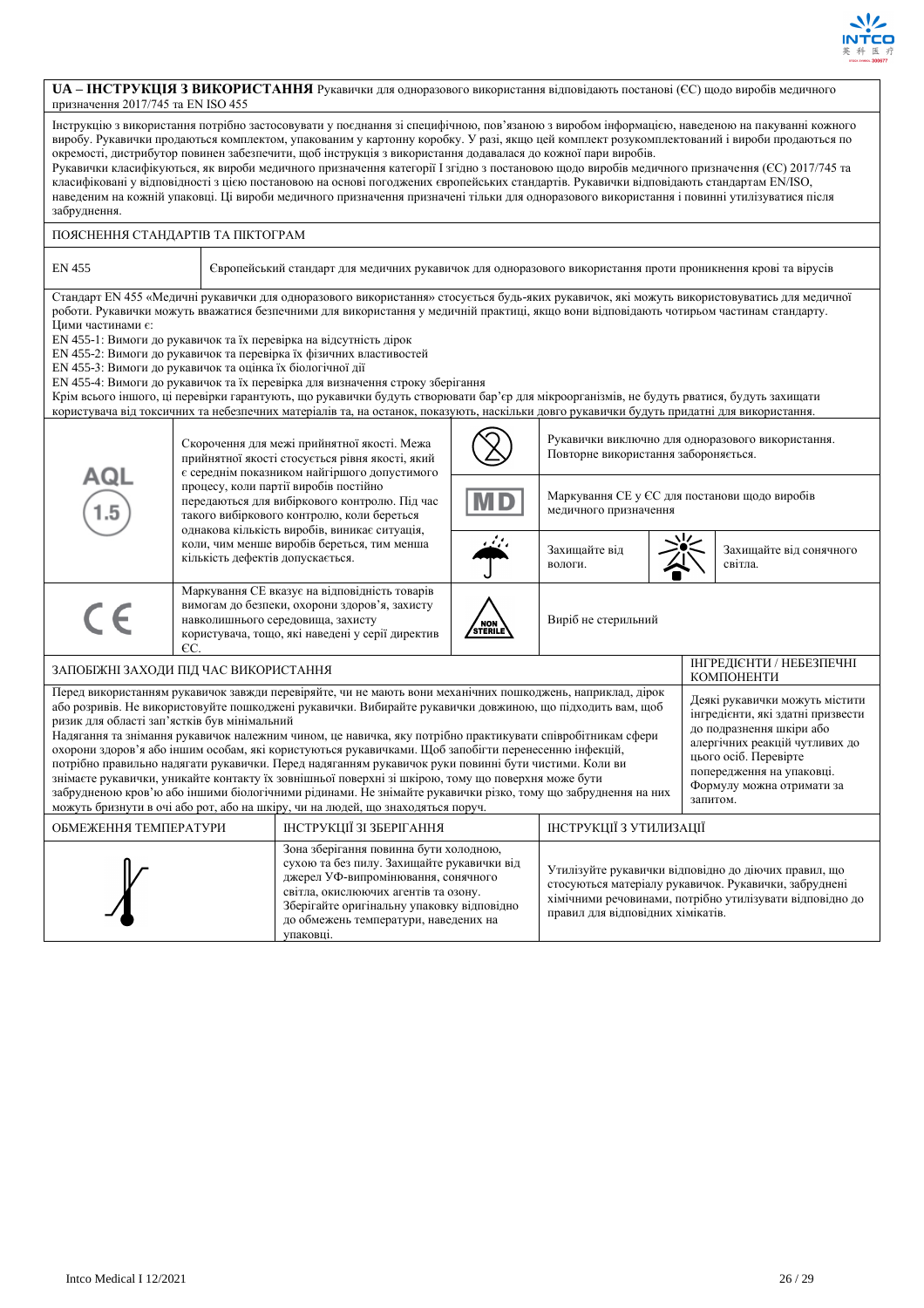**UA – ІНСТРУКЦІЯ З ВИКОРИСТАННЯ** Рукавички для одноразового використання відповідають постанові (ЄС) щодо виробів медичного призначення 2017/745 та EN ISO 455

Інструкцію з використання потрібно застосовувати у поєднання зі специфічною, пов'язаною з виробом інформацією, наведеною на пакуванні кожного виробу. Рукавички продаються комплектом, упакованим у картонну коробку. У разі, якщо цей комплект розукомплектований і вироби продаються по окремості, дистрибутор повинен забезпечити, щоб інструкція з використання додавалася до кожної пари виробів.
Рукавички класифікуються, як вироби медичного призначення категорії I згідно з постановою щодо виробів медичного призначення (ЄС) 2017/745 та класифіковані у відповідності з цією постановою на основі погоджених європейських стандартів. Рукавички відповідають стандартам EN/ISO, наведеним на кожній упаковці. Ці вироби медичного призначення призначені тільки для одноразового використання і повинні утилізуватися після забруднення.

## ПОЯСНЕННЯ СТАНДАРТІВ ТА ПІКТОГРАМ

| EN 455 | Європейський стандарт для медичних рукавичок для одноразового використання проти проникнення крові та вірусів |
|---|---|

Стандарт EN 455 «Медичні рукавички для одноразового використання» стосується будь-яких рукавичок, які можуть використовуватись для медичної роботи. Рукавички можуть вважатися безпечними для використання у медичній практиці, якщо вони відповідають чотирьом частинам стандарту.
Цими частинами є:
EN 455-1: Вимоги до рукавичок та їх перевірка на відсутність дірок
EN 455-2: Вимоги до рукавичок та перевірка їх фізичних властивостей
EN 455-3: Вимоги до рукавичок та оцінка їх біологічної дії
EN 455-4: Вимоги до рукавичок та їх перевірка для визначення строку зберігання
Крім всього іншого, ці перевірки гарантують, що рукавички будуть створювати бар'єр для мікроорганізмів, не будуть рватися, будуть захищати користувача від токсичних та небезпечних матеріалів та, на останок, показують, наскільки довго рукавички будуть придатні для використання.

| Піктограма | Опис | Піктограма | Опис |
|---|---|---|---|
| AQL 1.5 | Скорочення для межі прийнятної якості. Межа прийнятної якості стосується рівня якості, який є середнім показником найгіршого допустимого процесу, коли партії виробів постійно передаються для вибіркового контролю. Під час такого вибіркового контролю, коли береться однакова кількість виробів, виникає ситуація, коли, чим менше виробів береться, тим менша кількість дефектів допускається. | (2) | Рукавички виключно для одноразового використання. Повторне використання забороняється. |
| | | MD | Маркування CE у ЄС для постанови щодо виробів медичного призначення |
| | | ☂ | Захищайте від вологи. ☀ Захищайте від сонячного світла. |
| CE | Маркування CE вказує на відповідність товарів вимогам до безпеки, охорони здоров'я, захисту навколишнього середовища, захисту користувача, тощо, які наведені у серії директив ЄС. | NON STERILE | Виріб не стерильний |

| ЗАПОБІЖНІ ЗАХОДИ ПІД ЧАС ВИКОРИСТАННЯ | ІНГРЕДІЄНТИ / НЕБЕЗПЕЧНІ КОМПОНЕНТИ |
|---|---|
| Перед використанням рукавичок завжди перевіряйте, чи не мають вони механічних пошкоджень, наприклад, дірок або розривів. Не використовуйте пошкоджені рукавички. Вибирайте рукавички довжиною, що підходить вам, щоб ризик для області зап'ястків був мінімальний<br>Надягання та знімання рукавичок належним чином, це навичка, яку потрібно практикувати співробітникам сфери охорони здоров'я або іншим особам, які користуються рукавичками. Щоб запобігти перенесенню інфекцій, потрібно правильно надягати рукавички. Перед надяганням рукавичок руки повинні бути чистими. Коли ви знімаєте рукавички, уникайте контакту їх зовнішньої поверхні зі шкірою, тому що поверхня може бути забрудненою кров'ю або іншими біологічними рідинами. Не знімайте рукавички різко, тому що забруднення на них можуть бризнути в очі або рот, або на шкіру, чи на людей, що знаходяться поруч. | Деякі рукавички можуть містити інгредієнти, які здатні призвести до подразнення шкіри або алергічних реакцій чутливих до цього осіб. Перевірте попередження на упаковці. Формулу можна отримати за запитом. |

| ОБМЕЖЕННЯ ТЕМПЕРАТУРИ | ІНСТРУКЦІЇ ЗІ ЗБЕРІГАННЯ | ІНСТРУКЦІЇ З УТИЛІЗАЦІЇ |
|---|---|---|
| 🌡 | Зона зберігання повинна бути холодною, сухою та без пилу. Захищайте рукавички від джерел УФ-випромінювання, сонячного світла, окислюючих агентів та озону. Зберігайте оригінальну упаковку відповідно до обмежень температури, наведених на упаковці. | Утилізуйте рукавички відповідно до діючих правил, що стосуються матеріалу рукавичок. Рукавички, забруднені хімічними речовинами, потрібно утилізувати відповідно до правил для відповідних хімікатів. |

Intco Medical I 12/2021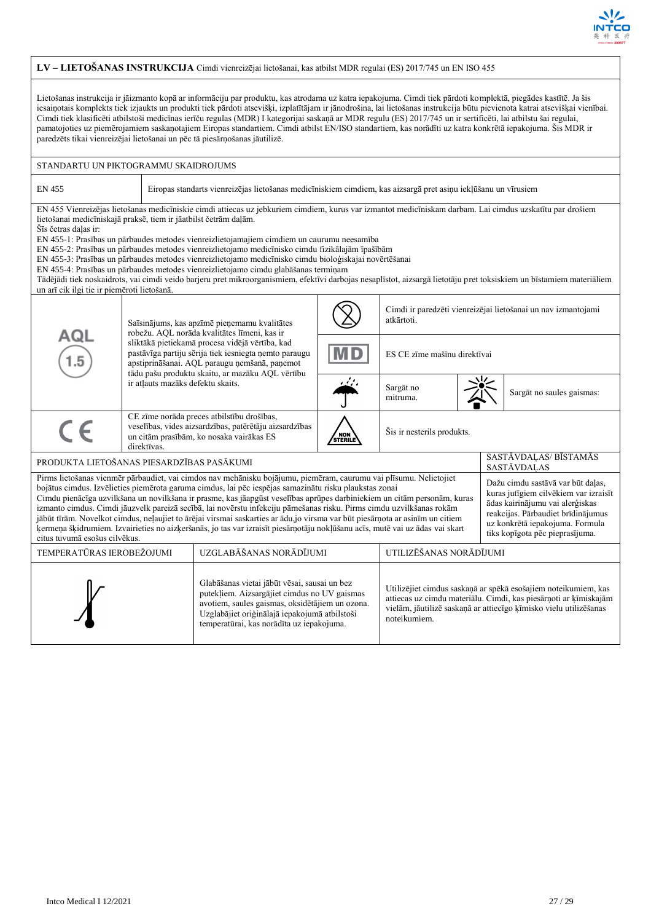## LV – LIETOŠANAS INSTRUKCIJA Cimdi vienreizējai lietošanai, kas atbilst MDR regulai (ES) 2017/745 un EN ISO 455

Lietošanas instrukcija ir jāizmanto kopā ar informāciju par produktu, kas atrodama uz katra iepakojuma. Cimdi tiek pārdoti komplektā, piegādes kastītē. Ja šis iesaiņotais komplekts tiek izjaukts un produkti tiek pārdoti atsevišķi, izplatītājam ir jānodrošina, lai lietošanas instrukcija būtu pievienota katrai atsevišķai vienībai. Cimdi tiek klasificēti atbilstoši medicīnas ierīču regulas (MDR) I kategorijai saskaņā ar MDR regulu (ES) 2017/745 un ir sertificēti, lai atbilstu šai regulai, pamatojoties uz piemērojamiem saskaņotajiem Eiropas standartiem. Cimdi atbilst EN/ISO standartiem, kas norādīti uz katra konkrētā iepakojuma. Šis MDR ir paredzēts tikai vienreizējai lietošanai un pēc tā piesārņošanas jāutilizē.

### STANDARTU UN PIKTOGRAMMU SKAIDROJUMS

| EN 455 | Eiropas standarts vienreizējas lietošanas medicīniskiem cimdiem, kas aizsargā pret asiņu iekļūšanu un vīrusiem |
|---|---|

EN 455 Vienreizējas lietošanas medicīniskie cimdi attiecas uz jebkuriem cimdiem, kurus var izmantot medicīniskam darbam. Lai cimdus uzskatītu par drošiem lietošanai medicīniskajā praksē, tiem ir jāatbilst četrām daļām.
Šīs četras daļas ir:
EN 455-1: Prasības un pārbaudes metodes vienreizlietojamajiem cimdiem un caurumu neesamība
EN 455-2: Prasības un pārbaudes metodes vienreizlietojamo medicīnisko cimdu fizikālajām īpašībām
EN 455-3: Prasības un pārbaudes metodes vienreizlietojamo medicīnisko cimdu bioloģiskajai novērtēšanai
EN 455-4: Prasības un pārbaudes metodes vienreizlietojamo cimdu glabāšanas termiņam
Tādējādi tiek noskaidrots, vai cimdi veido barjeru pret mikroorganismiem, efektīvi darbojas nesaplīstot, aizsargā lietotāju pret toksiskiem un bīstamiem materiāliem un arī cik ilgi tie ir piemēroti lietošanā.

| Simbols | Skaidrojums | Simbols | Skaidrojums |
|---|---|---|---|
| AQL 1.5 | Saīsinājums, kas apzīmē pieņemamu kvalitātes robežu. AQL norāda kvalitātes līmeni, kas ir sliktākā pietiekamā procesa vidējā vērtība, kad pastāvīga partiju sērija tiek iesniegta ņemto paraugu apstiprināšanai. AQL paraugu ņemšanā, paņemot tādu pašu produktu skaitu, ar mazāku AQL vērtību ir atļauts mazāks defektu skaits. | (2) | Cimdi ir paredzēti vienreizējai lietošanai un nav izmantojami atkārtoti. |
| | | MD | ES CE zīme mašīnu direktīvai |
| | | ☂ | Sargāt no mitruma. / ☀ Sargāt no saules gaismas: |
| CE | CE zīme norāda preces atbilstību drošības, veselības, vides aizsardzības, patērētāju aizsardzības un citām prasībām, ko nosaka vairākas ES direktīvas. | NON STERILE | Šis ir nesterils produkts. |

| PRODUKTA LIETOŠANAS PIESARDZĪBAS PASĀKUMI | SASTĀVDAĻAS/ BĪSTAMĀS SASTĀVDAĻAS |
|---|---|
| Pirms lietošanas vienmēr pārbaudiet, vai cimdos nav mehānisku bojājumu, piemēram, caurumu vai plīsumu. Nelietojiet bojātus cimdus. Izvēlieties piemērota garuma cimdus, lai pēc iespējas samazinātu risku plaukstas zonai Cimdu pienācīga uzvilkšana un novilkšana ir prasme, kas jāapgūst veselības aprūpes darbiniekiem un citām personām, kuras izmanto cimdus. Cimdi jāuzvelk pareizā secībā, lai novērstu infekciju pārnešanas risku. Pirms cimdu uzvilkšanas rokām jābūt tīrām. Novelkot cimdus, neļaujiet to ārējai virsmai saskarties ar ādu,jo virsma var būt piesārņota ar asinīm un citiem ķermeņa šķidrumiem. Izvairieties no aizķeršanās, jo tas var izraisīt piesārņotāju nokļūšanu acīs, mutē vai uz ādas vai skart citus tuvumā esošus cilvēkus. | Dažu cimdu sastāvā var būt daļas, kuras jutīgiem cilvēkiem var izraisīt ādas kairinājumu vai alerģiskas reakcijas. Pārbaudiet brīdinājumus uz konkrētā iepakojuma. Formula tiks kopīgota pēc pieprasījuma. |

| TEMPERATŪRAS IEROBEŽOJUMI | UZGLABĀŠANAS NORĀDĪJUMI | UTILIZĒŠANAS NORĀDĪJUMI |
|---|---|---|
| | Glabāšanas vietai jābūt vēsai, sausai un bez putekļiem. Aizsargājiet cimdus no UV gaismas avotiem, saules gaismas, oksidētājiem un ozona. Uzglabājiet oriģinālajā iepakojumā atbilstoši temperatūrai, kas norādīta uz iepakojuma. | Utilizējiet cimdus saskaņā ar spēkā esošajiem noteikumiem, kas attiecas uz cimdu materiālu. Cimdi, kas piesārņoti ar ķīmiskajām vielām, jāutilizē saskaņā ar attiecīgo ķīmisko vielu utilizēšanas noteikumiem. |

Intco Medical I 12/2021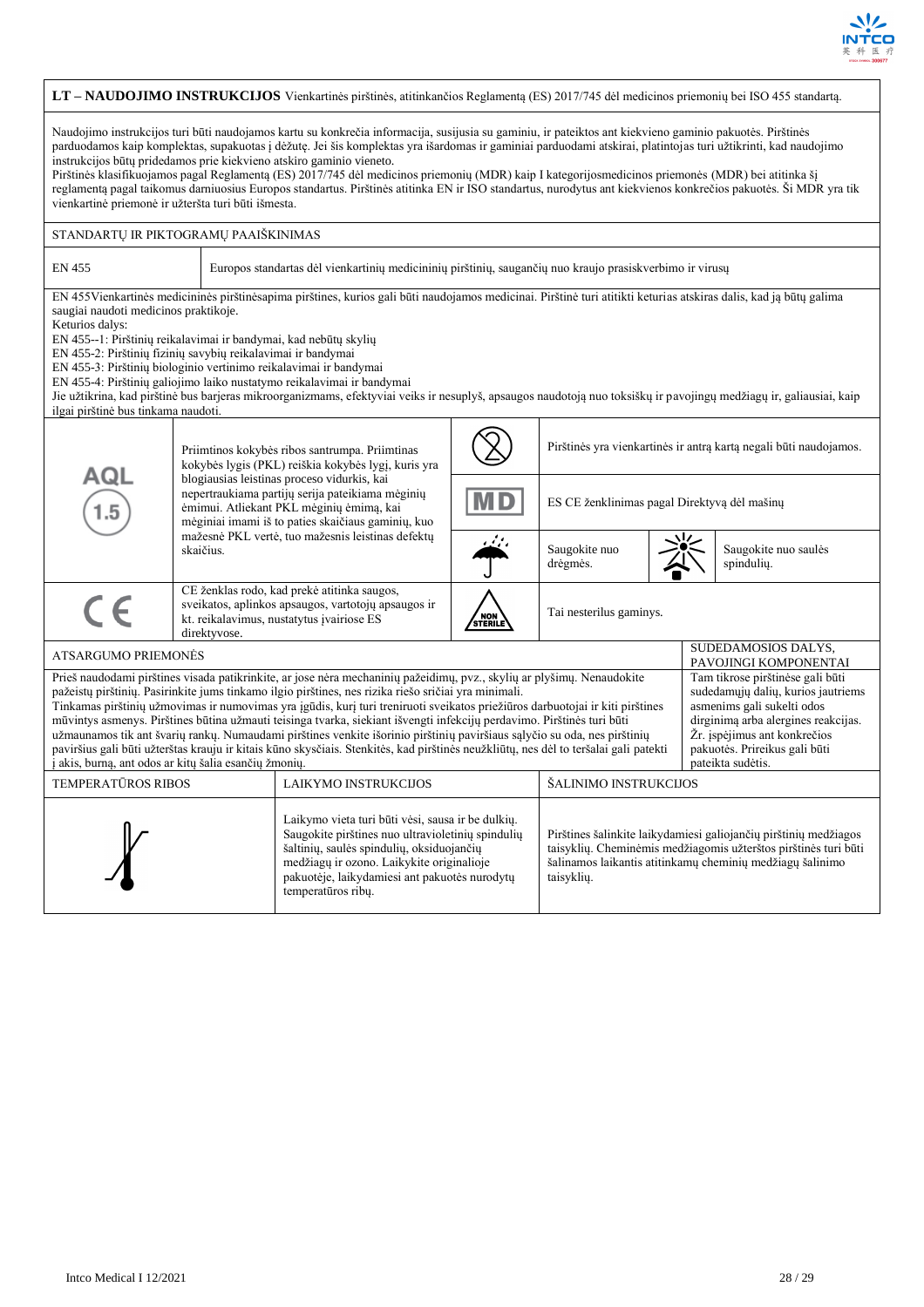**LT – NAUDOJIMO INSTRUKCIJOS** Vienkartinės pirštinės, atitinkančios Reglamentą (ES) 2017/745 dėl medicinos priemonių bei ISO 455 standartą.

Naudojimo instrukcijos turi būti naudojamos kartu su konkrečia informacija, susijusia su gaminiu, ir pateiktos ant kiekvieno gaminio pakuotės. Pirštinės parduodamos kaip komplektas, supakuotas į dėžutę. Jei šis komplektas yra išardomas ir gaminiai parduodami atskirai, platintojas turi užtikrinti, kad naudojimo instrukcijos būtų pridedamos prie kiekvieno atskiro gaminio vieneto.
Pirštinės klasifikuojamos pagal Reglamentą (ES) 2017/745 dėl medicinos priemonių (MDR) kaip I kategorijosmedicinos priemonės (MDR) bei atitinka šį reglamentą pagal taikomus darniuosius Europos standartus. Pirštinės atitinka EN ir ISO standartus, nurodytus ant kiekvienos konkrečios pakuotės. Ši MDR yra tik vienkartinė priemonė ir užteršta turi būti išmesta.

STANDARTŲ IR PIKTOGRAMŲ PAAIŠKINIMAS

| EN 455 | Europos standartas dėl vienkartinių medicininių pirštinių, saugančių nuo kraujo prasiskverbimo ir virusų |
|---|---|

EN 455Vienkartinės medicininės pirštinėsapima pirštines, kurios gali būti naudojamos medicinai. Pirštinė turi atitikti keturias atskiras dalis, kad ją būtų galima saugiai naudoti medicinos praktikoje.
Keturios dalys:
EN 455--1: Pirštinių reikalavimai ir bandymai, kad nebūtų skylių
EN 455-2: Pirštinių fizinių savybių reikalavimai ir bandymai
EN 455-3: Pirštinių biologinio vertinimo reikalavimai ir bandymai
EN 455-4: Pirštinių galiojimo laiko nustatymo reikalavimai ir bandymai
Jie užtikrina, kad pirštinė bus barjeras mikroorganizmams, efektyviai veiks ir nesuplyš, apsaugos naudotoją nuo toksiškų ir pavojingų medžiagų ir, galiausiai, kaip ilgai pirštinė bus tinkama naudoti.

| Simbolis | Paaiškinimas | Simbolis | Paaiškinimas |
|---|---|---|---|
| AQL 1.5 | Priimtinos kokybės ribos santrumpa. Priimtinas kokybės lygis (PKL) reiškia kokybės lygį, kuris yra blogiausias leistinas proceso vidurkis, kai nepertraukiama partijų serija pateikiama mėginių ėmimui. Atliekant PKL mėginių ėmimą, kai mėginiai imami iš to paties skaičiaus gaminių, kuo mažesnė PKL vertė, tuo mažesnis leistinas defektų skaičius. | (2) | Pirštinės yra vienkartinės ir antrą kartą negali būti naudojamos. |
| | | MD | ES CE ženklinimas pagal Direktyvą dėl mašinų |
| | | ☂ | Saugokite nuo drėgmės. / ☀ Saugokite nuo saulės spindulių. |
| CE | CE ženklas rodo, kad prekė atitinka saugos, sveikatos, aplinkos apsaugos, vartotojų apsaugos ir kt. reikalavimus, nustatytus įvairiose ES direktyvose. | NON STERILE | Tai nesterilus gaminys. |

| ATSARGUMO PRIEMONĖS | SUDEDAMOSIOS DALYS, PAVOJINGI KOMPONENTAI |
|---|---|
| Prieš naudodami pirštines visada patikrinkite, ar jose nėra mechaninių pažeidimų, pvz., skylių ar plyšimų. Nenaudokite pažeistų pirštinių. Pasirinkite jums tinkamo ilgio pirštines, nes rizika riešo sričiai yra minimali. Tinkamas pirštinių užmovimas ir numovimas yra įgūdis, kurį turi treniruoti sveikatos priežiūros darbuotojai ir kiti pirštines mūvintys asmenys. Pirštines būtina užmauti teisinga tvarka, siekiant išvengti infekcijų perdavimo. Pirštinės turi būti užmaunamos tik ant švarių rankų. Numaudami pirštines venkite išorinio pirštinių paviršiaus sąlyčio su oda, nes pirštinių paviršius gali būti užterštas krauju ir kitais kūno skysčiais. Stenkitės, kad pirštinės neužkliūtų, nes dėl to teršalai gali patekti į akis, burną, ant odos ar kitų šalia esančių žmonių. | Tam tikrose pirštinėse gali būti sudedamųjų dalių, kurios jautriems asmenims gali sukelti odos dirginimą arba alergines reakcijas. Žr. įspėjimus ant konkrečios pakuotės. Prireikus gali būti pateikta sudėtis. |

| TEMPERATŪROS RIBOS | LAIKYMO INSTRUKCIJOS | ŠALINIMO INSTRUKCIJOS |
|---|---|---|
| 🌡 | Laikymo vieta turi būti vėsi, sausa ir be dulkių. Saugokite pirštines nuo ultravioletinių spindulių šaltinių, saulės spindulių, oksiduojančių medžiagų ir ozono. Laikykite originalioje pakuotėje, laikydamiesi ant pakuotės nurodytų temperatūros ribų. | Pirštines šalinkite laikydamiesi galiojančių pirštinių medžiagos taisyklių. Cheminėmis medžiagomis užterštos pirštinės turi būti šalinamos laikantis atitinkamų cheminių medžiagų šalinimo taisyklių. |

Intco Medical I 12/2021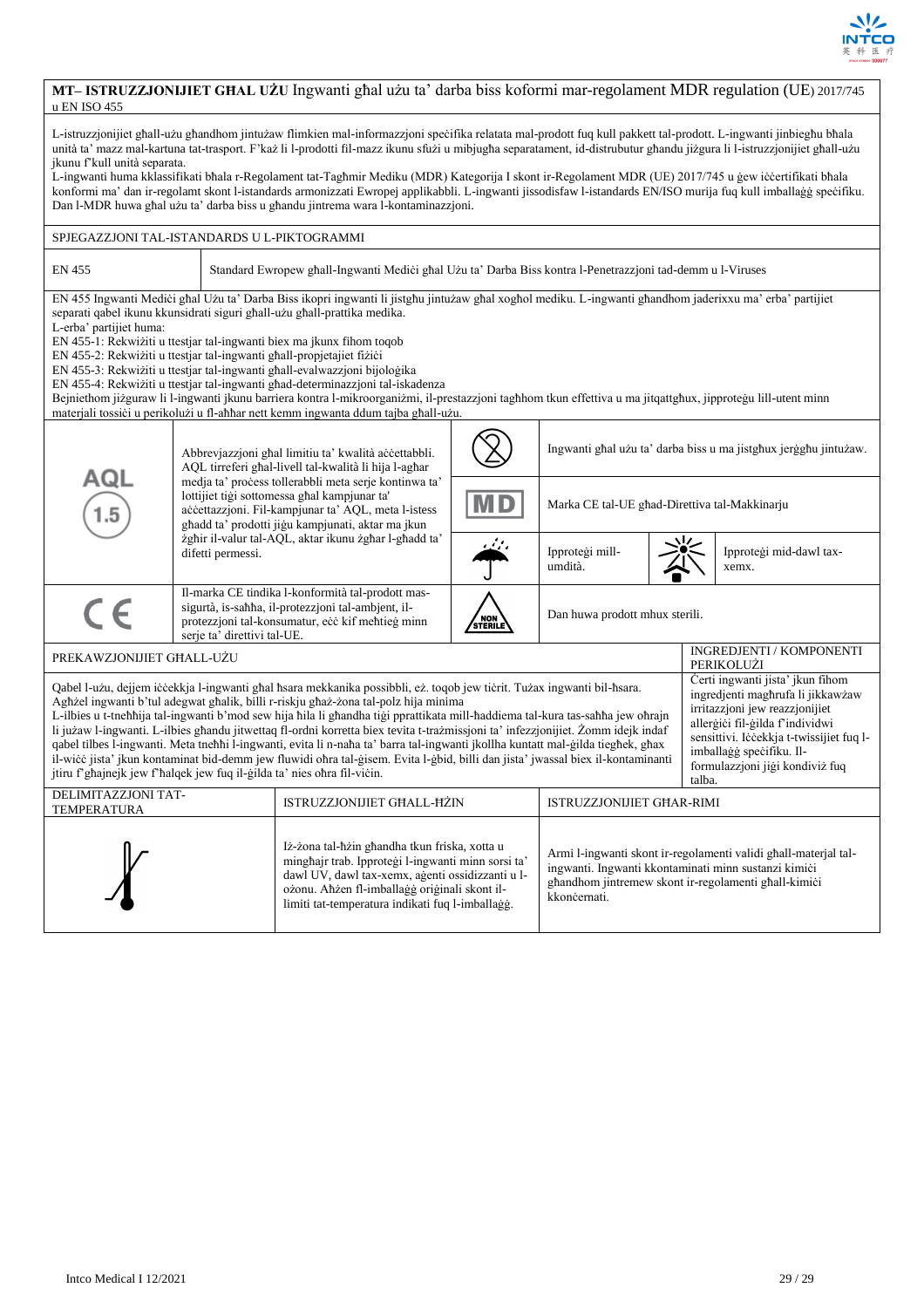**MT– ISTRUZZJONIJIET GĦAL UŻU** Ingwanti għal użu ta' darba biss koformi mar-regolament MDR regulation (UE) 2017/745 u EN ISO 455

L-istruzzjonijiet għall-użu għandhom jintużaw flimkien mal-informazzjoni speċifika relatata mal-prodott fuq kull pakkett tal-prodott. L-ingwanti jinbiegħu bħala unità ta' mazz mal-kartuna tat-trasport. F'każ li l-prodotti fil-mazz ikunu sfużi u mibjugħa separatament, id-distrubutur għandu jiżgura li l-istruzzjonijiet għall-użu jkunu f'kull unità separata.

L-ingwanti huma kklassifikati bħala r-Regolament tat-Tagħmir Mediku (MDR) Kategorija I skont ir-Regolament MDR (UE) 2017/745 u ġew iċċertifikati bħala konformi ma' dan ir-regolamt skont l-istandards armonizzati Ewropej applikabbli. L-ingwanti jissodisfaw l-istandards EN/ISO murija fuq kull imballaġġ speċifiku. Dan l-MDR huwa għal użu ta' darba biss u għandu jintrema wara l-kontaminazzjoni.

## SPJEGAZZJONI TAL-ISTANDARDS U L-PIKTOGRAMMI

| | |
|---|---|
| EN 455 | Standard Ewropew għall-Ingwanti Mediċi għal Użu ta' Darba Biss kontra l-Penetrazzjoni tad-demm u l-Viruses |

EN 455 Ingwanti Mediċi għal Użu ta' Darba Biss ikopri ingwanti li jistgħu jintużaw għal xogħol mediku. L-ingwanti għandhom jaderixxu ma' erba' partijiet separati qabel ikunu kkunsidrati siguri għall-użu għall-prattika medika.

L-erba' partijiet huma:

EN 455-1: Rekwiżiti u ttestjar tal-ingwanti biex ma jkunx fihom toqob
EN 455-2: Rekwiżiti u ttestjar tal-ingwanti għall-propjetajiet fiżiċi
EN 455-3: Rekwiżiti u ttestjar tal-ingwanti għall-evalwazzjoni bijoloġika
EN 455-4: Rekwiżiti u ttestjar tal-ingwanti għad-determinazzjoni tal-iskadenza

Bejniethom jiżguraw li l-ingwanti jkunu barriera kontra l-mikroorganiżmi, il-prestazzjoni tagħhom tkun effettiva u ma jitqattgħux, jipproteġu lill-utent minn materjali tossiċi u perikolużi u fl-aħħar nett kemm ingwanta ddum tajba għall-użu.

| | | | | | |
|---|---|---|---|---|---|
| AQL 1.5 | Abbrevjazzjoni għal limitu ta' kwalità aċċettabbli. AQL tirreferi għal-livell tal-kwalità li hija l-agħar medja ta' proċess tollerabbli meta serje kontinwa ta' lottijiet tiġi sottomessa għal kampjunar ta' aċċettazzjoni. Fil-kampjunar ta' AQL, meta l-istess għadd ta' prodotti jiġu kampjunati, aktar ma jkun żgħir il-valur tal-AQL, aktar ikunu żgħar l-għadd ta' difetti permessi. | (2) | Ingwanti għal użu ta' darba biss u ma jistgħux jerġgħu jintużaw. | | |
| | | MD | Marka CE tal-UE għad-Direttiva tal-Makkinarju | | |
| | | | Ipproteġi mill-umdità. | | Ipproteġi mid-dawl tax-xemx. |
| CE | Il-marka CE tindika l-konformità tal-prodott mas-sigurtà, is-saħħa, il-protezzjoni tal-ambjent, il-protezzjoni tal-konsumatur, eċċ kif meħtieġ minn serje ta' direttivi tal-UE. | NON STERILE | Dan huwa prodott mhux sterili. | | |

| PREKAWZJONIJIET GĦALL-UŻU | INGREDJENTI / KOMPONENTI PERIKOLUŻI |
|---|---|
| Qabel l-użu, dejjem iċċekkja l-ingwanti għal ħsara mekkanika possibbli, eż. toqob jew tiċrit. Tużax ingwanti bil-ħsara. Agħżel ingwanti b'tul adegwat għalik, billi r-riskju għaż-żona tal-polz hija minima. L-ilbies u t-tneħħija tal-ingwanti b'mod sew hija ħila li għandha tiġi pprattikata mill-ħaddiema tal-kura tas-saħħa jew oħrajn li jużaw l-ingwanti. L-ilbies għandu jitwettaq fl-ordni korretta biex tevita t-trażmissjoni ta' infezzjonijiet. Żomm idejk indaf qabel tilbes l-ingwanti. Meta tneħħi l-ingwanti, evita li n-naħa ta' barra tal-ingwanti jkollha kuntatt mal-ġilda tiegħek, għax il-wiċċ jista' jkun kontaminat bid-demm jew fluwidi oħra tal-ġisem. Evita l-ġbid, billi dan jista' jwassal biex il-kontaminanti jtiru f'għajnejk jew f'ħalqek jew fuq il-ġilda ta' nies oħra fil-viċin. | Ċerti ingwanti jista' jkun fihom ingredjenti magħrufa li jikkawżaw irritazzjoni jew reazzjonijiet allerġiċi fil-ġilda f'individwi sensittivi. Iċċekkja t-twissijiet fuq l-imballaġġ speċifiku. Il-formulazzjoni jiġi kondiviż fuq talba. |

| DELIMITAZZJONI TAT-TEMPERATURA | ISTRUZZJONIJIET GĦALL-ĦŻIN | ISTRUZZJONIJIET GĦAR-RIMI |
|---|---|---|
| | Iż-żona tal-ħżin għandha tkun friska, xotta u mingħajr trab. Ipproteġi l-ingwanti minn sorsi ta' dawl UV, dawl tax-xemx, aġenti ossidizzanti u l-ożonu. Aħżen fl-imballaġġ oriġinali skont il-limiti tat-temperatura indikati fuq l-imballaġġ. | Armi l-ingwanti skont ir-regolamenti validi għall-materjal tal-ingwanti. Ingwanti kkontaminati minn sustanzi kimiċi għandhom jintremew skont ir-regolamenti għall-kimiċi kkonċernati. |

Intco Medical I 12/2021